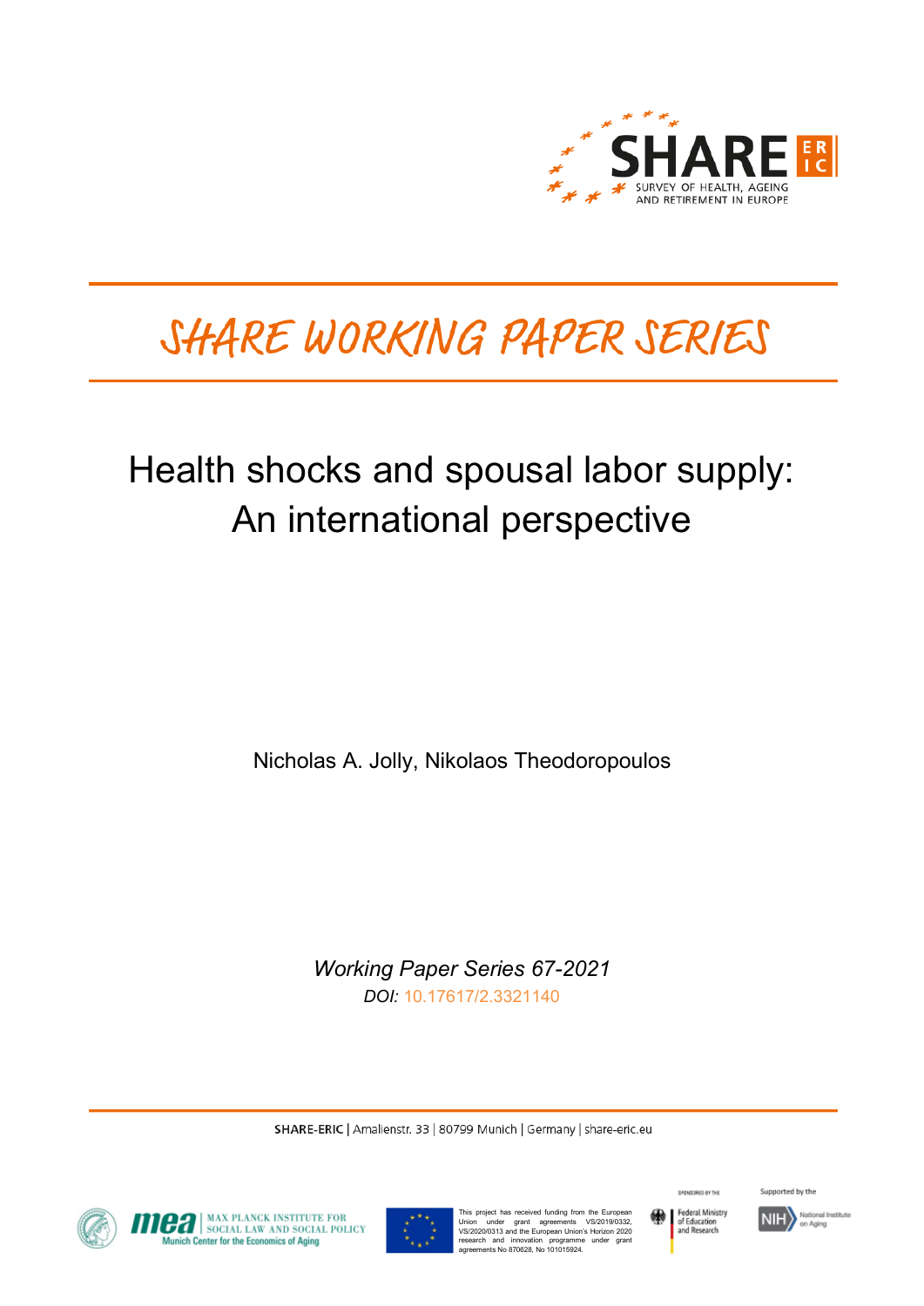SHARE ER IC

SURVEY OF HEALTH, AGEING AND RETIREMENT IN EUROPE

# SHARE WORKING PAPER SERIES

# Health shocks and spousal labor supply: An international perspective

Nicholas A. Jolly, Nikolaos Theodoropoulos

*Working Paper Series 67-2021*

*DOI:* 10.17617/2.3321140

**SHARE-ERIC** | Amalienstr. 33 | 80799 Munich | Germany | share-eric.eu

mea | MAX PLANCK INSTITUTE FOR SOCIAL LAW AND SOCIAL POLICY | Munich Center for the Economics of Aging

This project has received funding from the European Union under grant agreements VS/2019/0332, VS/2020/0313 and the European Union's Horizon 2020 research and innovation programme under grant agreements No 870628, No 101015924.

SPONSORED BY THE Federal Ministry of Education and Research

Supported by the NIH National Institute on Aging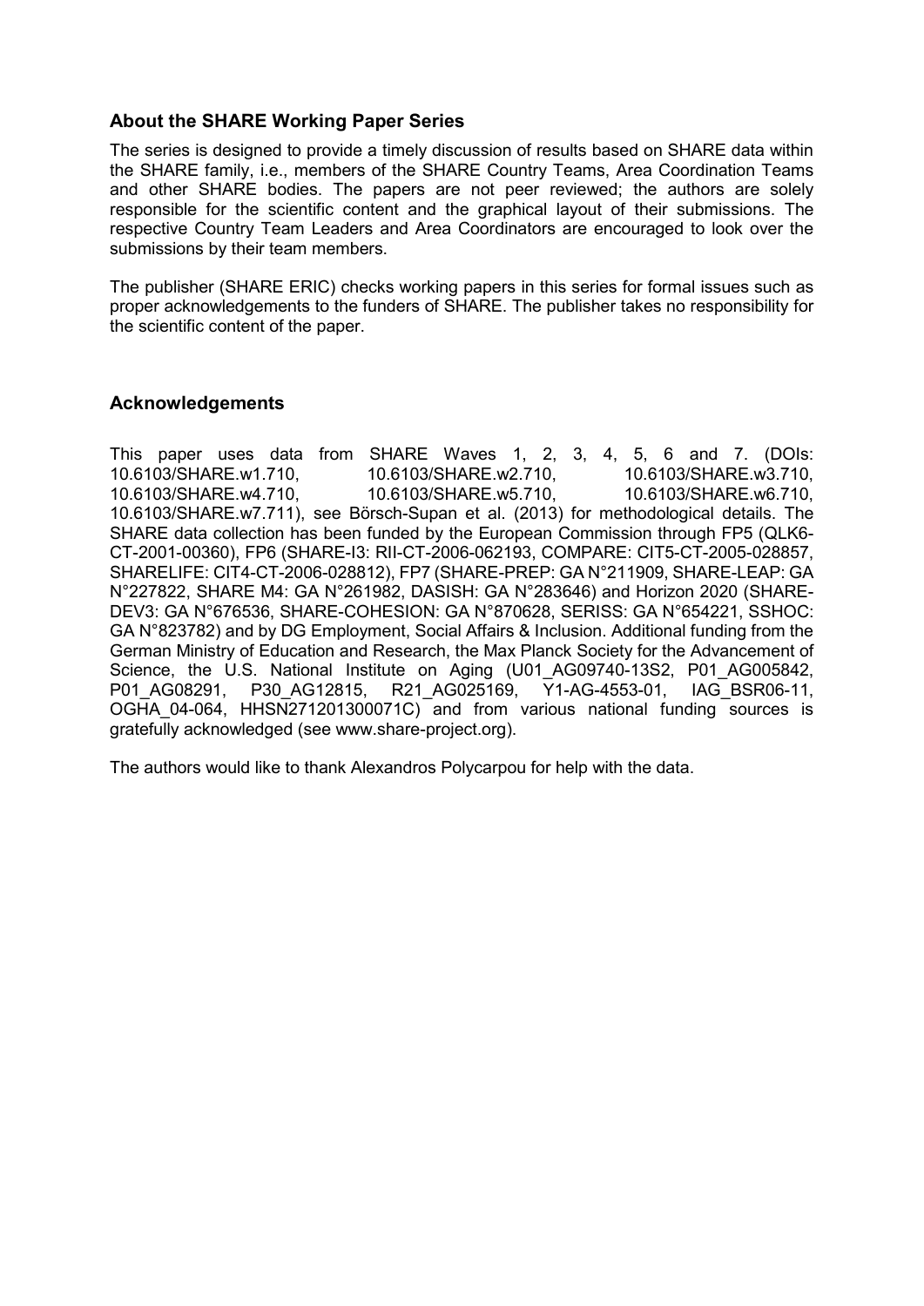## About the SHARE Working Paper Series

The series is designed to provide a timely discussion of results based on SHARE data within the SHARE family, i.e., members of the SHARE Country Teams, Area Coordination Teams and other SHARE bodies. The papers are not peer reviewed; the authors are solely responsible for the scientific content and the graphical layout of their submissions. The respective Country Team Leaders and Area Coordinators are encouraged to look over the submissions by their team members.

The publisher (SHARE ERIC) checks working papers in this series for formal issues such as proper acknowledgements to the funders of SHARE. The publisher takes no responsibility for the scientific content of the paper.

## Acknowledgements

This paper uses data from SHARE Waves 1, 2, 3, 4, 5, 6 and 7. (DOIs: 10.6103/SHARE.w1.710, 10.6103/SHARE.w2.710, 10.6103/SHARE.w3.710, 10.6103/SHARE.w4.710, 10.6103/SHARE.w5.710, 10.6103/SHARE.w6.710, 10.6103/SHARE.w7.711), see Börsch-Supan et al. (2013) for methodological details. The SHARE data collection has been funded by the European Commission through FP5 (QLK6-CT-2001-00360), FP6 (SHARE-I3: RII-CT-2006-062193, COMPARE: CIT5-CT-2005-028857, SHARELIFE: CIT4-CT-2006-028812), FP7 (SHARE-PREP: GA N°211909, SHARE-LEAP: GA N°227822, SHARE M4: GA N°261982, DASISH: GA N°283646) and Horizon 2020 (SHARE-DEV3: GA N°676536, SHARE-COHESION: GA N°870628, SERISS: GA N°654221, SSHOC: GA N°823782) and by DG Employment, Social Affairs & Inclusion. Additional funding from the German Ministry of Education and Research, the Max Planck Society for the Advancement of Science, the U.S. National Institute on Aging (U01_AG09740-13S2, P01_AG005842, P01_AG08291, P30_AG12815, R21_AG025169, Y1-AG-4553-01, IAG_BSR06-11, OGHA_04-064, HHSN271201300071C) and from various national funding sources is gratefully acknowledged (see www.share-project.org).

The authors would like to thank Alexandros Polycarpou for help with the data.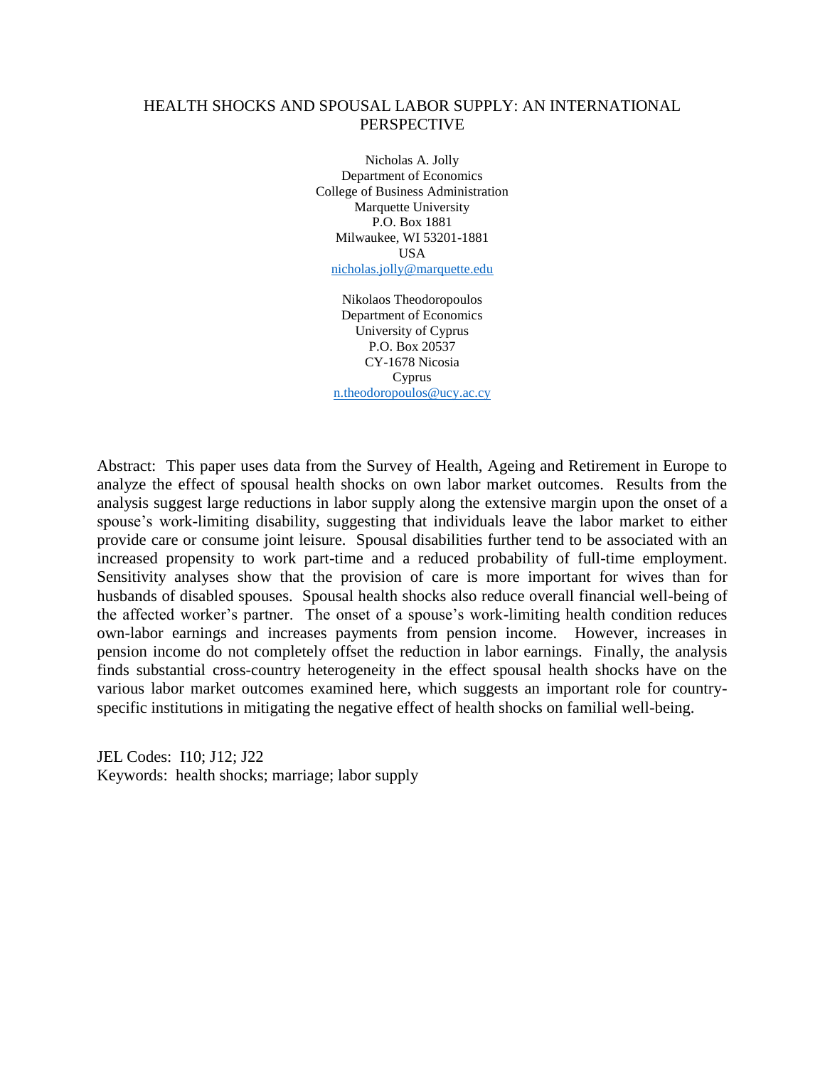# HEALTH SHOCKS AND SPOUSAL LABOR SUPPLY: AN INTERNATIONAL PERSPECTIVE

Nicholas A. Jolly
Department of Economics
College of Business Administration
Marquette University
P.O. Box 1881
Milwaukee, WI 53201-1881
USA
nicholas.jolly@marquette.edu

Nikolaos Theodoropoulos
Department of Economics
University of Cyprus
P.O. Box 20537
CY-1678 Nicosia
Cyprus
n.theodoropoulos@ucy.ac.cy

Abstract: This paper uses data from the Survey of Health, Ageing and Retirement in Europe to analyze the effect of spousal health shocks on own labor market outcomes. Results from the analysis suggest large reductions in labor supply along the extensive margin upon the onset of a spouse's work-limiting disability, suggesting that individuals leave the labor market to either provide care or consume joint leisure. Spousal disabilities further tend to be associated with an increased propensity to work part-time and a reduced probability of full-time employment. Sensitivity analyses show that the provision of care is more important for wives than for husbands of disabled spouses. Spousal health shocks also reduce overall financial well-being of the affected worker's partner. The onset of a spouse's work-limiting health condition reduces own-labor earnings and increases payments from pension income. However, increases in pension income do not completely offset the reduction in labor earnings. Finally, the analysis finds substantial cross-country heterogeneity in the effect spousal health shocks have on the various labor market outcomes examined here, which suggests an important role for country-specific institutions in mitigating the negative effect of health shocks on familial well-being.

JEL Codes: I10; J12; J22
Keywords: health shocks; marriage; labor supply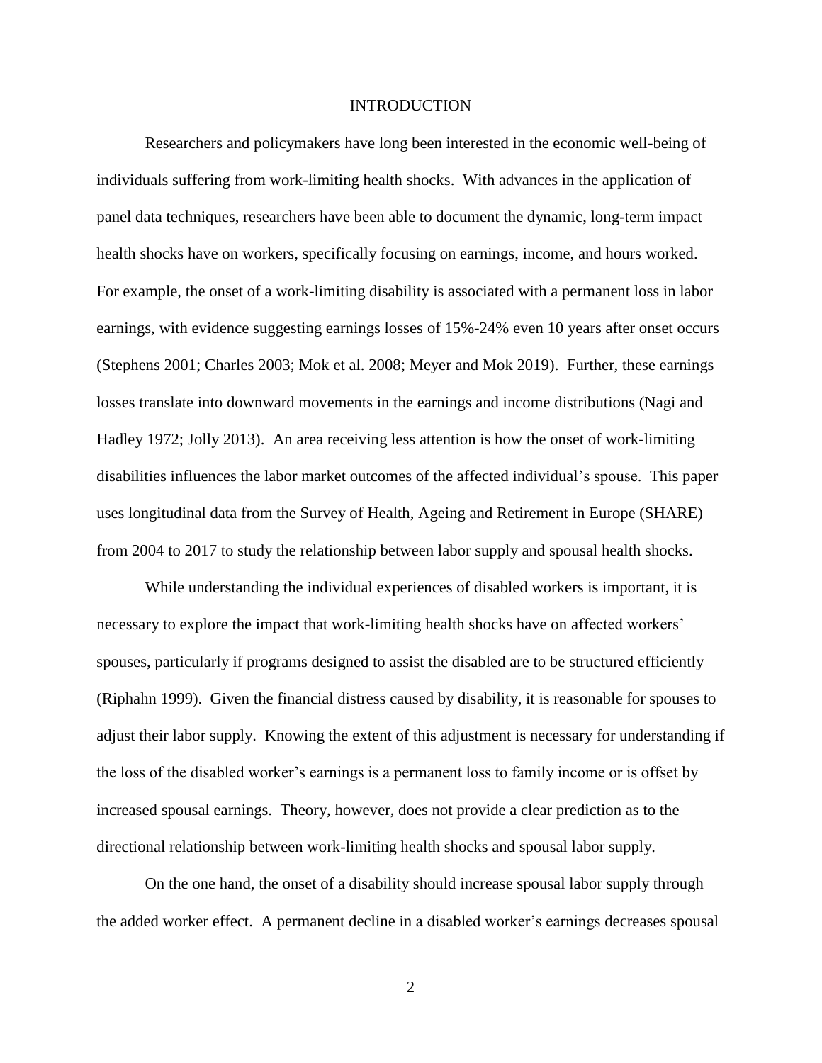# INTRODUCTION

Researchers and policymakers have long been interested in the economic well-being of individuals suffering from work-limiting health shocks. With advances in the application of panel data techniques, researchers have been able to document the dynamic, long-term impact health shocks have on workers, specifically focusing on earnings, income, and hours worked. For example, the onset of a work-limiting disability is associated with a permanent loss in labor earnings, with evidence suggesting earnings losses of 15%-24% even 10 years after onset occurs (Stephens 2001; Charles 2003; Mok et al. 2008; Meyer and Mok 2019). Further, these earnings losses translate into downward movements in the earnings and income distributions (Nagi and Hadley 1972; Jolly 2013). An area receiving less attention is how the onset of work-limiting disabilities influences the labor market outcomes of the affected individual's spouse. This paper uses longitudinal data from the Survey of Health, Ageing and Retirement in Europe (SHARE) from 2004 to 2017 to study the relationship between labor supply and spousal health shocks.

While understanding the individual experiences of disabled workers is important, it is necessary to explore the impact that work-limiting health shocks have on affected workers' spouses, particularly if programs designed to assist the disabled are to be structured efficiently (Riphahn 1999). Given the financial distress caused by disability, it is reasonable for spouses to adjust their labor supply. Knowing the extent of this adjustment is necessary for understanding if the loss of the disabled worker's earnings is a permanent loss to family income or is offset by increased spousal earnings. Theory, however, does not provide a clear prediction as to the directional relationship between work-limiting health shocks and spousal labor supply.

On the one hand, the onset of a disability should increase spousal labor supply through the added worker effect. A permanent decline in a disabled worker's earnings decreases spousal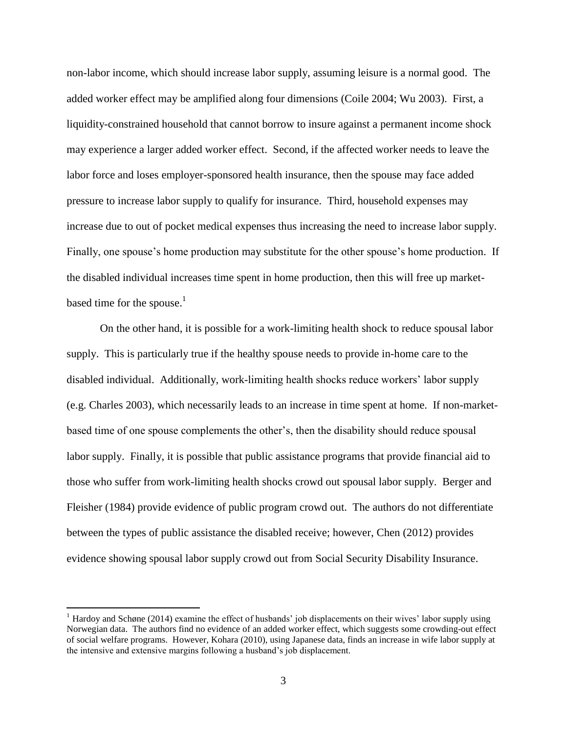non-labor income, which should increase labor supply, assuming leisure is a normal good. The added worker effect may be amplified along four dimensions (Coile 2004; Wu 2003). First, a liquidity-constrained household that cannot borrow to insure against a permanent income shock may experience a larger added worker effect. Second, if the affected worker needs to leave the labor force and loses employer-sponsored health insurance, then the spouse may face added pressure to increase labor supply to qualify for insurance. Third, household expenses may increase due to out of pocket medical expenses thus increasing the need to increase labor supply. Finally, one spouse's home production may substitute for the other spouse's home production. If the disabled individual increases time spent in home production, then this will free up market-based time for the spouse.[1]

On the other hand, it is possible for a work-limiting health shock to reduce spousal labor supply. This is particularly true if the healthy spouse needs to provide in-home care to the disabled individual. Additionally, work-limiting health shocks reduce workers' labor supply (e.g. Charles 2003), which necessarily leads to an increase in time spent at home. If non-market-based time of one spouse complements the other's, then the disability should reduce spousal labor supply. Finally, it is possible that public assistance programs that provide financial aid to those who suffer from work-limiting health shocks crowd out spousal labor supply. Berger and Fleisher (1984) provide evidence of public program crowd out. The authors do not differentiate between the types of public assistance the disabled receive; however, Chen (2012) provides evidence showing spousal labor supply crowd out from Social Security Disability Insurance.

[1] Hardoy and Schøne (2014) examine the effect of husbands' job displacements on their wives' labor supply using Norwegian data. The authors find no evidence of an added worker effect, which suggests some crowding-out effect of social welfare programs. However, Kohara (2010), using Japanese data, finds an increase in wife labor supply at the intensive and extensive margins following a husband's job displacement.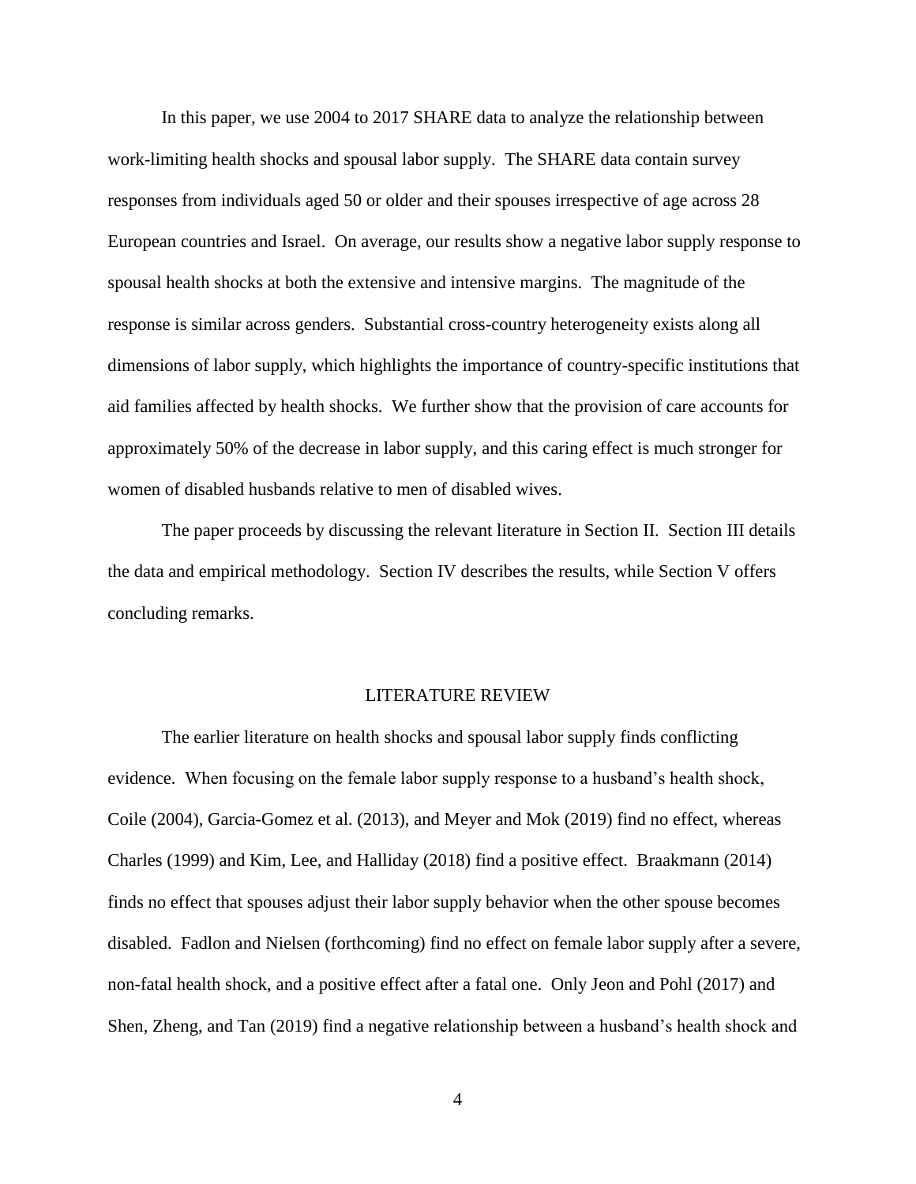In this paper, we use 2004 to 2017 SHARE data to analyze the relationship between work-limiting health shocks and spousal labor supply. The SHARE data contain survey responses from individuals aged 50 or older and their spouses irrespective of age across 28 European countries and Israel. On average, our results show a negative labor supply response to spousal health shocks at both the extensive and intensive margins. The magnitude of the response is similar across genders. Substantial cross-country heterogeneity exists along all dimensions of labor supply, which highlights the importance of country-specific institutions that aid families affected by health shocks. We further show that the provision of care accounts for approximately 50% of the decrease in labor supply, and this caring effect is much stronger for women of disabled husbands relative to men of disabled wives.

The paper proceeds by discussing the relevant literature in Section II. Section III details the data and empirical methodology. Section IV describes the results, while Section V offers concluding remarks.

## LITERATURE REVIEW

The earlier literature on health shocks and spousal labor supply finds conflicting evidence. When focusing on the female labor supply response to a husband's health shock, Coile (2004), Garcia-Gomez et al. (2013), and Meyer and Mok (2019) find no effect, whereas Charles (1999) and Kim, Lee, and Halliday (2018) find a positive effect. Braakmann (2014) finds no effect that spouses adjust their labor supply behavior when the other spouse becomes disabled. Fadlon and Nielsen (forthcoming) find no effect on female labor supply after a severe, non-fatal health shock, and a positive effect after a fatal one. Only Jeon and Pohl (2017) and Shen, Zheng, and Tan (2019) find a negative relationship between a husband's health shock and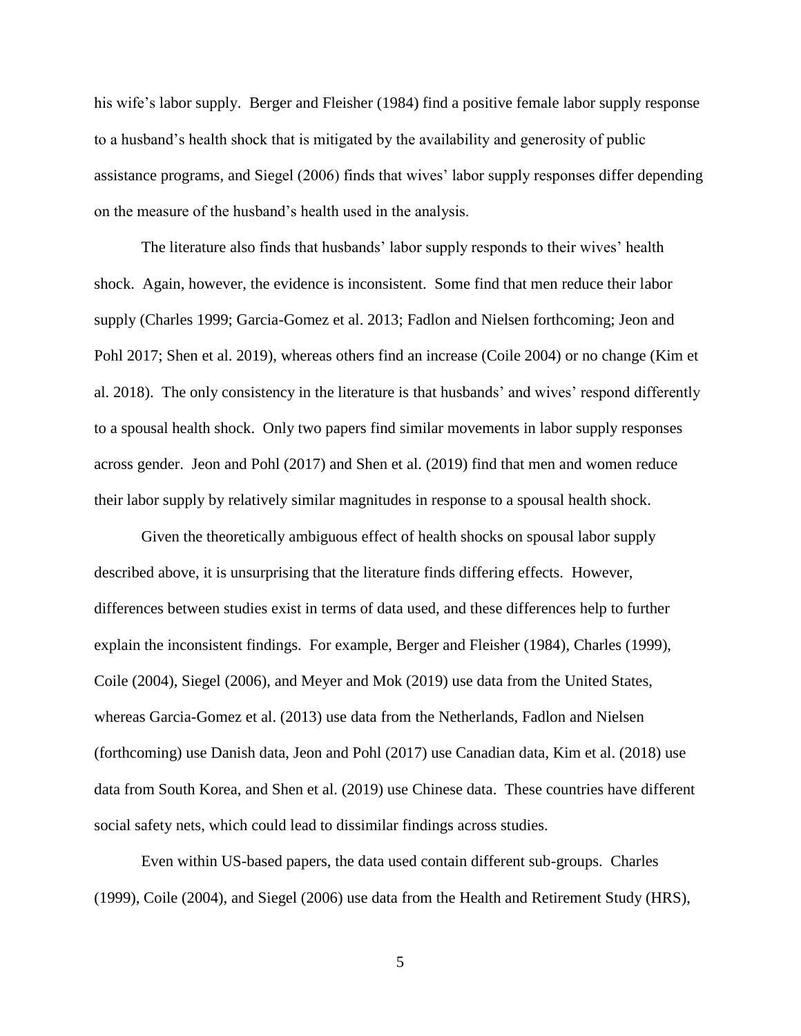his wife's labor supply. Berger and Fleisher (1984) find a positive female labor supply response to a husband's health shock that is mitigated by the availability and generosity of public assistance programs, and Siegel (2006) finds that wives' labor supply responses differ depending on the measure of the husband's health used in the analysis.

The literature also finds that husbands' labor supply responds to their wives' health shock. Again, however, the evidence is inconsistent. Some find that men reduce their labor supply (Charles 1999; Garcia-Gomez et al. 2013; Fadlon and Nielsen forthcoming; Jeon and Pohl 2017; Shen et al. 2019), whereas others find an increase (Coile 2004) or no change (Kim et al. 2018). The only consistency in the literature is that husbands' and wives' respond differently to a spousal health shock. Only two papers find similar movements in labor supply responses across gender. Jeon and Pohl (2017) and Shen et al. (2019) find that men and women reduce their labor supply by relatively similar magnitudes in response to a spousal health shock.

Given the theoretically ambiguous effect of health shocks on spousal labor supply described above, it is unsurprising that the literature finds differing effects. However, differences between studies exist in terms of data used, and these differences help to further explain the inconsistent findings. For example, Berger and Fleisher (1984), Charles (1999), Coile (2004), Siegel (2006), and Meyer and Mok (2019) use data from the United States, whereas Garcia-Gomez et al. (2013) use data from the Netherlands, Fadlon and Nielsen (forthcoming) use Danish data, Jeon and Pohl (2017) use Canadian data, Kim et al. (2018) use data from South Korea, and Shen et al. (2019) use Chinese data. These countries have different social safety nets, which could lead to dissimilar findings across studies.

Even within US-based papers, the data used contain different sub-groups. Charles (1999), Coile (2004), and Siegel (2006) use data from the Health and Retirement Study (HRS),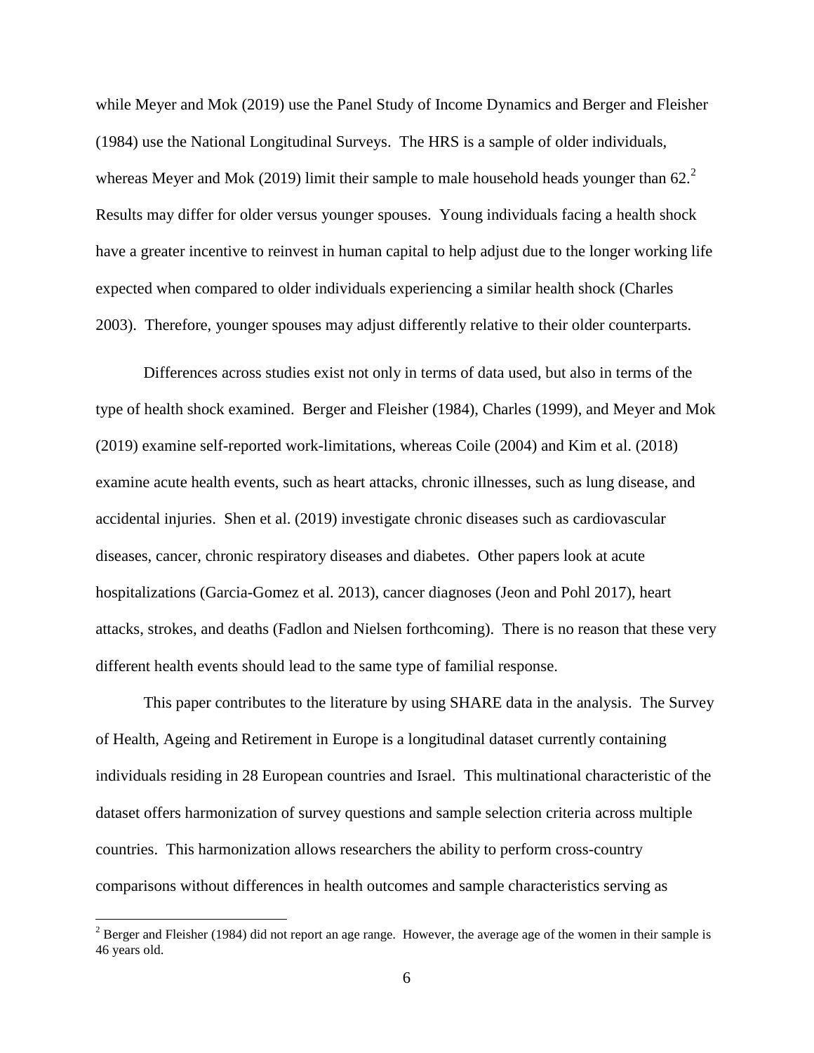while Meyer and Mok (2019) use the Panel Study of Income Dynamics and Berger and Fleisher (1984) use the National Longitudinal Surveys. The HRS is a sample of older individuals, whereas Meyer and Mok (2019) limit their sample to male household heads younger than 62.[2] Results may differ for older versus younger spouses. Young individuals facing a health shock have a greater incentive to reinvest in human capital to help adjust due to the longer working life expected when compared to older individuals experiencing a similar health shock (Charles 2003). Therefore, younger spouses may adjust differently relative to their older counterparts.

Differences across studies exist not only in terms of data used, but also in terms of the type of health shock examined. Berger and Fleisher (1984), Charles (1999), and Meyer and Mok (2019) examine self-reported work-limitations, whereas Coile (2004) and Kim et al. (2018) examine acute health events, such as heart attacks, chronic illnesses, such as lung disease, and accidental injuries. Shen et al. (2019) investigate chronic diseases such as cardiovascular diseases, cancer, chronic respiratory diseases and diabetes. Other papers look at acute hospitalizations (Garcia-Gomez et al. 2013), cancer diagnoses (Jeon and Pohl 2017), heart attacks, strokes, and deaths (Fadlon and Nielsen forthcoming). There is no reason that these very different health events should lead to the same type of familial response.

This paper contributes to the literature by using SHARE data in the analysis. The Survey of Health, Ageing and Retirement in Europe is a longitudinal dataset currently containing individuals residing in 28 European countries and Israel. This multinational characteristic of the dataset offers harmonization of survey questions and sample selection criteria across multiple countries. This harmonization allows researchers the ability to perform cross-country comparisons without differences in health outcomes and sample characteristics serving as

[2] Berger and Fleisher (1984) did not report an age range. However, the average age of the women in their sample is 46 years old.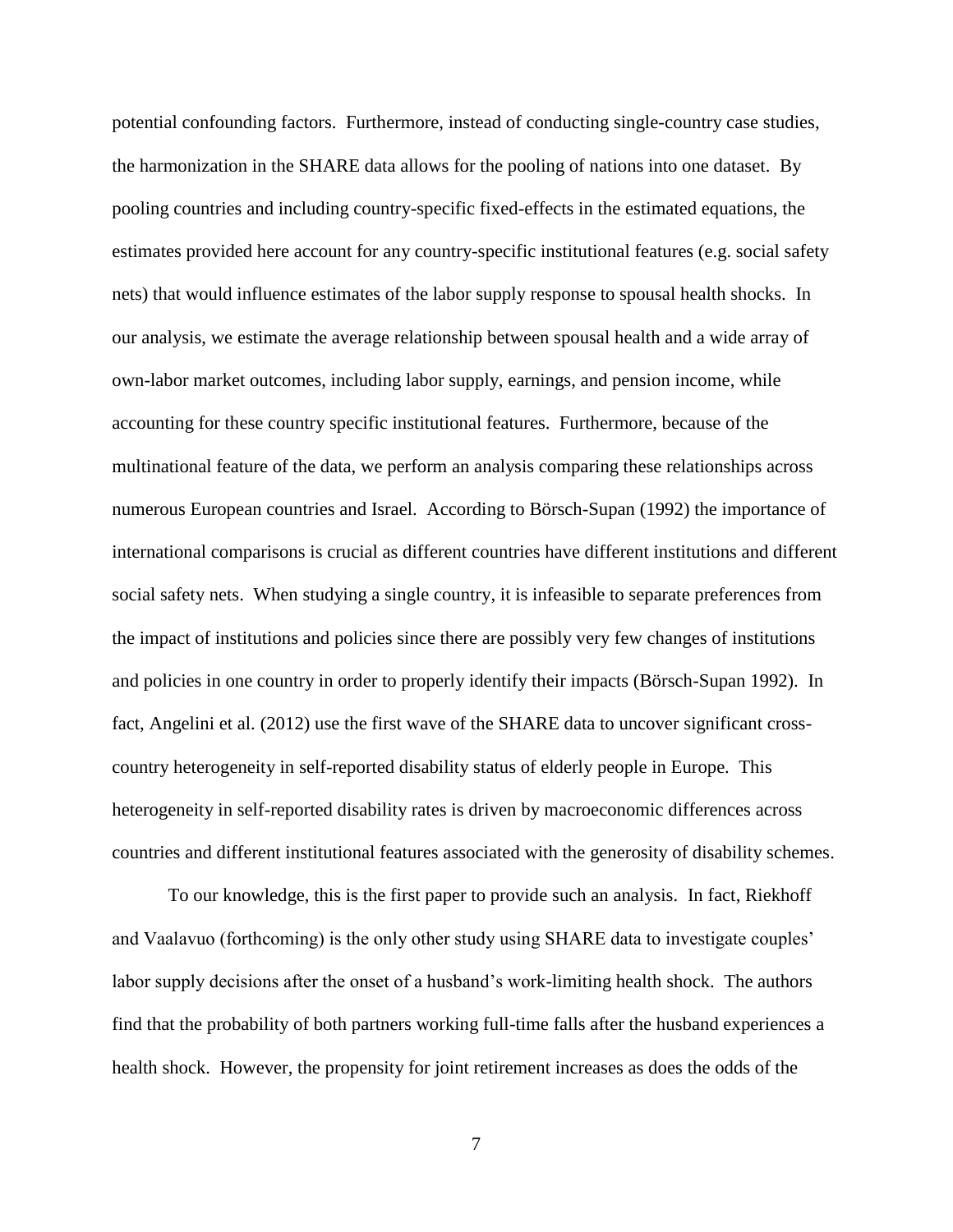potential confounding factors. Furthermore, instead of conducting single-country case studies, the harmonization in the SHARE data allows for the pooling of nations into one dataset. By pooling countries and including country-specific fixed-effects in the estimated equations, the estimates provided here account for any country-specific institutional features (e.g. social safety nets) that would influence estimates of the labor supply response to spousal health shocks. In our analysis, we estimate the average relationship between spousal health and a wide array of own-labor market outcomes, including labor supply, earnings, and pension income, while accounting for these country specific institutional features. Furthermore, because of the multinational feature of the data, we perform an analysis comparing these relationships across numerous European countries and Israel. According to Börsch-Supan (1992) the importance of international comparisons is crucial as different countries have different institutions and different social safety nets. When studying a single country, it is infeasible to separate preferences from the impact of institutions and policies since there are possibly very few changes of institutions and policies in one country in order to properly identify their impacts (Börsch-Supan 1992). In fact, Angelini et al. (2012) use the first wave of the SHARE data to uncover significant cross-country heterogeneity in self-reported disability status of elderly people in Europe. This heterogeneity in self-reported disability rates is driven by macroeconomic differences across countries and different institutional features associated with the generosity of disability schemes.

To our knowledge, this is the first paper to provide such an analysis. In fact, Riekhoff and Vaalavuo (forthcoming) is the only other study using SHARE data to investigate couples' labor supply decisions after the onset of a husband's work-limiting health shock. The authors find that the probability of both partners working full-time falls after the husband experiences a health shock. However, the propensity for joint retirement increases as does the odds of the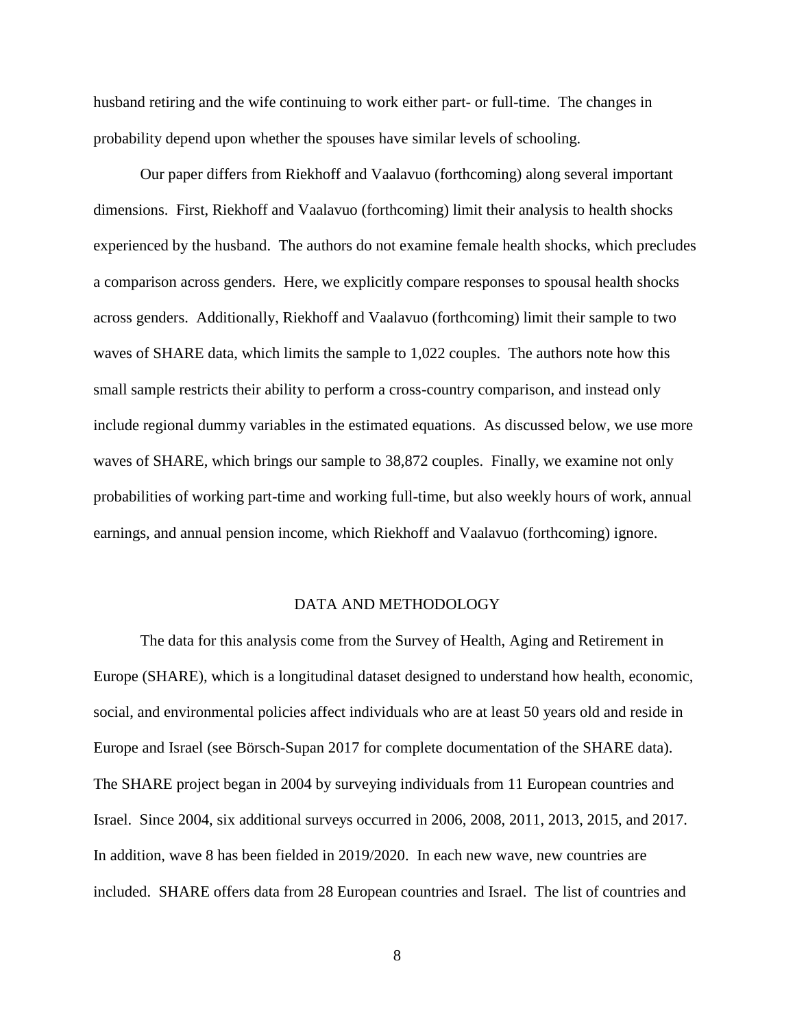husband retiring and the wife continuing to work either part- or full-time. The changes in probability depend upon whether the spouses have similar levels of schooling.

Our paper differs from Riekhoff and Vaalavuo (forthcoming) along several important dimensions. First, Riekhoff and Vaalavuo (forthcoming) limit their analysis to health shocks experienced by the husband. The authors do not examine female health shocks, which precludes a comparison across genders. Here, we explicitly compare responses to spousal health shocks across genders. Additionally, Riekhoff and Vaalavuo (forthcoming) limit their sample to two waves of SHARE data, which limits the sample to 1,022 couples. The authors note how this small sample restricts their ability to perform a cross-country comparison, and instead only include regional dummy variables in the estimated equations. As discussed below, we use more waves of SHARE, which brings our sample to 38,872 couples. Finally, we examine not only probabilities of working part-time and working full-time, but also weekly hours of work, annual earnings, and annual pension income, which Riekhoff and Vaalavuo (forthcoming) ignore.

## DATA AND METHODOLOGY

The data for this analysis come from the Survey of Health, Aging and Retirement in Europe (SHARE), which is a longitudinal dataset designed to understand how health, economic, social, and environmental policies affect individuals who are at least 50 years old and reside in Europe and Israel (see Börsch-Supan 2017 for complete documentation of the SHARE data). The SHARE project began in 2004 by surveying individuals from 11 European countries and Israel. Since 2004, six additional surveys occurred in 2006, 2008, 2011, 2013, 2015, and 2017. In addition, wave 8 has been fielded in 2019/2020. In each new wave, new countries are included. SHARE offers data from 28 European countries and Israel. The list of countries and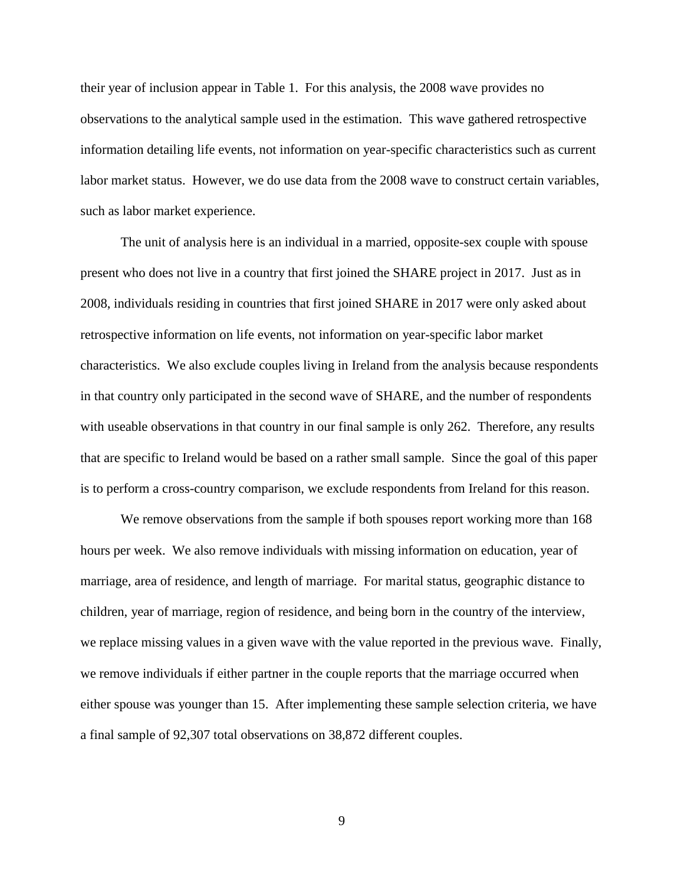their year of inclusion appear in Table 1. For this analysis, the 2008 wave provides no observations to the analytical sample used in the estimation. This wave gathered retrospective information detailing life events, not information on year-specific characteristics such as current labor market status. However, we do use data from the 2008 wave to construct certain variables, such as labor market experience.

The unit of analysis here is an individual in a married, opposite-sex couple with spouse present who does not live in a country that first joined the SHARE project in 2017. Just as in 2008, individuals residing in countries that first joined SHARE in 2017 were only asked about retrospective information on life events, not information on year-specific labor market characteristics. We also exclude couples living in Ireland from the analysis because respondents in that country only participated in the second wave of SHARE, and the number of respondents with useable observations in that country in our final sample is only 262. Therefore, any results that are specific to Ireland would be based on a rather small sample. Since the goal of this paper is to perform a cross-country comparison, we exclude respondents from Ireland for this reason.

We remove observations from the sample if both spouses report working more than 168 hours per week. We also remove individuals with missing information on education, year of marriage, area of residence, and length of marriage. For marital status, geographic distance to children, year of marriage, region of residence, and being born in the country of the interview, we replace missing values in a given wave with the value reported in the previous wave. Finally, we remove individuals if either partner in the couple reports that the marriage occurred when either spouse was younger than 15. After implementing these sample selection criteria, we have a final sample of 92,307 total observations on 38,872 different couples.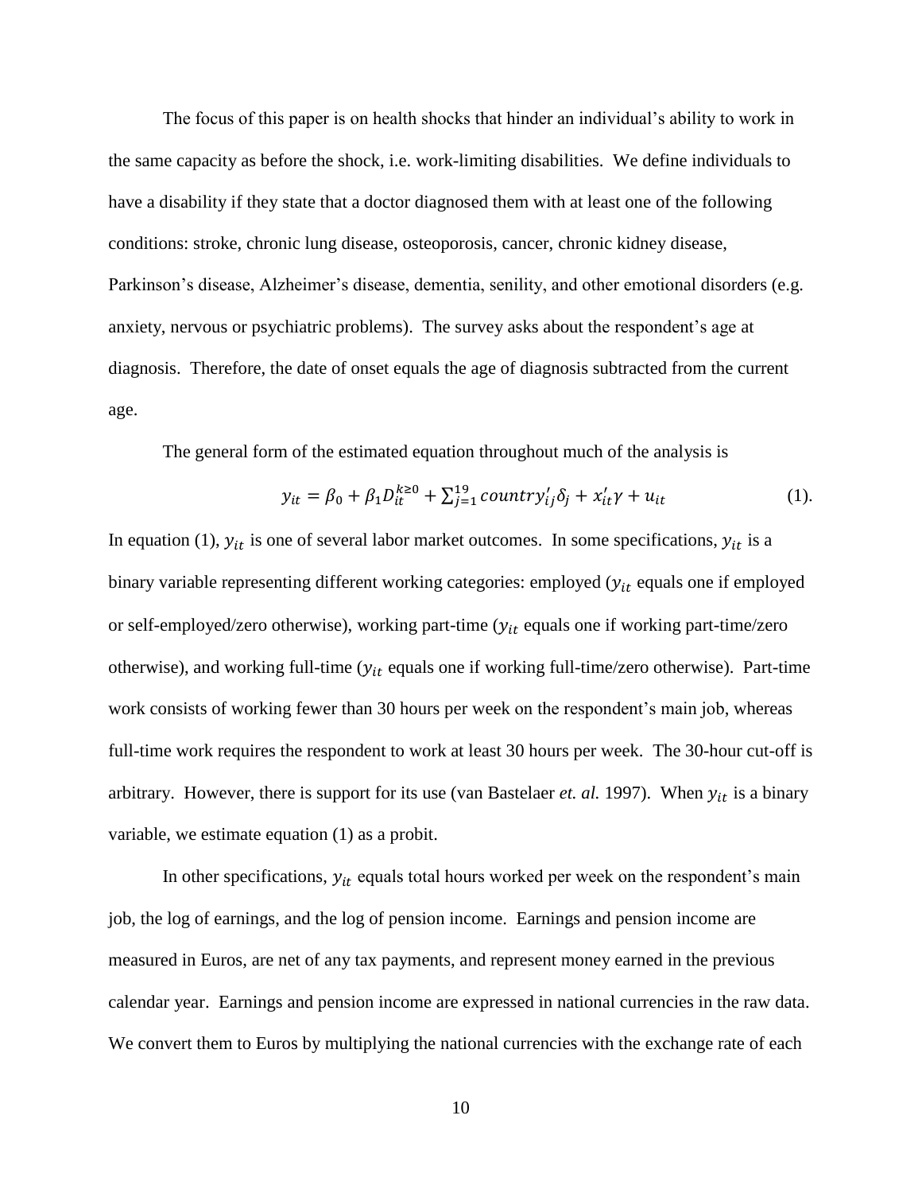The focus of this paper is on health shocks that hinder an individual's ability to work in the same capacity as before the shock, i.e. work-limiting disabilities. We define individuals to have a disability if they state that a doctor diagnosed them with at least one of the following conditions: stroke, chronic lung disease, osteoporosis, cancer, chronic kidney disease, Parkinson's disease, Alzheimer's disease, dementia, senility, and other emotional disorders (e.g. anxiety, nervous or psychiatric problems). The survey asks about the respondent's age at diagnosis. Therefore, the date of onset equals the age of diagnosis subtracted from the current age.

The general form of the estimated equation throughout much of the analysis is

$$y_{it} = \beta_0 + \beta_1 D_{it}^{k \geq 0} + \sum_{j=1}^{19} country'_{ij}\delta_j + x'_{it}\gamma + u_{it} \qquad (1).$$

In equation (1), $y_{it}$ is one of several labor market outcomes. In some specifications, $y_{it}$ is a binary variable representing different working categories: employed ($y_{it}$ equals one if employed or self-employed/zero otherwise), working part-time ($y_{it}$ equals one if working part-time/zero otherwise), and working full-time ($y_{it}$ equals one if working full-time/zero otherwise). Part-time work consists of working fewer than 30 hours per week on the respondent's main job, whereas full-time work requires the respondent to work at least 30 hours per week. The 30-hour cut-off is arbitrary. However, there is support for its use (van Bastelaer *et. al.* 1997). When $y_{it}$ is a binary variable, we estimate equation (1) as a probit.

In other specifications, $y_{it}$ equals total hours worked per week on the respondent's main job, the log of earnings, and the log of pension income. Earnings and pension income are measured in Euros, are net of any tax payments, and represent money earned in the previous calendar year. Earnings and pension income are expressed in national currencies in the raw data. We convert them to Euros by multiplying the national currencies with the exchange rate of each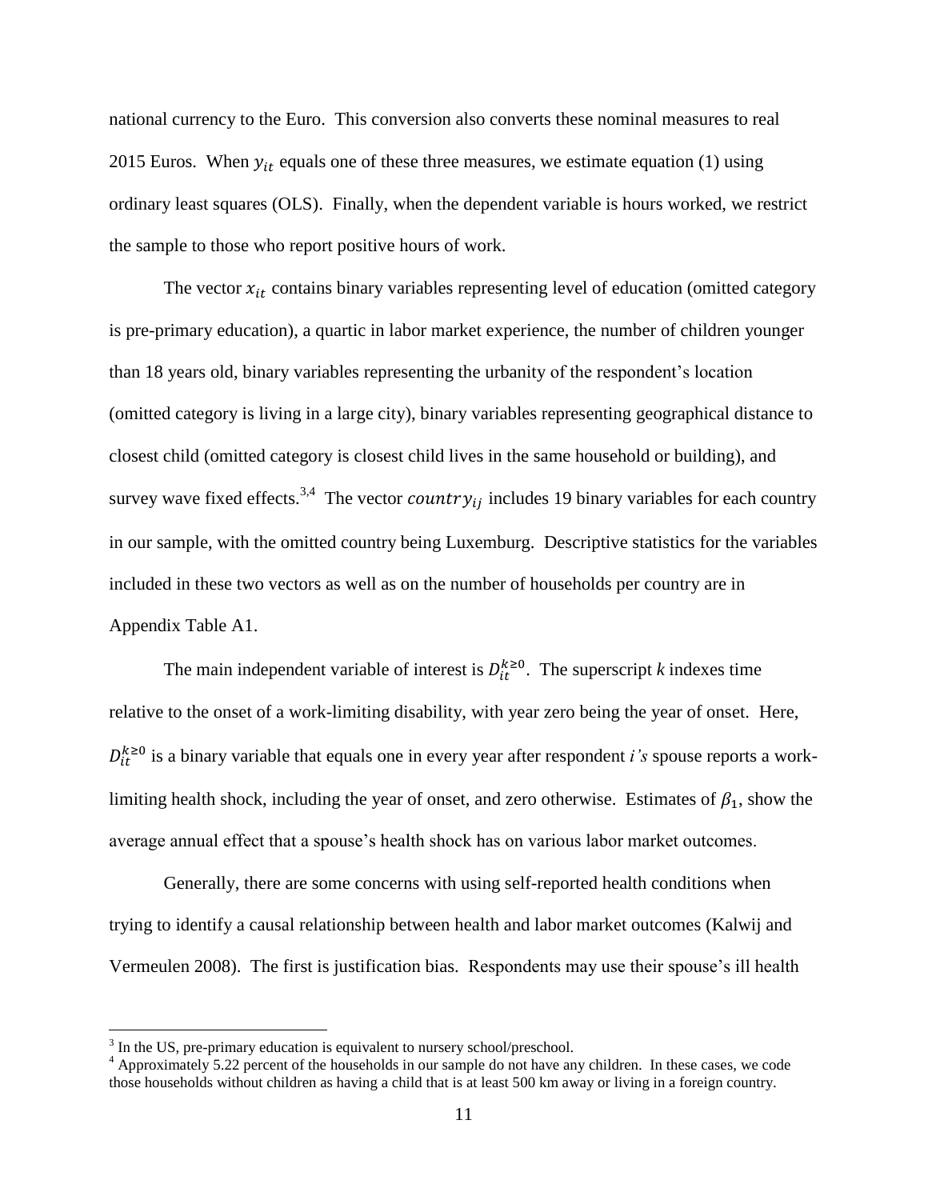national currency to the Euro. This conversion also converts these nominal measures to real 2015 Euros. When $y_{it}$ equals one of these three measures, we estimate equation (1) using ordinary least squares (OLS). Finally, when the dependent variable is hours worked, we restrict the sample to those who report positive hours of work.

The vector $x_{it}$ contains binary variables representing level of education (omitted category is pre-primary education), a quartic in labor market experience, the number of children younger than 18 years old, binary variables representing the urbanity of the respondent's location (omitted category is living in a large city), binary variables representing geographical distance to closest child (omitted category is closest child lives in the same household or building), and survey wave fixed effects.[3,4] The vector $country_{ij}$ includes 19 binary variables for each country in our sample, with the omitted country being Luxemburg. Descriptive statistics for the variables included in these two vectors as well as on the number of households per country are in Appendix Table A1.

The main independent variable of interest is $D_{it}^{k\geq 0}$. The superscript *k* indexes time relative to the onset of a work-limiting disability, with year zero being the year of onset. Here, $D_{it}^{k\geq 0}$ is a binary variable that equals one in every year after respondent *i's* spouse reports a work-limiting health shock, including the year of onset, and zero otherwise. Estimates of $\beta_1$, show the average annual effect that a spouse's health shock has on various labor market outcomes.

Generally, there are some concerns with using self-reported health conditions when trying to identify a causal relationship between health and labor market outcomes (Kalwij and Vermeulen 2008). The first is justification bias. Respondents may use their spouse's ill health

[3] In the US, pre-primary education is equivalent to nursery school/preschool.

[4] Approximately 5.22 percent of the households in our sample do not have any children. In these cases, we code those households without children as having a child that is at least 500 km away or living in a foreign country.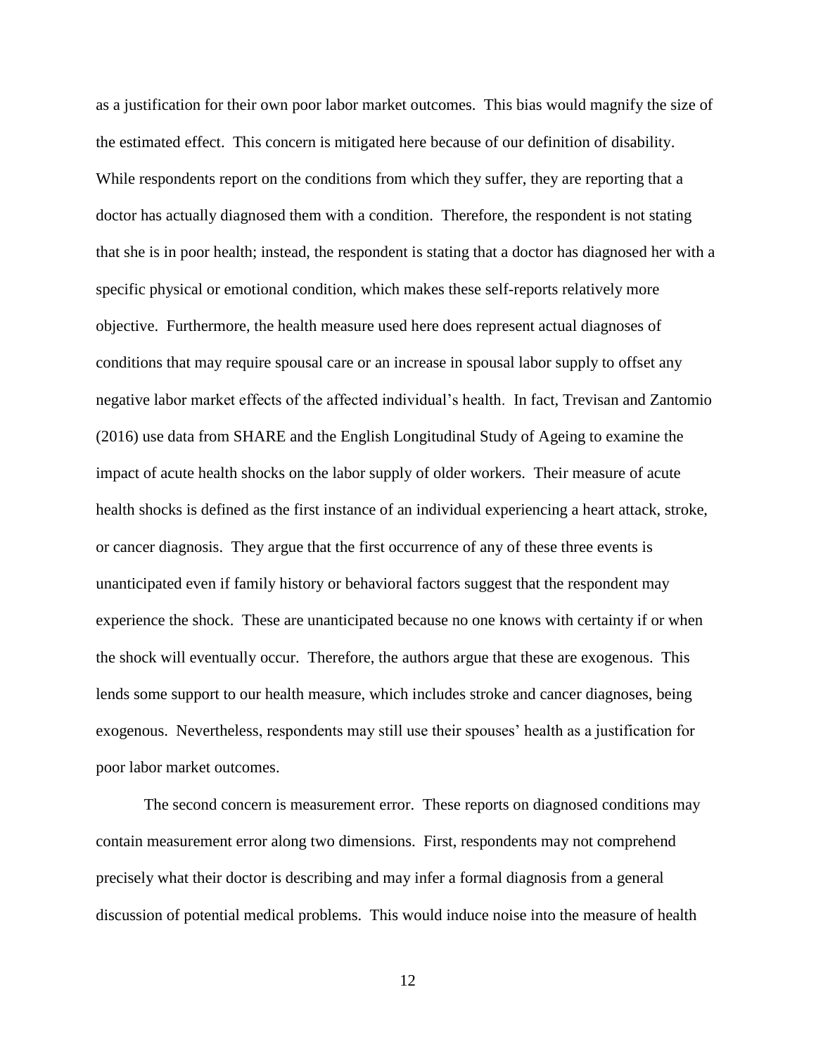as a justification for their own poor labor market outcomes. This bias would magnify the size of the estimated effect. This concern is mitigated here because of our definition of disability. While respondents report on the conditions from which they suffer, they are reporting that a doctor has actually diagnosed them with a condition. Therefore, the respondent is not stating that she is in poor health; instead, the respondent is stating that a doctor has diagnosed her with a specific physical or emotional condition, which makes these self-reports relatively more objective. Furthermore, the health measure used here does represent actual diagnoses of conditions that may require spousal care or an increase in spousal labor supply to offset any negative labor market effects of the affected individual's health. In fact, Trevisan and Zantomio (2016) use data from SHARE and the English Longitudinal Study of Ageing to examine the impact of acute health shocks on the labor supply of older workers. Their measure of acute health shocks is defined as the first instance of an individual experiencing a heart attack, stroke, or cancer diagnosis. They argue that the first occurrence of any of these three events is unanticipated even if family history or behavioral factors suggest that the respondent may experience the shock. These are unanticipated because no one knows with certainty if or when the shock will eventually occur. Therefore, the authors argue that these are exogenous. This lends some support to our health measure, which includes stroke and cancer diagnoses, being exogenous. Nevertheless, respondents may still use their spouses' health as a justification for poor labor market outcomes.

The second concern is measurement error. These reports on diagnosed conditions may contain measurement error along two dimensions. First, respondents may not comprehend precisely what their doctor is describing and may infer a formal diagnosis from a general discussion of potential medical problems. This would induce noise into the measure of health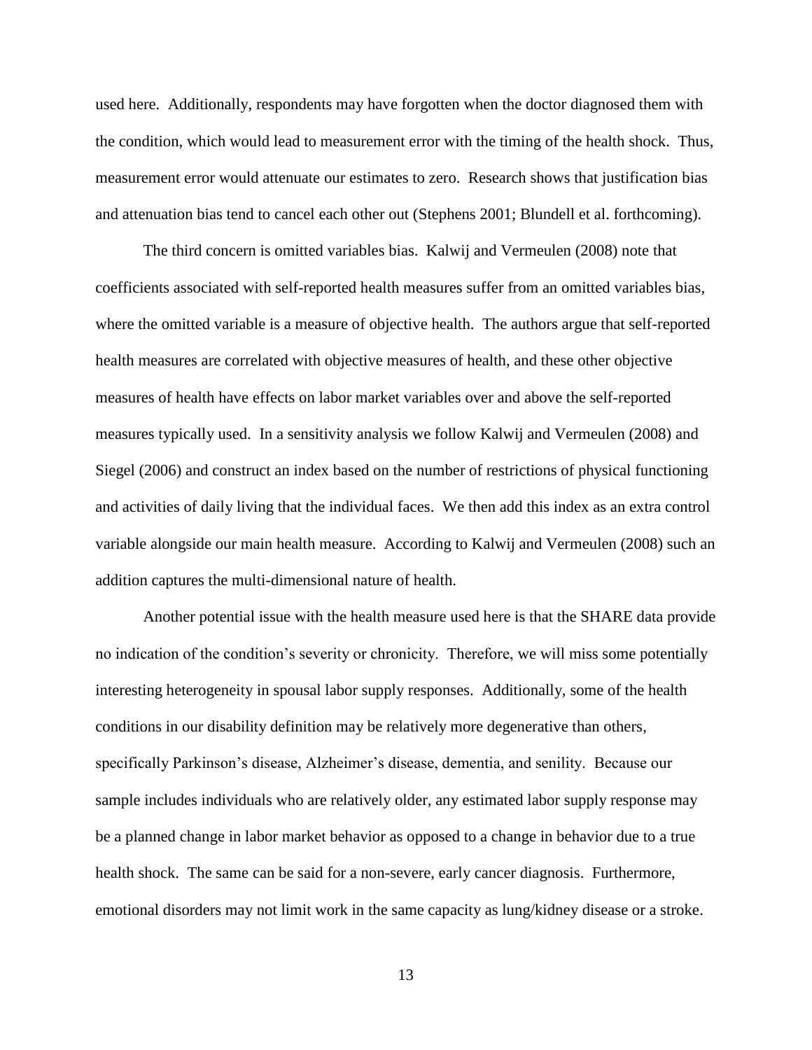used here. Additionally, respondents may have forgotten when the doctor diagnosed them with the condition, which would lead to measurement error with the timing of the health shock. Thus, measurement error would attenuate our estimates to zero. Research shows that justification bias and attenuation bias tend to cancel each other out (Stephens 2001; Blundell et al. forthcoming).

The third concern is omitted variables bias. Kalwij and Vermeulen (2008) note that coefficients associated with self-reported health measures suffer from an omitted variables bias, where the omitted variable is a measure of objective health. The authors argue that self-reported health measures are correlated with objective measures of health, and these other objective measures of health have effects on labor market variables over and above the self-reported measures typically used. In a sensitivity analysis we follow Kalwij and Vermeulen (2008) and Siegel (2006) and construct an index based on the number of restrictions of physical functioning and activities of daily living that the individual faces. We then add this index as an extra control variable alongside our main health measure. According to Kalwij and Vermeulen (2008) such an addition captures the multi-dimensional nature of health.

Another potential issue with the health measure used here is that the SHARE data provide no indication of the condition's severity or chronicity. Therefore, we will miss some potentially interesting heterogeneity in spousal labor supply responses. Additionally, some of the health conditions in our disability definition may be relatively more degenerative than others, specifically Parkinson's disease, Alzheimer's disease, dementia, and senility. Because our sample includes individuals who are relatively older, any estimated labor supply response may be a planned change in labor market behavior as opposed to a change in behavior due to a true health shock. The same can be said for a non-severe, early cancer diagnosis. Furthermore, emotional disorders may not limit work in the same capacity as lung/kidney disease or a stroke.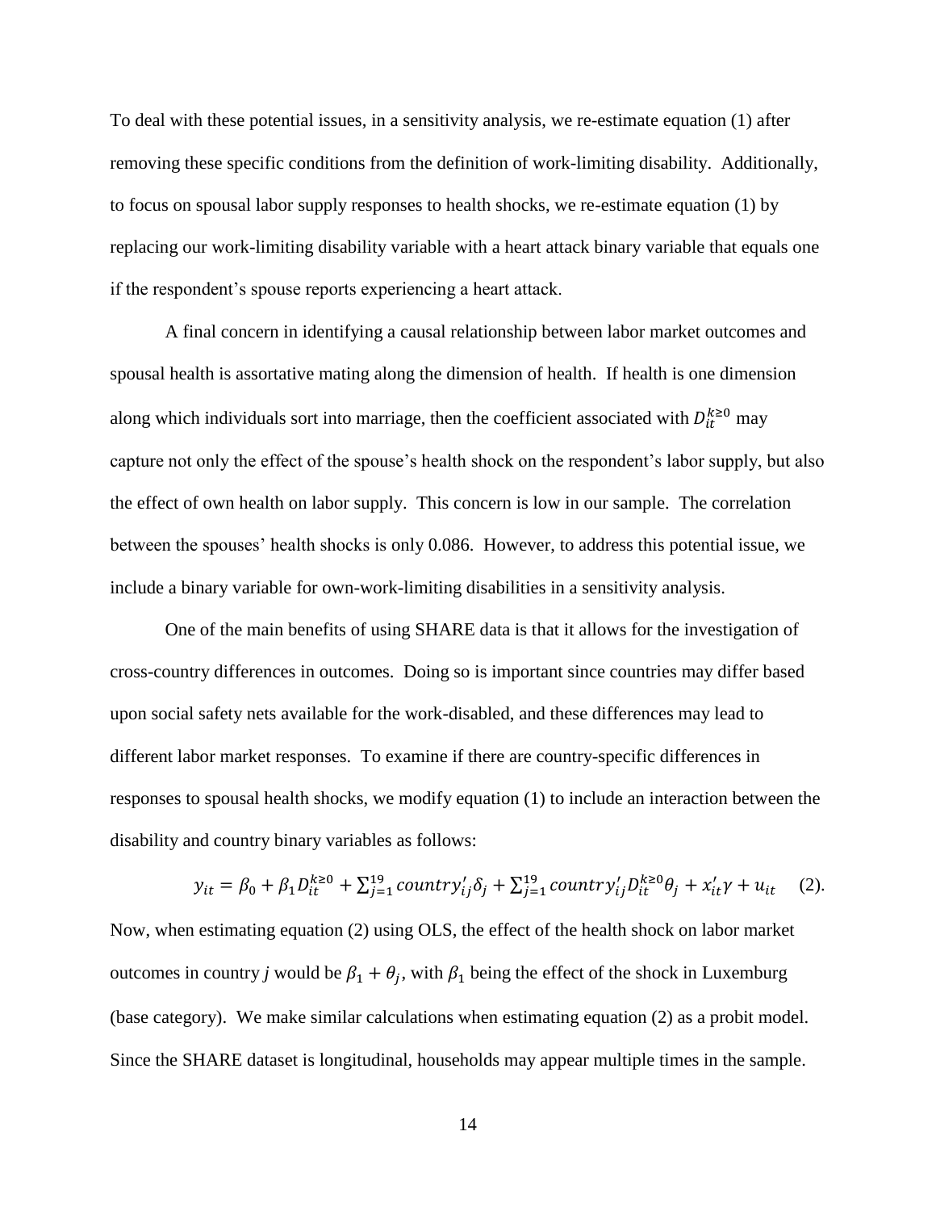To deal with these potential issues, in a sensitivity analysis, we re-estimate equation (1) after removing these specific conditions from the definition of work-limiting disability. Additionally, to focus on spousal labor supply responses to health shocks, we re-estimate equation (1) by replacing our work-limiting disability variable with a heart attack binary variable that equals one if the respondent's spouse reports experiencing a heart attack.

A final concern in identifying a causal relationship between labor market outcomes and spousal health is assortative mating along the dimension of health. If health is one dimension along which individuals sort into marriage, then the coefficient associated with $D_{it}^{k\geq 0}$ may capture not only the effect of the spouse's health shock on the respondent's labor supply, but also the effect of own health on labor supply. This concern is low in our sample. The correlation between the spouses' health shocks is only 0.086. However, to address this potential issue, we include a binary variable for own-work-limiting disabilities in a sensitivity analysis.

One of the main benefits of using SHARE data is that it allows for the investigation of cross-country differences in outcomes. Doing so is important since countries may differ based upon social safety nets available for the work-disabled, and these differences may lead to different labor market responses. To examine if there are country-specific differences in responses to spousal health shocks, we modify equation (1) to include an interaction between the disability and country binary variables as follows:

$$y_{it} = \beta_0 + \beta_1 D_{it}^{k\geq 0} + \sum_{j=1}^{19} country_{ij}'\delta_j + \sum_{j=1}^{19} country_{ij}' D_{it}^{k\geq 0}\theta_j + x_{it}'\gamma + u_{it} \quad (2).$$

Now, when estimating equation (2) using OLS, the effect of the health shock on labor market outcomes in country *j* would be $\beta_1 + \theta_j$, with $\beta_1$ being the effect of the shock in Luxemburg (base category). We make similar calculations when estimating equation (2) as a probit model. Since the SHARE dataset is longitudinal, households may appear multiple times in the sample.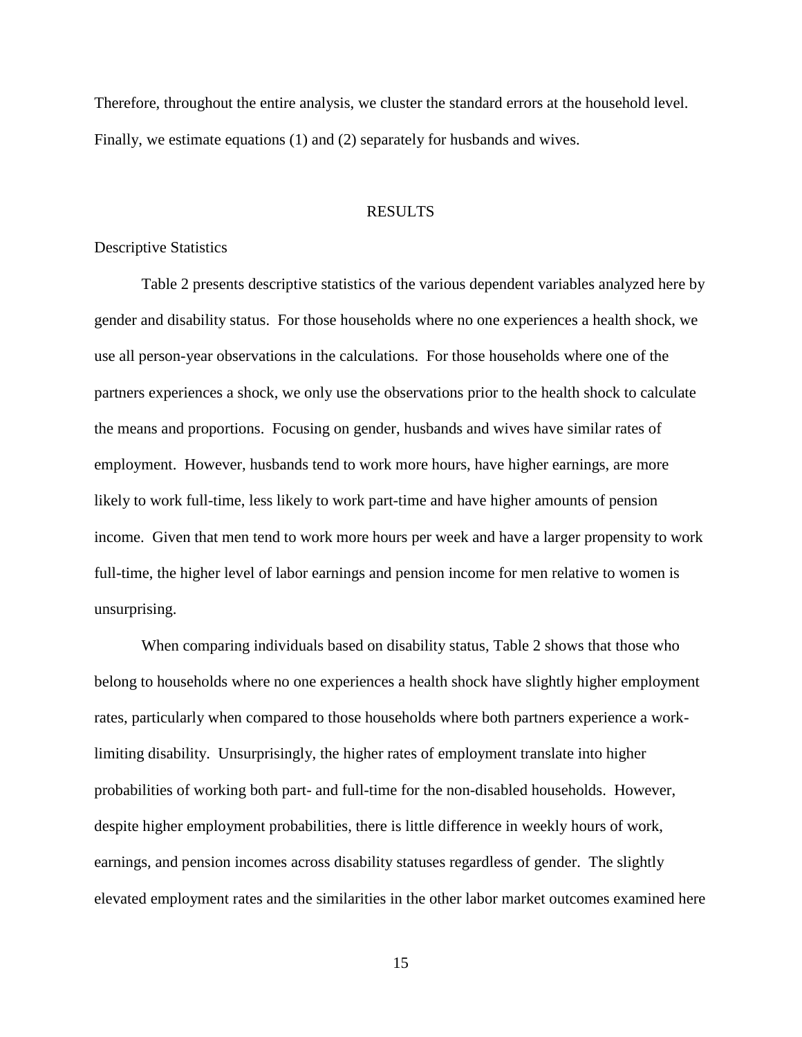Therefore, throughout the entire analysis, we cluster the standard errors at the household level. Finally, we estimate equations (1) and (2) separately for husbands and wives.

## RESULTS

### Descriptive Statistics

Table 2 presents descriptive statistics of the various dependent variables analyzed here by gender and disability status. For those households where no one experiences a health shock, we use all person-year observations in the calculations. For those households where one of the partners experiences a shock, we only use the observations prior to the health shock to calculate the means and proportions. Focusing on gender, husbands and wives have similar rates of employment. However, husbands tend to work more hours, have higher earnings, are more likely to work full-time, less likely to work part-time and have higher amounts of pension income. Given that men tend to work more hours per week and have a larger propensity to work full-time, the higher level of labor earnings and pension income for men relative to women is unsurprising.

When comparing individuals based on disability status, Table 2 shows that those who belong to households where no one experiences a health shock have slightly higher employment rates, particularly when compared to those households where both partners experience a work-limiting disability. Unsurprisingly, the higher rates of employment translate into higher probabilities of working both part- and full-time for the non-disabled households. However, despite higher employment probabilities, there is little difference in weekly hours of work, earnings, and pension incomes across disability statuses regardless of gender. The slightly elevated employment rates and the similarities in the other labor market outcomes examined here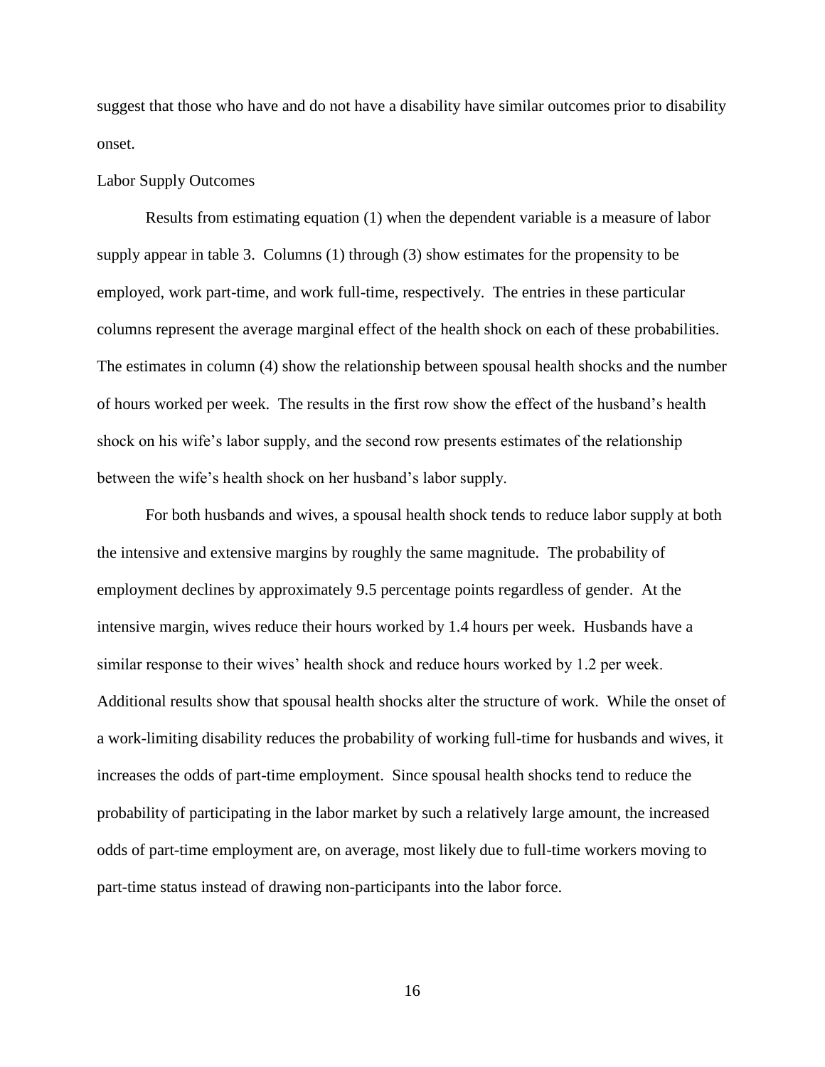suggest that those who have and do not have a disability have similar outcomes prior to disability onset.

### Labor Supply Outcomes

Results from estimating equation (1) when the dependent variable is a measure of labor supply appear in table 3. Columns (1) through (3) show estimates for the propensity to be employed, work part-time, and work full-time, respectively. The entries in these particular columns represent the average marginal effect of the health shock on each of these probabilities. The estimates in column (4) show the relationship between spousal health shocks and the number of hours worked per week. The results in the first row show the effect of the husband's health shock on his wife's labor supply, and the second row presents estimates of the relationship between the wife's health shock on her husband's labor supply.

For both husbands and wives, a spousal health shock tends to reduce labor supply at both the intensive and extensive margins by roughly the same magnitude. The probability of employment declines by approximately 9.5 percentage points regardless of gender. At the intensive margin, wives reduce their hours worked by 1.4 hours per week. Husbands have a similar response to their wives' health shock and reduce hours worked by 1.2 per week. Additional results show that spousal health shocks alter the structure of work. While the onset of a work-limiting disability reduces the probability of working full-time for husbands and wives, it increases the odds of part-time employment. Since spousal health shocks tend to reduce the probability of participating in the labor market by such a relatively large amount, the increased odds of part-time employment are, on average, most likely due to full-time workers moving to part-time status instead of drawing non-participants into the labor force.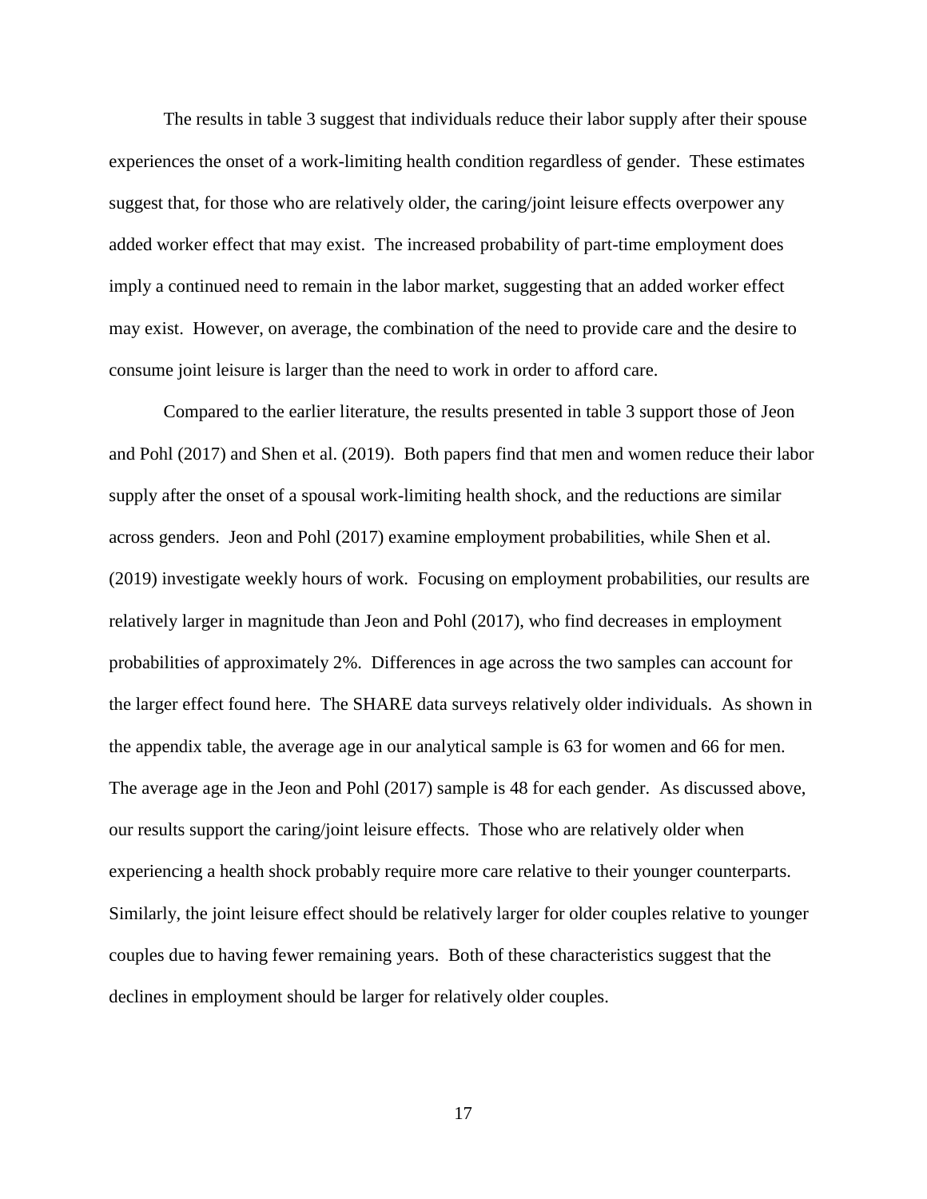The results in table 3 suggest that individuals reduce their labor supply after their spouse experiences the onset of a work-limiting health condition regardless of gender. These estimates suggest that, for those who are relatively older, the caring/joint leisure effects overpower any added worker effect that may exist. The increased probability of part-time employment does imply a continued need to remain in the labor market, suggesting that an added worker effect may exist. However, on average, the combination of the need to provide care and the desire to consume joint leisure is larger than the need to work in order to afford care.

Compared to the earlier literature, the results presented in table 3 support those of Jeon and Pohl (2017) and Shen et al. (2019). Both papers find that men and women reduce their labor supply after the onset of a spousal work-limiting health shock, and the reductions are similar across genders. Jeon and Pohl (2017) examine employment probabilities, while Shen et al. (2019) investigate weekly hours of work. Focusing on employment probabilities, our results are relatively larger in magnitude than Jeon and Pohl (2017), who find decreases in employment probabilities of approximately 2%. Differences in age across the two samples can account for the larger effect found here. The SHARE data surveys relatively older individuals. As shown in the appendix table, the average age in our analytical sample is 63 for women and 66 for men. The average age in the Jeon and Pohl (2017) sample is 48 for each gender. As discussed above, our results support the caring/joint leisure effects. Those who are relatively older when experiencing a health shock probably require more care relative to their younger counterparts. Similarly, the joint leisure effect should be relatively larger for older couples relative to younger couples due to having fewer remaining years. Both of these characteristics suggest that the declines in employment should be larger for relatively older couples.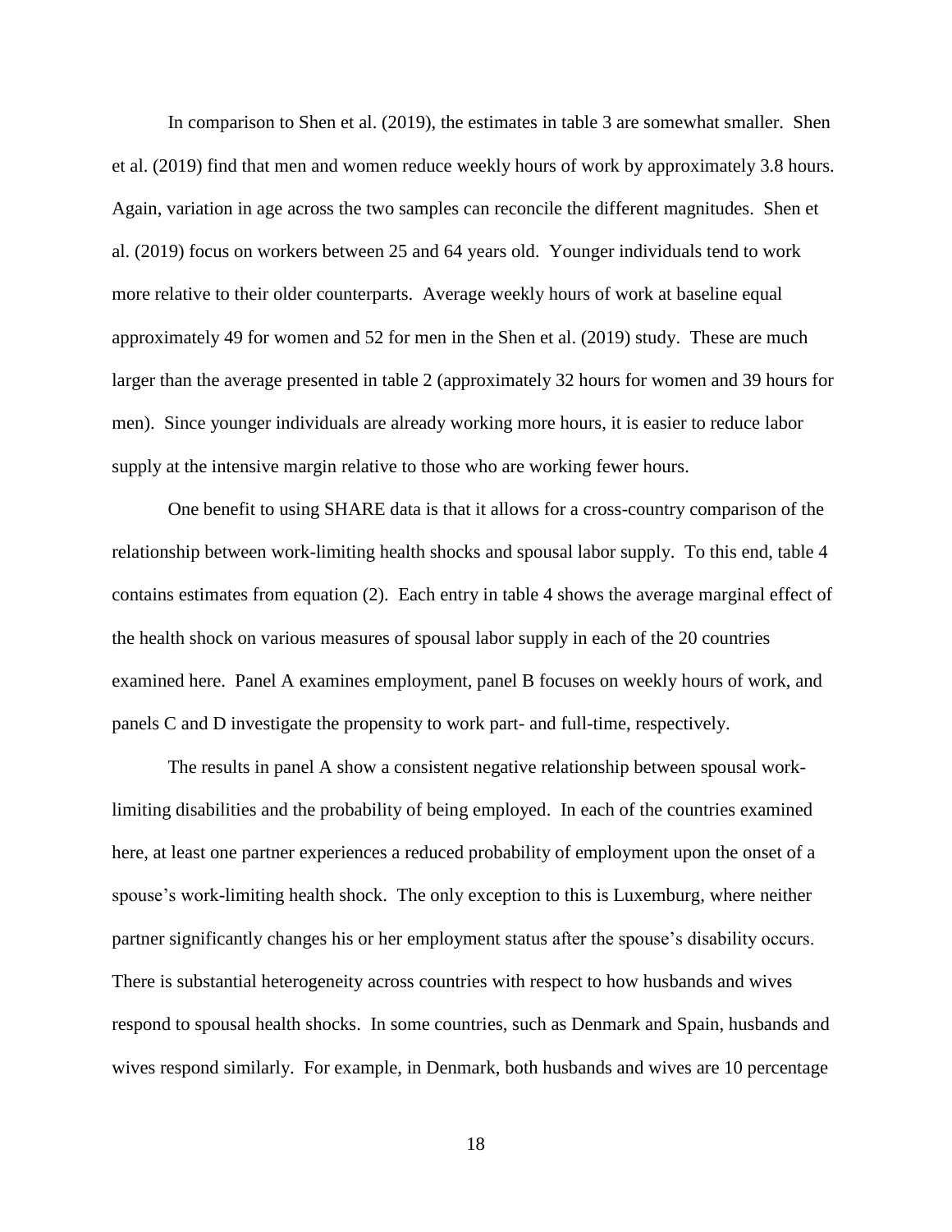In comparison to Shen et al. (2019), the estimates in table 3 are somewhat smaller. Shen et al. (2019) find that men and women reduce weekly hours of work by approximately 3.8 hours. Again, variation in age across the two samples can reconcile the different magnitudes. Shen et al. (2019) focus on workers between 25 and 64 years old. Younger individuals tend to work more relative to their older counterparts. Average weekly hours of work at baseline equal approximately 49 for women and 52 for men in the Shen et al. (2019) study. These are much larger than the average presented in table 2 (approximately 32 hours for women and 39 hours for men). Since younger individuals are already working more hours, it is easier to reduce labor supply at the intensive margin relative to those who are working fewer hours.

One benefit to using SHARE data is that it allows for a cross-country comparison of the relationship between work-limiting health shocks and spousal labor supply. To this end, table 4 contains estimates from equation (2). Each entry in table 4 shows the average marginal effect of the health shock on various measures of spousal labor supply in each of the 20 countries examined here. Panel A examines employment, panel B focuses on weekly hours of work, and panels C and D investigate the propensity to work part- and full-time, respectively.

The results in panel A show a consistent negative relationship between spousal work-limiting disabilities and the probability of being employed. In each of the countries examined here, at least one partner experiences a reduced probability of employment upon the onset of a spouse's work-limiting health shock. The only exception to this is Luxemburg, where neither partner significantly changes his or her employment status after the spouse's disability occurs. There is substantial heterogeneity across countries with respect to how husbands and wives respond to spousal health shocks. In some countries, such as Denmark and Spain, husbands and wives respond similarly. For example, in Denmark, both husbands and wives are 10 percentage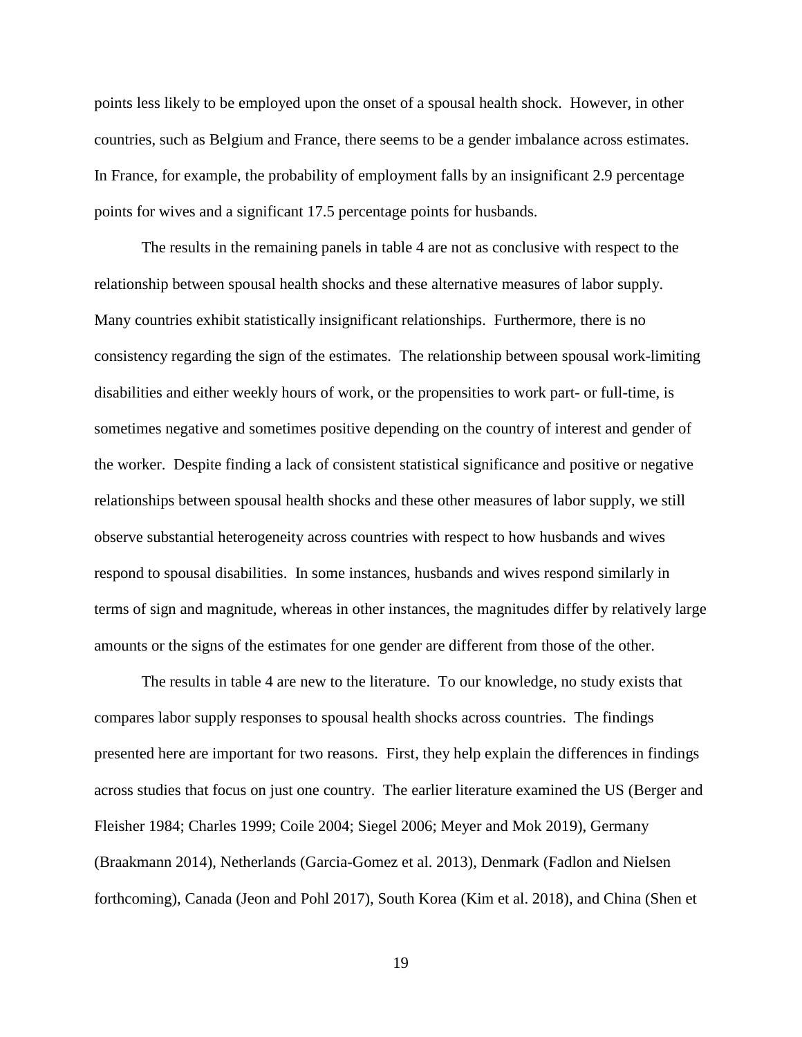points less likely to be employed upon the onset of a spousal health shock. However, in other countries, such as Belgium and France, there seems to be a gender imbalance across estimates. In France, for example, the probability of employment falls by an insignificant 2.9 percentage points for wives and a significant 17.5 percentage points for husbands.

The results in the remaining panels in table 4 are not as conclusive with respect to the relationship between spousal health shocks and these alternative measures of labor supply. Many countries exhibit statistically insignificant relationships. Furthermore, there is no consistency regarding the sign of the estimates. The relationship between spousal work-limiting disabilities and either weekly hours of work, or the propensities to work part- or full-time, is sometimes negative and sometimes positive depending on the country of interest and gender of the worker. Despite finding a lack of consistent statistical significance and positive or negative relationships between spousal health shocks and these other measures of labor supply, we still observe substantial heterogeneity across countries with respect to how husbands and wives respond to spousal disabilities. In some instances, husbands and wives respond similarly in terms of sign and magnitude, whereas in other instances, the magnitudes differ by relatively large amounts or the signs of the estimates for one gender are different from those of the other.

The results in table 4 are new to the literature. To our knowledge, no study exists that compares labor supply responses to spousal health shocks across countries. The findings presented here are important for two reasons. First, they help explain the differences in findings across studies that focus on just one country. The earlier literature examined the US (Berger and Fleisher 1984; Charles 1999; Coile 2004; Siegel 2006; Meyer and Mok 2019), Germany (Braakmann 2014), Netherlands (Garcia-Gomez et al. 2013), Denmark (Fadlon and Nielsen forthcoming), Canada (Jeon and Pohl 2017), South Korea (Kim et al. 2018), and China (Shen et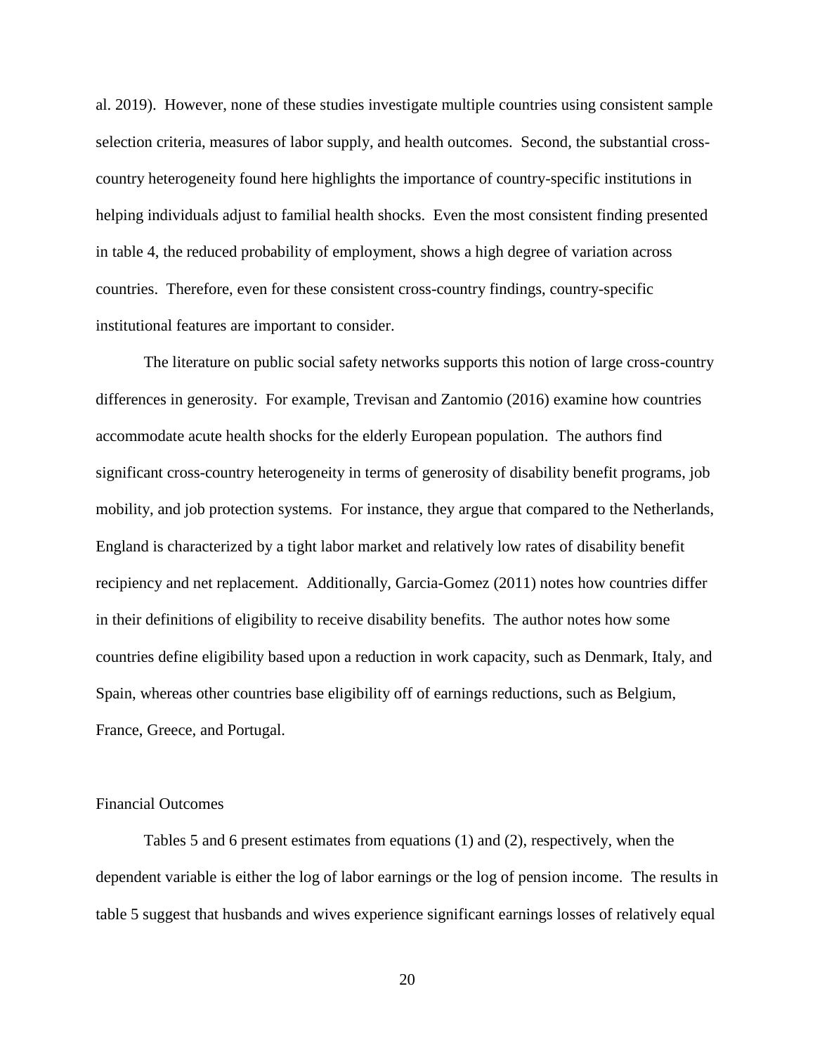al. 2019). However, none of these studies investigate multiple countries using consistent sample selection criteria, measures of labor supply, and health outcomes. Second, the substantial cross-country heterogeneity found here highlights the importance of country-specific institutions in helping individuals adjust to familial health shocks. Even the most consistent finding presented in table 4, the reduced probability of employment, shows a high degree of variation across countries. Therefore, even for these consistent cross-country findings, country-specific institutional features are important to consider.

The literature on public social safety networks supports this notion of large cross-country differences in generosity. For example, Trevisan and Zantomio (2016) examine how countries accommodate acute health shocks for the elderly European population. The authors find significant cross-country heterogeneity in terms of generosity of disability benefit programs, job mobility, and job protection systems. For instance, they argue that compared to the Netherlands, England is characterized by a tight labor market and relatively low rates of disability benefit recipiency and net replacement. Additionally, Garcia-Gomez (2011) notes how countries differ in their definitions of eligibility to receive disability benefits. The author notes how some countries define eligibility based upon a reduction in work capacity, such as Denmark, Italy, and Spain, whereas other countries base eligibility off of earnings reductions, such as Belgium, France, Greece, and Portugal.

## Financial Outcomes

Tables 5 and 6 present estimates from equations (1) and (2), respectively, when the dependent variable is either the log of labor earnings or the log of pension income. The results in table 5 suggest that husbands and wives experience significant earnings losses of relatively equal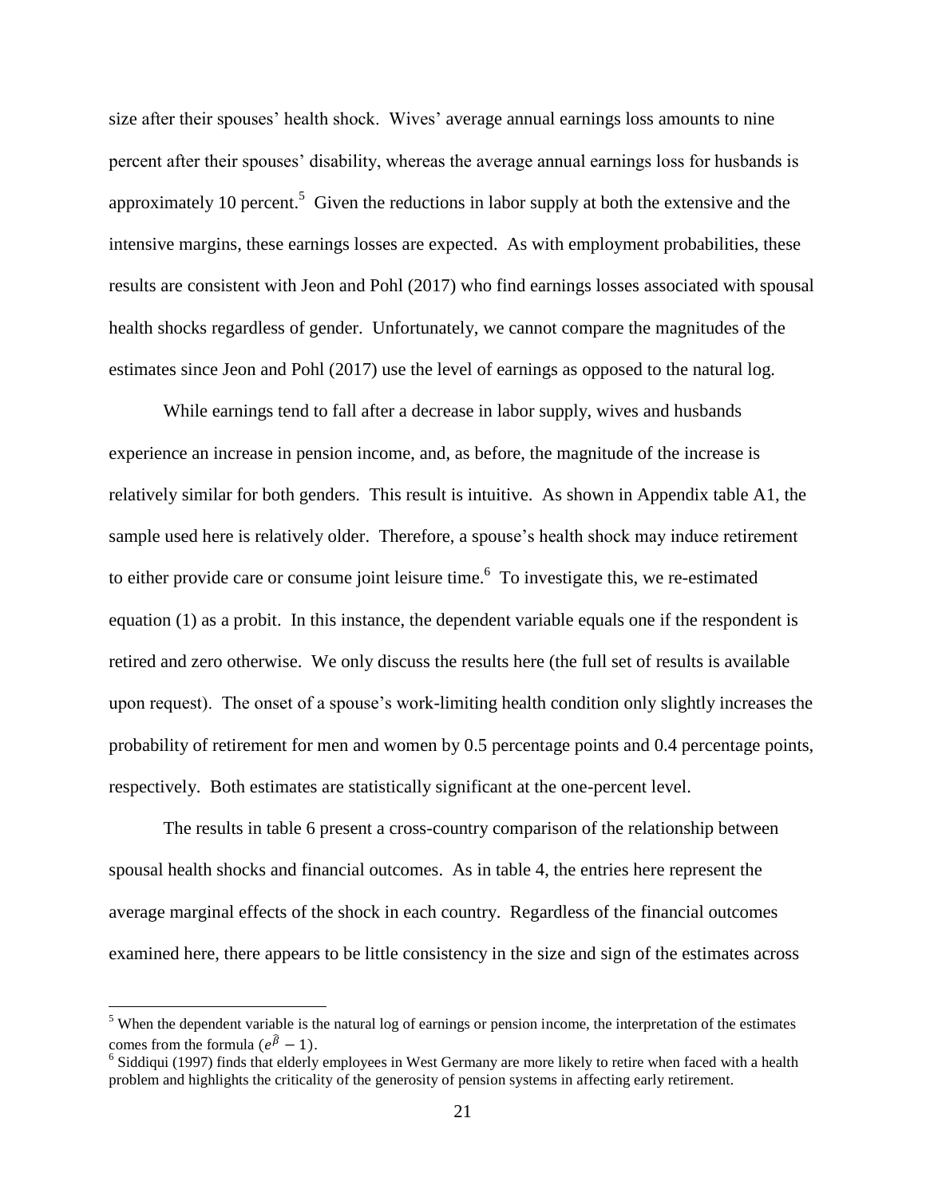size after their spouses' health shock. Wives' average annual earnings loss amounts to nine percent after their spouses' disability, whereas the average annual earnings loss for husbands is approximately 10 percent.[5] Given the reductions in labor supply at both the extensive and the intensive margins, these earnings losses are expected. As with employment probabilities, these results are consistent with Jeon and Pohl (2017) who find earnings losses associated with spousal health shocks regardless of gender. Unfortunately, we cannot compare the magnitudes of the estimates since Jeon and Pohl (2017) use the level of earnings as opposed to the natural log.

While earnings tend to fall after a decrease in labor supply, wives and husbands experience an increase in pension income, and, as before, the magnitude of the increase is relatively similar for both genders. This result is intuitive. As shown in Appendix table A1, the sample used here is relatively older. Therefore, a spouse's health shock may induce retirement to either provide care or consume joint leisure time.[6] To investigate this, we re-estimated equation (1) as a probit. In this instance, the dependent variable equals one if the respondent is retired and zero otherwise. We only discuss the results here (the full set of results is available upon request). The onset of a spouse's work-limiting health condition only slightly increases the probability of retirement for men and women by 0.5 percentage points and 0.4 percentage points, respectively. Both estimates are statistically significant at the one-percent level.

The results in table 6 present a cross-country comparison of the relationship between spousal health shocks and financial outcomes. As in table 4, the entries here represent the average marginal effects of the shock in each country. Regardless of the financial outcomes examined here, there appears to be little consistency in the size and sign of the estimates across

---

[5] When the dependent variable is the natural log of earnings or pension income, the interpretation of the estimates comes from the formula ($e^{\hat{\beta}} - 1$).

[6] Siddiqui (1997) finds that elderly employees in West Germany are more likely to retire when faced with a health problem and highlights the criticality of the generosity of pension systems in affecting early retirement.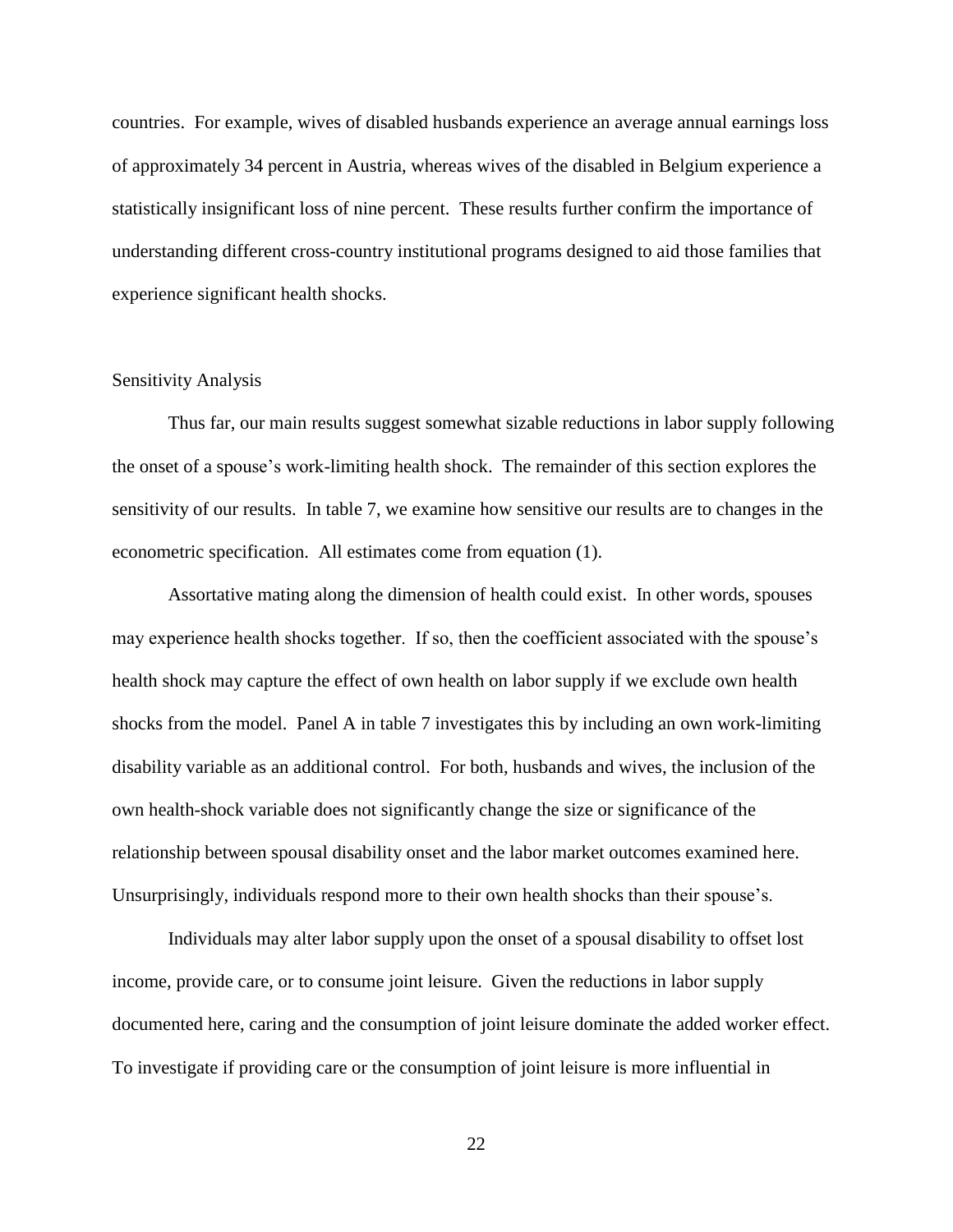countries. For example, wives of disabled husbands experience an average annual earnings loss of approximately 34 percent in Austria, whereas wives of the disabled in Belgium experience a statistically insignificant loss of nine percent. These results further confirm the importance of understanding different cross-country institutional programs designed to aid those families that experience significant health shocks.

### Sensitivity Analysis

Thus far, our main results suggest somewhat sizable reductions in labor supply following the onset of a spouse's work-limiting health shock. The remainder of this section explores the sensitivity of our results. In table 7, we examine how sensitive our results are to changes in the econometric specification. All estimates come from equation (1).

Assortative mating along the dimension of health could exist. In other words, spouses may experience health shocks together. If so, then the coefficient associated with the spouse's health shock may capture the effect of own health on labor supply if we exclude own health shocks from the model. Panel A in table 7 investigates this by including an own work-limiting disability variable as an additional control. For both, husbands and wives, the inclusion of the own health-shock variable does not significantly change the size or significance of the relationship between spousal disability onset and the labor market outcomes examined here. Unsurprisingly, individuals respond more to their own health shocks than their spouse's.

Individuals may alter labor supply upon the onset of a spousal disability to offset lost income, provide care, or to consume joint leisure. Given the reductions in labor supply documented here, caring and the consumption of joint leisure dominate the added worker effect. To investigate if providing care or the consumption of joint leisure is more influential in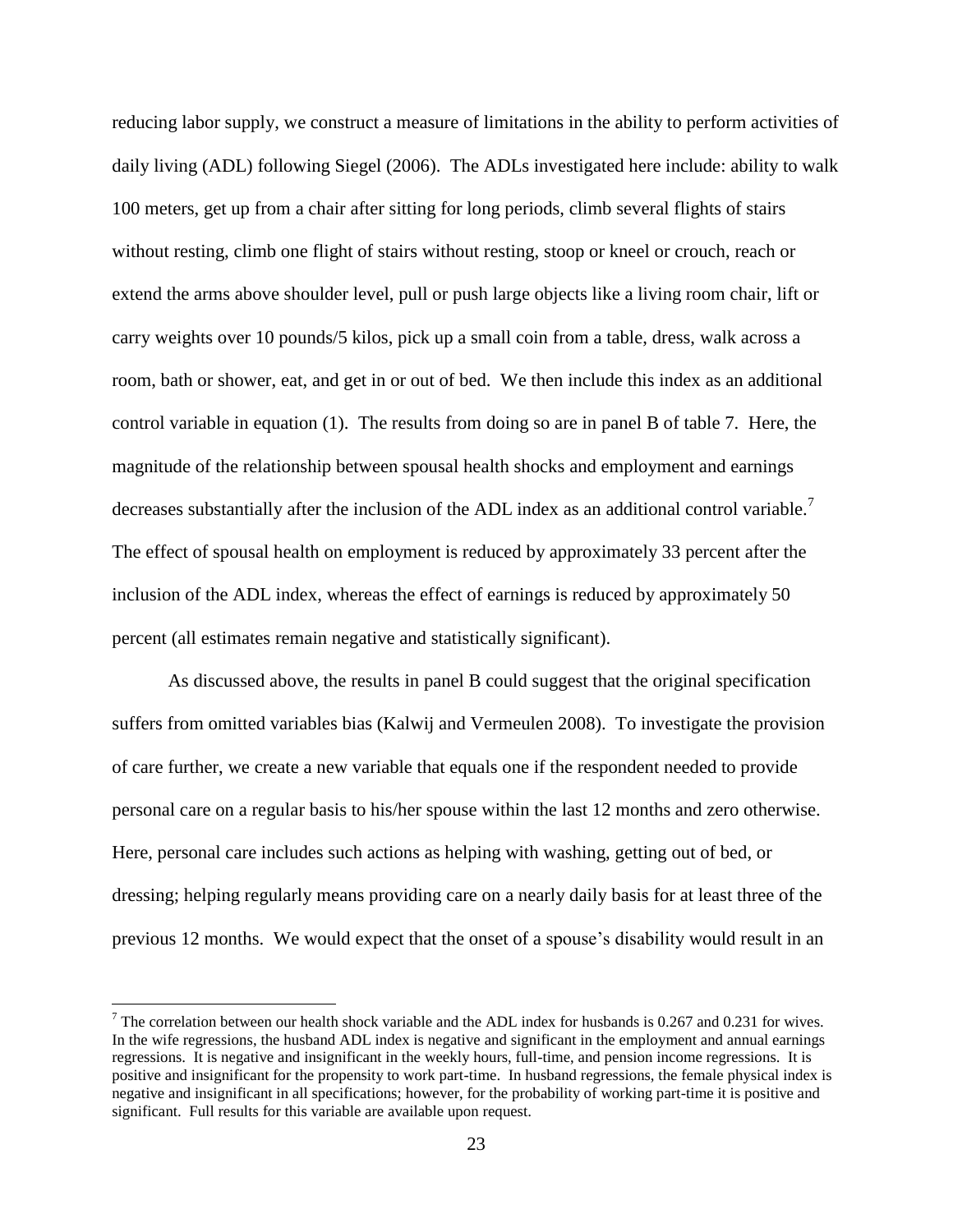reducing labor supply, we construct a measure of limitations in the ability to perform activities of daily living (ADL) following Siegel (2006). The ADLs investigated here include: ability to walk 100 meters, get up from a chair after sitting for long periods, climb several flights of stairs without resting, climb one flight of stairs without resting, stoop or kneel or crouch, reach or extend the arms above shoulder level, pull or push large objects like a living room chair, lift or carry weights over 10 pounds/5 kilos, pick up a small coin from a table, dress, walk across a room, bath or shower, eat, and get in or out of bed. We then include this index as an additional control variable in equation (1). The results from doing so are in panel B of table 7. Here, the magnitude of the relationship between spousal health shocks and employment and earnings decreases substantially after the inclusion of the ADL index as an additional control variable.[7] The effect of spousal health on employment is reduced by approximately 33 percent after the inclusion of the ADL index, whereas the effect of earnings is reduced by approximately 50 percent (all estimates remain negative and statistically significant).

As discussed above, the results in panel B could suggest that the original specification suffers from omitted variables bias (Kalwij and Vermeulen 2008). To investigate the provision of care further, we create a new variable that equals one if the respondent needed to provide personal care on a regular basis to his/her spouse within the last 12 months and zero otherwise. Here, personal care includes such actions as helping with washing, getting out of bed, or dressing; helping regularly means providing care on a nearly daily basis for at least three of the previous 12 months. We would expect that the onset of a spouse's disability would result in an

[7] The correlation between our health shock variable and the ADL index for husbands is 0.267 and 0.231 for wives. In the wife regressions, the husband ADL index is negative and significant in the employment and annual earnings regressions. It is negative and insignificant in the weekly hours, full-time, and pension income regressions. It is positive and insignificant for the propensity to work part-time. In husband regressions, the female physical index is negative and insignificant in all specifications; however, for the probability of working part-time it is positive and significant. Full results for this variable are available upon request.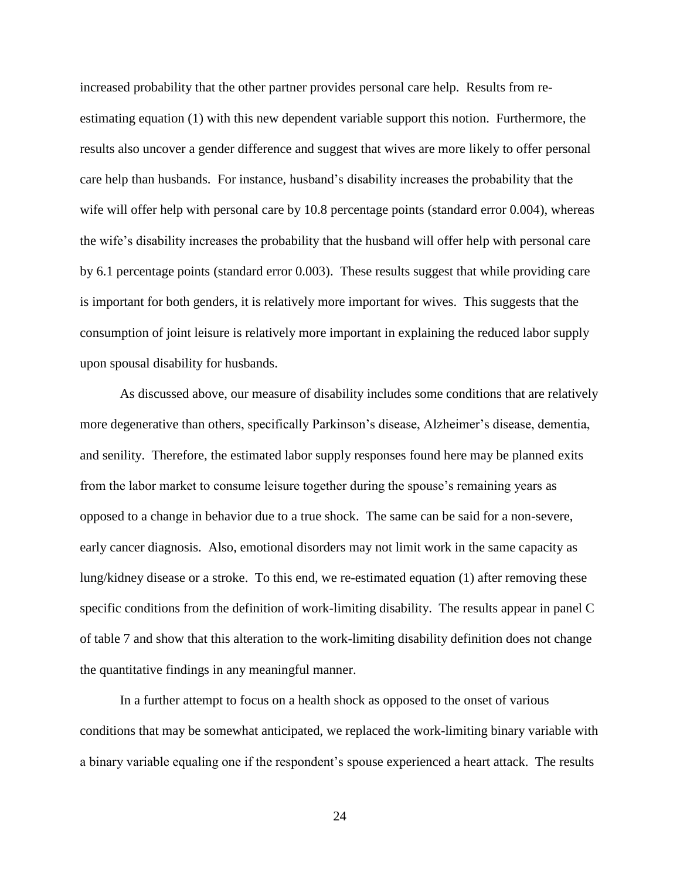increased probability that the other partner provides personal care help. Results from re-estimating equation (1) with this new dependent variable support this notion. Furthermore, the results also uncover a gender difference and suggest that wives are more likely to offer personal care help than husbands. For instance, husband's disability increases the probability that the wife will offer help with personal care by 10.8 percentage points (standard error 0.004), whereas the wife's disability increases the probability that the husband will offer help with personal care by 6.1 percentage points (standard error 0.003). These results suggest that while providing care is important for both genders, it is relatively more important for wives. This suggests that the consumption of joint leisure is relatively more important in explaining the reduced labor supply upon spousal disability for husbands.

As discussed above, our measure of disability includes some conditions that are relatively more degenerative than others, specifically Parkinson's disease, Alzheimer's disease, dementia, and senility. Therefore, the estimated labor supply responses found here may be planned exits from the labor market to consume leisure together during the spouse's remaining years as opposed to a change in behavior due to a true shock. The same can be said for a non-severe, early cancer diagnosis. Also, emotional disorders may not limit work in the same capacity as lung/kidney disease or a stroke. To this end, we re-estimated equation (1) after removing these specific conditions from the definition of work-limiting disability. The results appear in panel C of table 7 and show that this alteration to the work-limiting disability definition does not change the quantitative findings in any meaningful manner.

In a further attempt to focus on a health shock as opposed to the onset of various conditions that may be somewhat anticipated, we replaced the work-limiting binary variable with a binary variable equaling one if the respondent's spouse experienced a heart attack. The results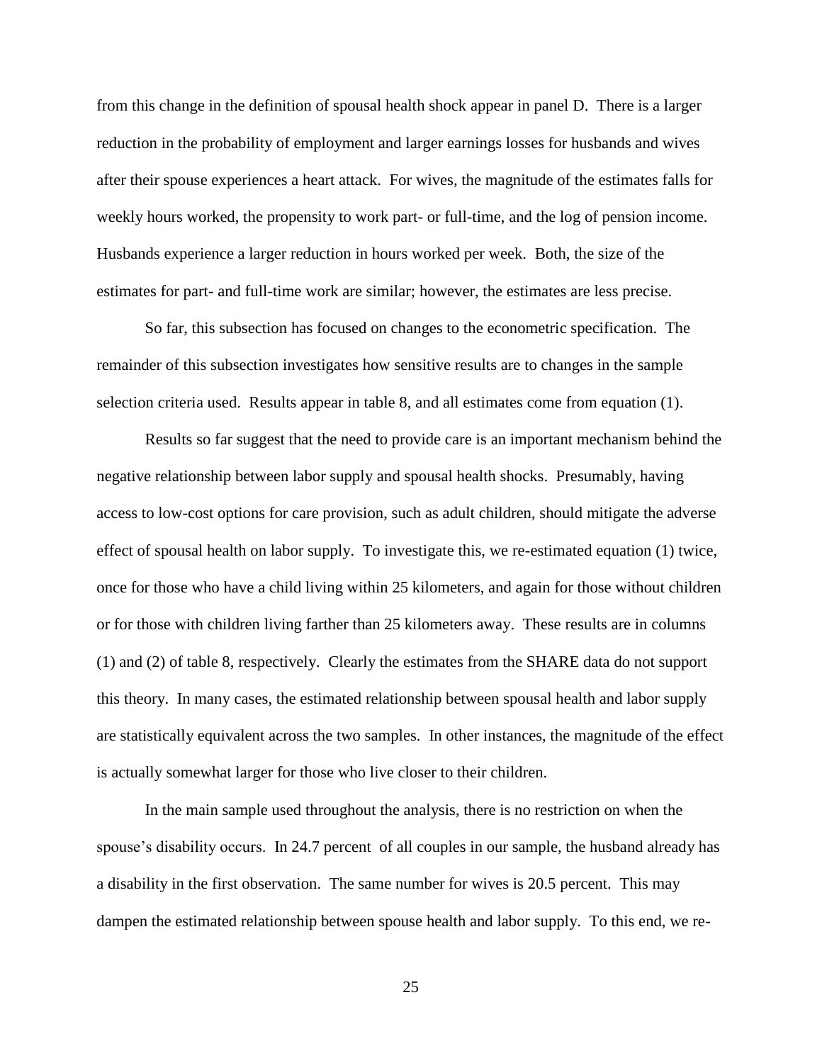from this change in the definition of spousal health shock appear in panel D. There is a larger reduction in the probability of employment and larger earnings losses for husbands and wives after their spouse experiences a heart attack. For wives, the magnitude of the estimates falls for weekly hours worked, the propensity to work part- or full-time, and the log of pension income. Husbands experience a larger reduction in hours worked per week. Both, the size of the estimates for part- and full-time work are similar; however, the estimates are less precise.

So far, this subsection has focused on changes to the econometric specification. The remainder of this subsection investigates how sensitive results are to changes in the sample selection criteria used. Results appear in table 8, and all estimates come from equation (1).

Results so far suggest that the need to provide care is an important mechanism behind the negative relationship between labor supply and spousal health shocks. Presumably, having access to low-cost options for care provision, such as adult children, should mitigate the adverse effect of spousal health on labor supply. To investigate this, we re-estimated equation (1) twice, once for those who have a child living within 25 kilometers, and again for those without children or for those with children living farther than 25 kilometers away. These results are in columns (1) and (2) of table 8, respectively. Clearly the estimates from the SHARE data do not support this theory. In many cases, the estimated relationship between spousal health and labor supply are statistically equivalent across the two samples. In other instances, the magnitude of the effect is actually somewhat larger for those who live closer to their children.

In the main sample used throughout the analysis, there is no restriction on when the spouse's disability occurs. In 24.7 percent of all couples in our sample, the husband already has a disability in the first observation. The same number for wives is 20.5 percent. This may dampen the estimated relationship between spouse health and labor supply. To this end, we re-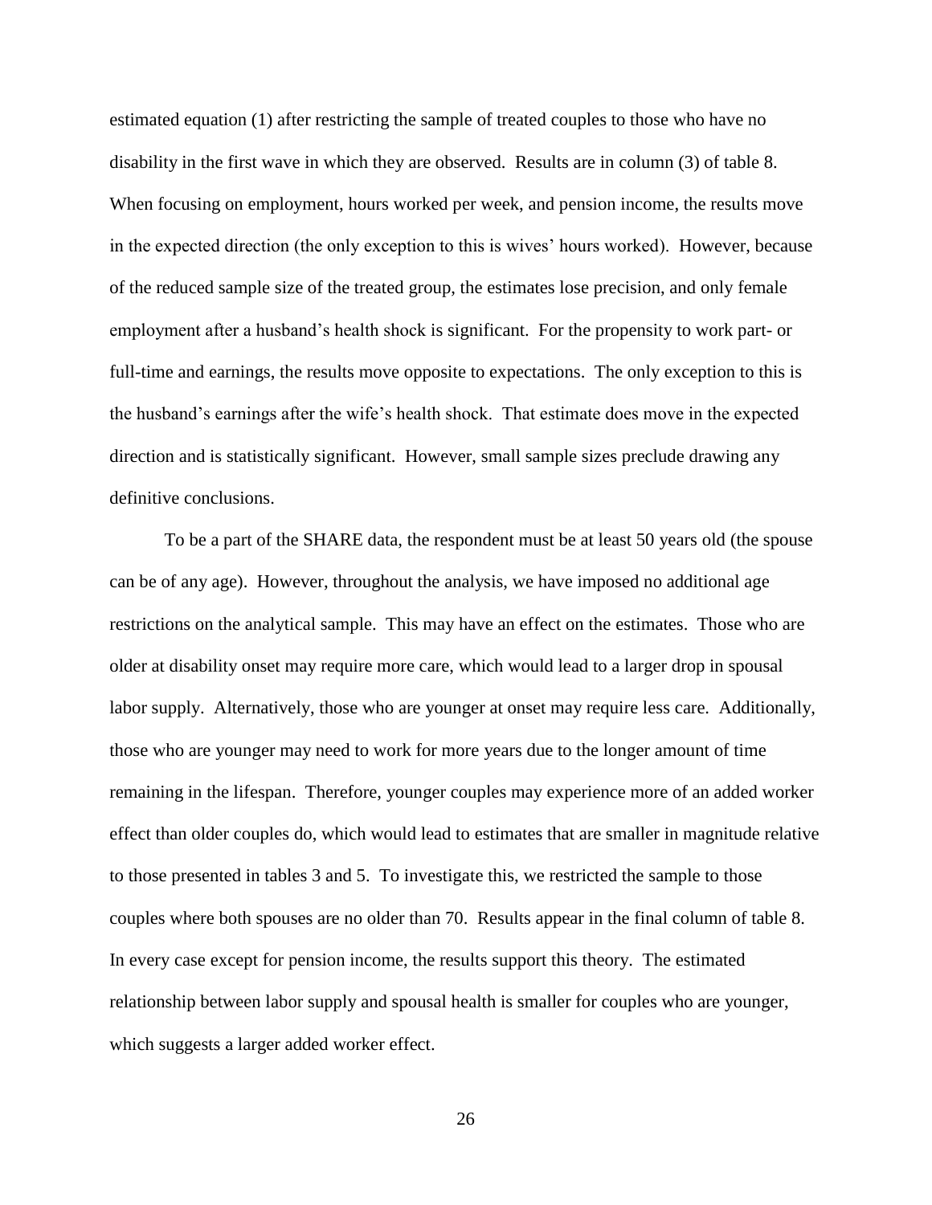estimated equation (1) after restricting the sample of treated couples to those who have no disability in the first wave in which they are observed. Results are in column (3) of table 8. When focusing on employment, hours worked per week, and pension income, the results move in the expected direction (the only exception to this is wives' hours worked). However, because of the reduced sample size of the treated group, the estimates lose precision, and only female employment after a husband's health shock is significant. For the propensity to work part- or full-time and earnings, the results move opposite to expectations. The only exception to this is the husband's earnings after the wife's health shock. That estimate does move in the expected direction and is statistically significant. However, small sample sizes preclude drawing any definitive conclusions.

To be a part of the SHARE data, the respondent must be at least 50 years old (the spouse can be of any age). However, throughout the analysis, we have imposed no additional age restrictions on the analytical sample. This may have an effect on the estimates. Those who are older at disability onset may require more care, which would lead to a larger drop in spousal labor supply. Alternatively, those who are younger at onset may require less care. Additionally, those who are younger may need to work for more years due to the longer amount of time remaining in the lifespan. Therefore, younger couples may experience more of an added worker effect than older couples do, which would lead to estimates that are smaller in magnitude relative to those presented in tables 3 and 5. To investigate this, we restricted the sample to those couples where both spouses are no older than 70. Results appear in the final column of table 8. In every case except for pension income, the results support this theory. The estimated relationship between labor supply and spousal health is smaller for couples who are younger, which suggests a larger added worker effect.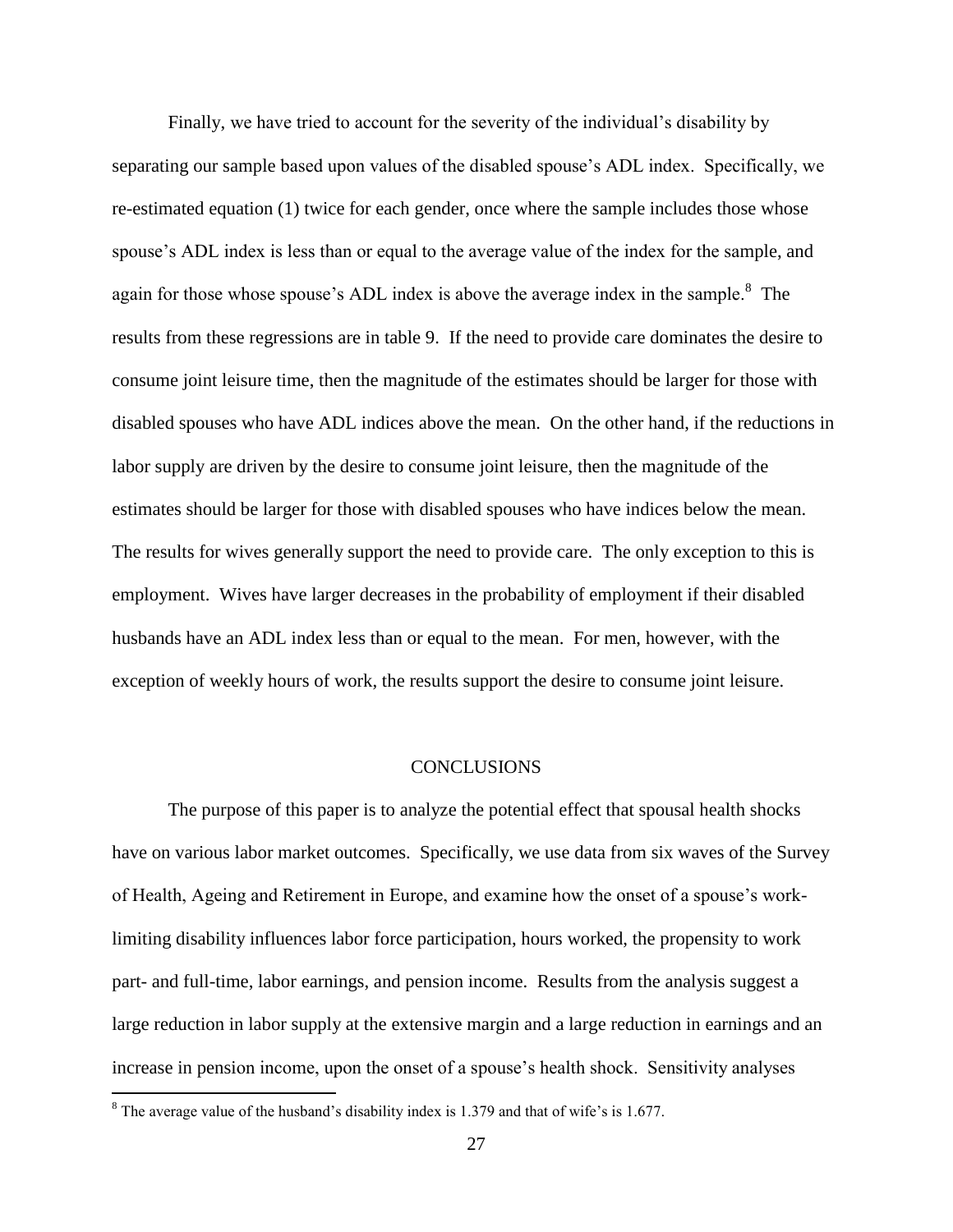Finally, we have tried to account for the severity of the individual's disability by separating our sample based upon values of the disabled spouse's ADL index. Specifically, we re-estimated equation (1) twice for each gender, once where the sample includes those whose spouse's ADL index is less than or equal to the average value of the index for the sample, and again for those whose spouse's ADL index is above the average index in the sample.[8] The results from these regressions are in table 9. If the need to provide care dominates the desire to consume joint leisure time, then the magnitude of the estimates should be larger for those with disabled spouses who have ADL indices above the mean. On the other hand, if the reductions in labor supply are driven by the desire to consume joint leisure, then the magnitude of the estimates should be larger for those with disabled spouses who have indices below the mean. The results for wives generally support the need to provide care. The only exception to this is employment. Wives have larger decreases in the probability of employment if their disabled husbands have an ADL index less than or equal to the mean. For men, however, with the exception of weekly hours of work, the results support the desire to consume joint leisure.

## CONCLUSIONS

The purpose of this paper is to analyze the potential effect that spousal health shocks have on various labor market outcomes. Specifically, we use data from six waves of the Survey of Health, Ageing and Retirement in Europe, and examine how the onset of a spouse's work-limiting disability influences labor force participation, hours worked, the propensity to work part- and full-time, labor earnings, and pension income. Results from the analysis suggest a large reduction in labor supply at the extensive margin and a large reduction in earnings and an increase in pension income, upon the onset of a spouse's health shock. Sensitivity analyses

[8] The average value of the husband's disability index is 1.379 and that of wife's is 1.677.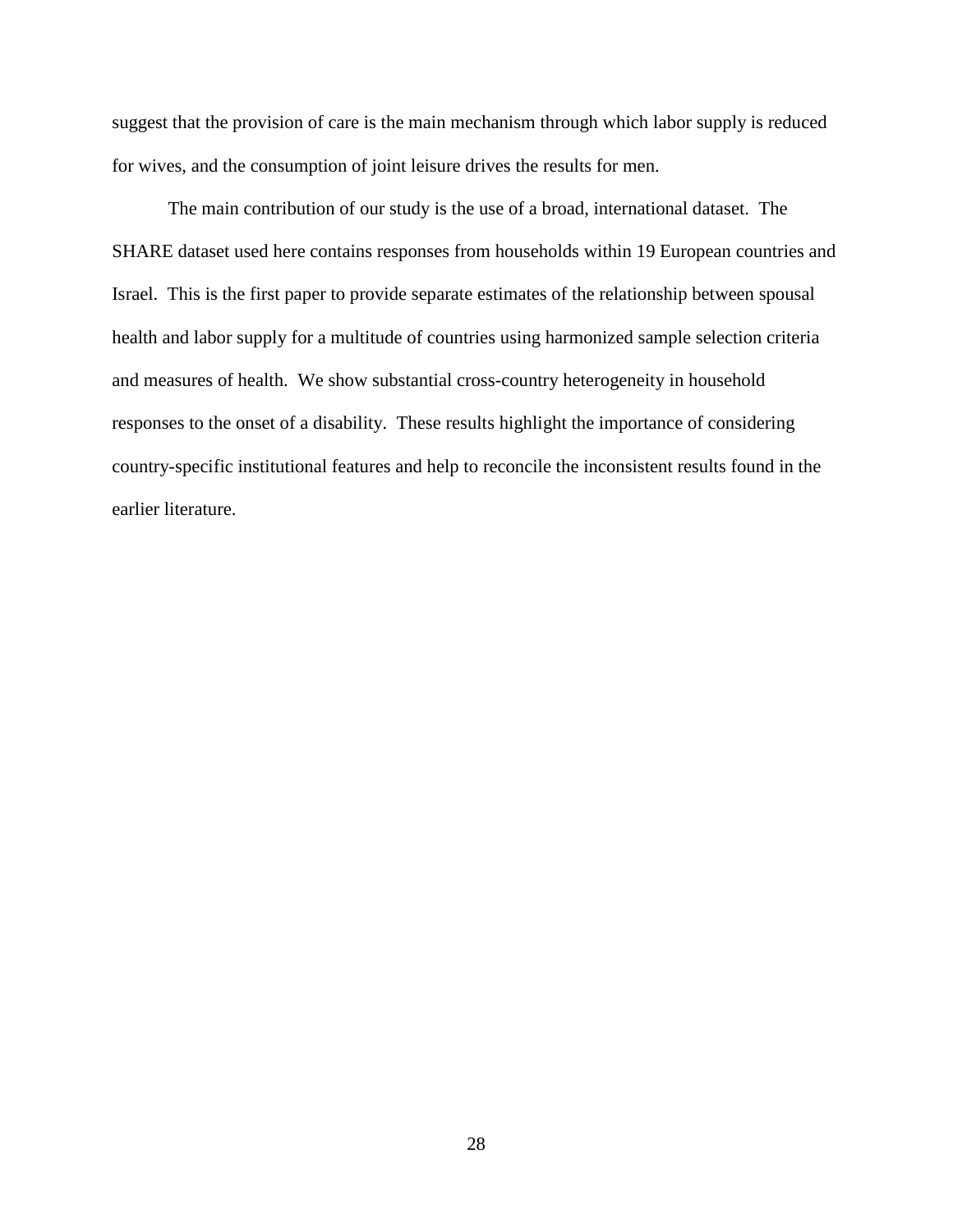suggest that the provision of care is the main mechanism through which labor supply is reduced for wives, and the consumption of joint leisure drives the results for men.

The main contribution of our study is the use of a broad, international dataset. The SHARE dataset used here contains responses from households within 19 European countries and Israel. This is the first paper to provide separate estimates of the relationship between spousal health and labor supply for a multitude of countries using harmonized sample selection criteria and measures of health. We show substantial cross-country heterogeneity in household responses to the onset of a disability. These results highlight the importance of considering country-specific institutional features and help to reconcile the inconsistent results found in the earlier literature.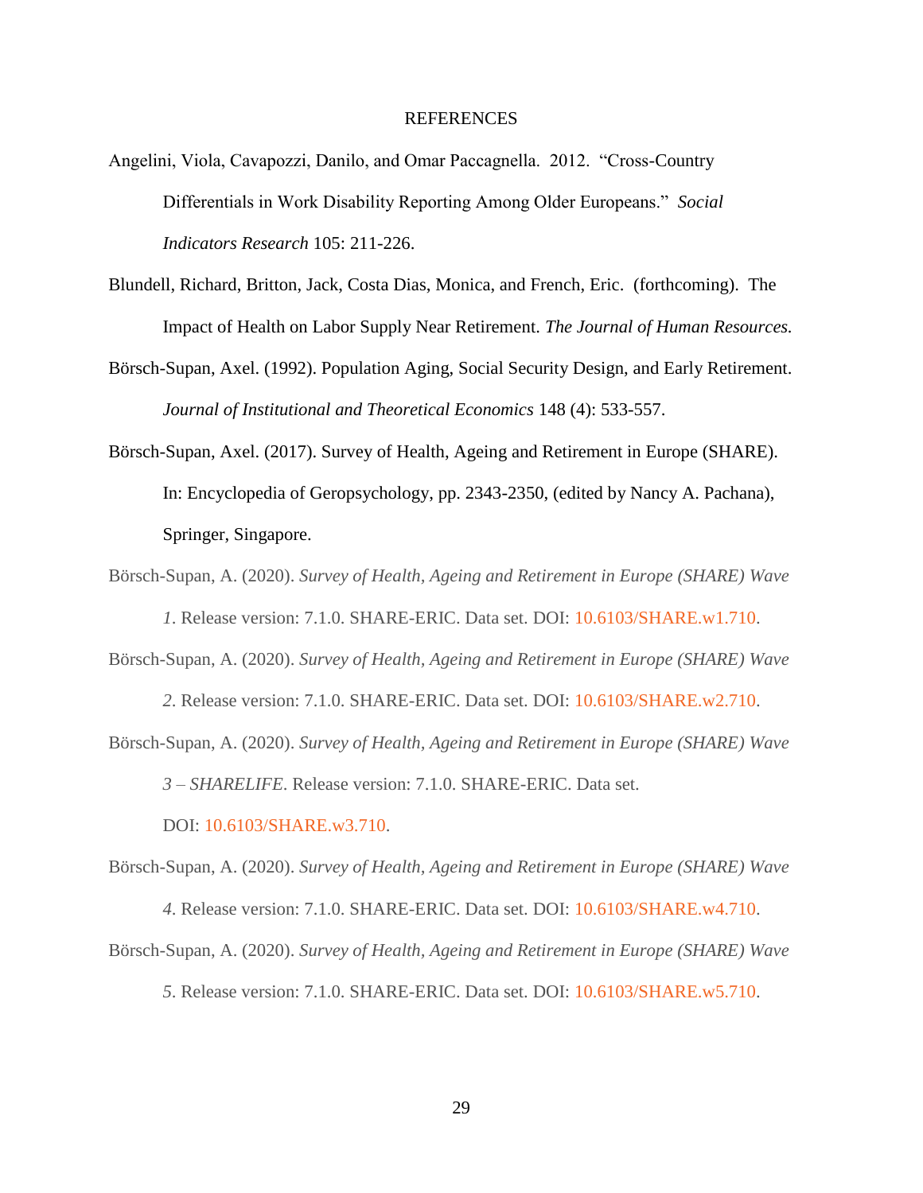# REFERENCES

Angelini, Viola, Cavapozzi, Danilo, and Omar Paccagnella. 2012. "Cross-Country Differentials in Work Disability Reporting Among Older Europeans." *Social Indicators Research* 105: 211-226.

Blundell, Richard, Britton, Jack, Costa Dias, Monica, and French, Eric. (forthcoming). The Impact of Health on Labor Supply Near Retirement. *The Journal of Human Resources.*

Börsch-Supan, Axel. (1992). Population Aging, Social Security Design, and Early Retirement. *Journal of Institutional and Theoretical Economics* 148 (4): 533-557.

Börsch-Supan, Axel. (2017). Survey of Health, Ageing and Retirement in Europe (SHARE). In: Encyclopedia of Geropsychology, pp. 2343-2350, (edited by Nancy A. Pachana), Springer, Singapore.

Börsch-Supan, A. (2020). *Survey of Health, Ageing and Retirement in Europe (SHARE) Wave 1*. Release version: 7.1.0. SHARE-ERIC. Data set. DOI: 10.6103/SHARE.w1.710.

Börsch-Supan, A. (2020). *Survey of Health, Ageing and Retirement in Europe (SHARE) Wave 2*. Release version: 7.1.0. SHARE-ERIC. Data set. DOI: 10.6103/SHARE.w2.710.

Börsch-Supan, A. (2020). *Survey of Health, Ageing and Retirement in Europe (SHARE) Wave 3 – SHARELIFE*. Release version: 7.1.0. SHARE-ERIC. Data set. DOI: 10.6103/SHARE.w3.710.

Börsch-Supan, A. (2020). *Survey of Health, Ageing and Retirement in Europe (SHARE) Wave 4*. Release version: 7.1.0. SHARE-ERIC. Data set. DOI: 10.6103/SHARE.w4.710.

Börsch-Supan, A. (2020). *Survey of Health, Ageing and Retirement in Europe (SHARE) Wave 5*. Release version: 7.1.0. SHARE-ERIC. Data set. DOI: 10.6103/SHARE.w5.710.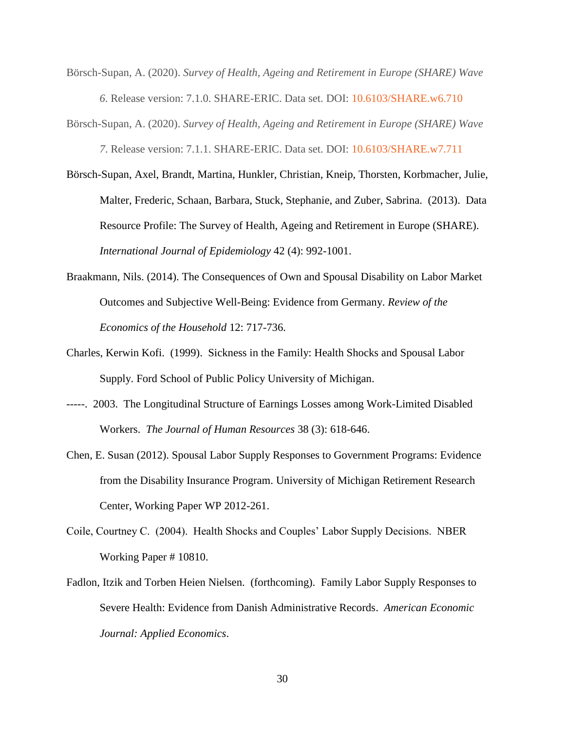Börsch-Supan, A. (2020). *Survey of Health, Ageing and Retirement in Europe (SHARE) Wave 6*. Release version: 7.1.0. SHARE-ERIC. Data set. DOI: 10.6103/SHARE.w6.710

Börsch-Supan, A. (2020). *Survey of Health, Ageing and Retirement in Europe (SHARE) Wave 7*. Release version: 7.1.1. SHARE-ERIC. Data set. DOI: 10.6103/SHARE.w7.711

Börsch-Supan, Axel, Brandt, Martina, Hunkler, Christian, Kneip, Thorsten, Korbmacher, Julie, Malter, Frederic, Schaan, Barbara, Stuck, Stephanie, and Zuber, Sabrina. (2013). Data Resource Profile: The Survey of Health, Ageing and Retirement in Europe (SHARE). *International Journal of Epidemiology* 42 (4): 992-1001.

Braakmann, Nils. (2014). The Consequences of Own and Spousal Disability on Labor Market Outcomes and Subjective Well-Being: Evidence from Germany. *Review of the Economics of the Household* 12: 717-736.

Charles, Kerwin Kofi. (1999). Sickness in the Family: Health Shocks and Spousal Labor Supply. Ford School of Public Policy University of Michigan.

-----. 2003. The Longitudinal Structure of Earnings Losses among Work-Limited Disabled Workers. *The Journal of Human Resources* 38 (3): 618-646.

Chen, E. Susan (2012). Spousal Labor Supply Responses to Government Programs: Evidence from the Disability Insurance Program. University of Michigan Retirement Research Center, Working Paper WP 2012-261.

Coile, Courtney C. (2004). Health Shocks and Couples' Labor Supply Decisions. NBER Working Paper # 10810.

Fadlon, Itzik and Torben Heien Nielsen. (forthcoming). Family Labor Supply Responses to Severe Health: Evidence from Danish Administrative Records. *American Economic Journal: Applied Economics*.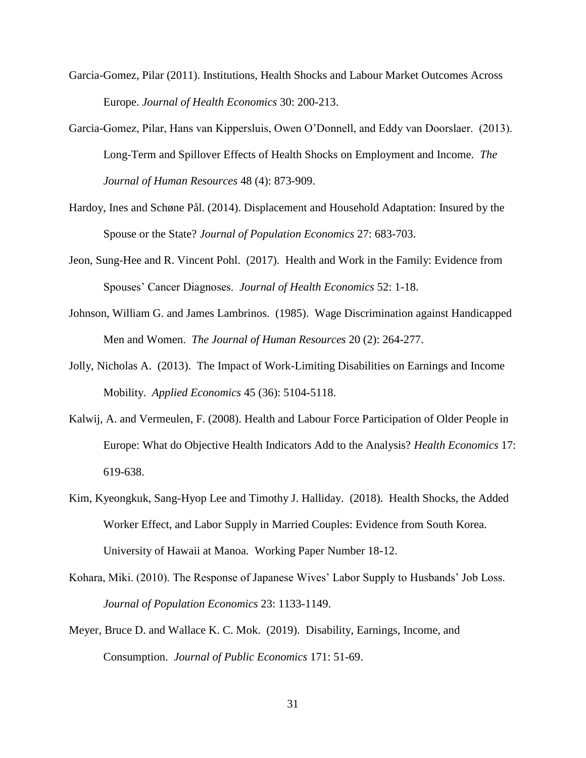Garcia-Gomez, Pilar (2011). Institutions, Health Shocks and Labour Market Outcomes Across Europe. *Journal of Health Economics* 30: 200-213.

Garcia-Gomez, Pilar, Hans van Kippersluis, Owen O'Donnell, and Eddy van Doorslaer. (2013). Long-Term and Spillover Effects of Health Shocks on Employment and Income. *The Journal of Human Resources* 48 (4): 873-909.

Hardoy, Ines and Schøne Pål. (2014). Displacement and Household Adaptation: Insured by the Spouse or the State? *Journal of Population Economics* 27: 683-703.

Jeon, Sung-Hee and R. Vincent Pohl. (2017). Health and Work in the Family: Evidence from Spouses' Cancer Diagnoses. *Journal of Health Economics* 52: 1-18.

Johnson, William G. and James Lambrinos. (1985). Wage Discrimination against Handicapped Men and Women. *The Journal of Human Resources* 20 (2): 264-277.

Jolly, Nicholas A. (2013). The Impact of Work-Limiting Disabilities on Earnings and Income Mobility. *Applied Economics* 45 (36): 5104-5118.

Kalwij, A. and Vermeulen, F. (2008). Health and Labour Force Participation of Older People in Europe: What do Objective Health Indicators Add to the Analysis? *Health Economics* 17: 619-638.

Kim, Kyeongkuk, Sang-Hyop Lee and Timothy J. Halliday. (2018). Health Shocks, the Added Worker Effect, and Labor Supply in Married Couples: Evidence from South Korea. University of Hawaii at Manoa. Working Paper Number 18-12.

Kohara, Miki. (2010). The Response of Japanese Wives' Labor Supply to Husbands' Job Loss. *Journal of Population Economics* 23: 1133-1149.

Meyer, Bruce D. and Wallace K. C. Mok. (2019). Disability, Earnings, Income, and Consumption. *Journal of Public Economics* 171: 51-69.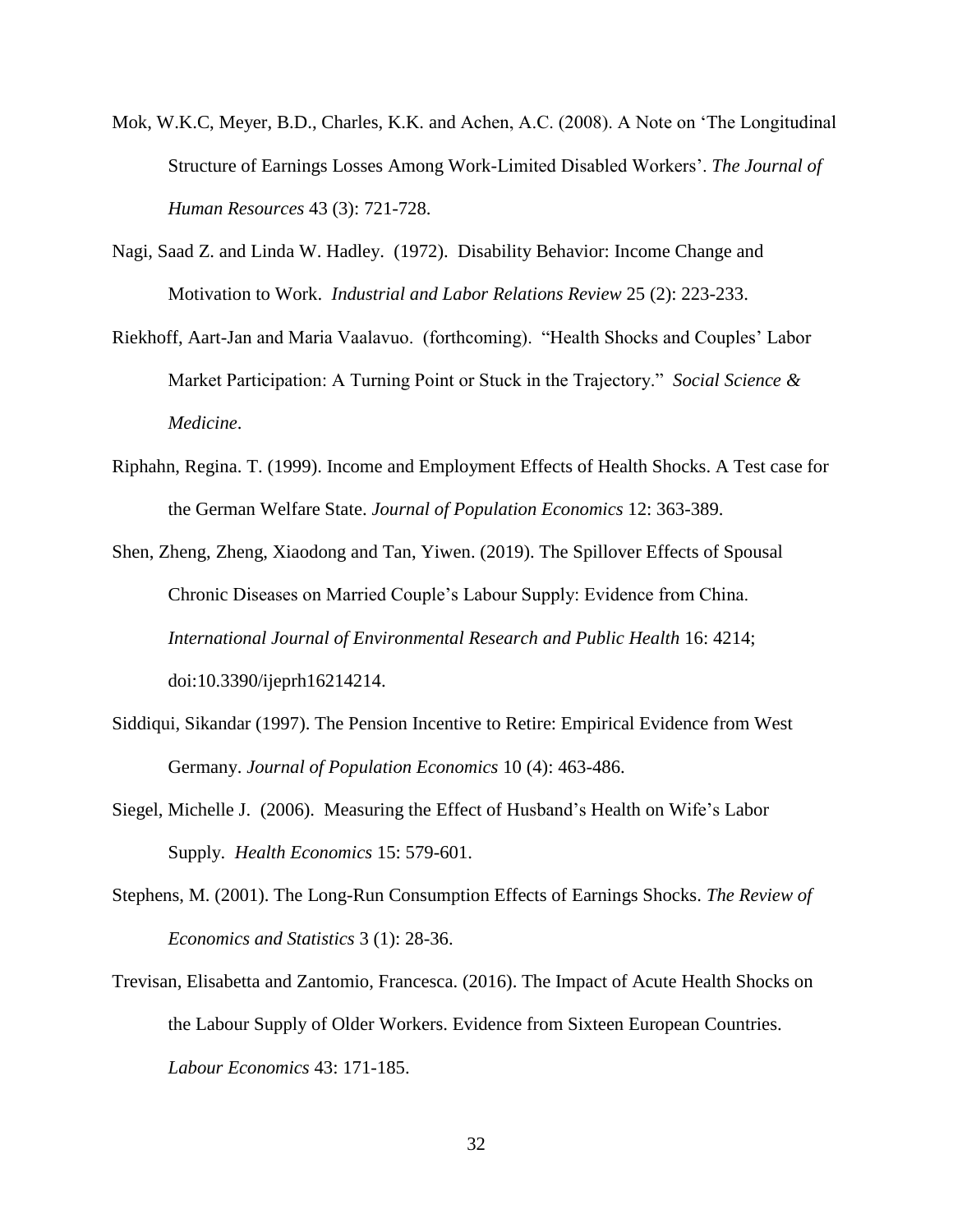Mok, W.K.C, Meyer, B.D., Charles, K.K. and Achen, A.C. (2008). A Note on 'The Longitudinal Structure of Earnings Losses Among Work-Limited Disabled Workers'. *The Journal of Human Resources* 43 (3): 721-728.

Nagi, Saad Z. and Linda W. Hadley. (1972). Disability Behavior: Income Change and Motivation to Work. *Industrial and Labor Relations Review* 25 (2): 223-233.

Riekhoff, Aart-Jan and Maria Vaalavuo. (forthcoming). "Health Shocks and Couples' Labor Market Participation: A Turning Point or Stuck in the Trajectory." *Social Science & Medicine*.

Riphahn, Regina. T. (1999). Income and Employment Effects of Health Shocks. A Test case for the German Welfare State. *Journal of Population Economics* 12: 363-389.

Shen, Zheng, Zheng, Xiaodong and Tan, Yiwen. (2019). The Spillover Effects of Spousal Chronic Diseases on Married Couple's Labour Supply: Evidence from China. *International Journal of Environmental Research and Public Health* 16: 4214; doi:10.3390/ijeprh16214214.

Siddiqui, Sikandar (1997). The Pension Incentive to Retire: Empirical Evidence from West Germany. *Journal of Population Economics* 10 (4): 463-486.

Siegel, Michelle J. (2006). Measuring the Effect of Husband's Health on Wife's Labor Supply. *Health Economics* 15: 579-601.

Stephens, M. (2001). The Long-Run Consumption Effects of Earnings Shocks. *The Review of Economics and Statistics* 3 (1): 28-36.

Trevisan, Elisabetta and Zantomio, Francesca. (2016). The Impact of Acute Health Shocks on the Labour Supply of Older Workers. Evidence from Sixteen European Countries. *Labour Economics* 43: 171-185.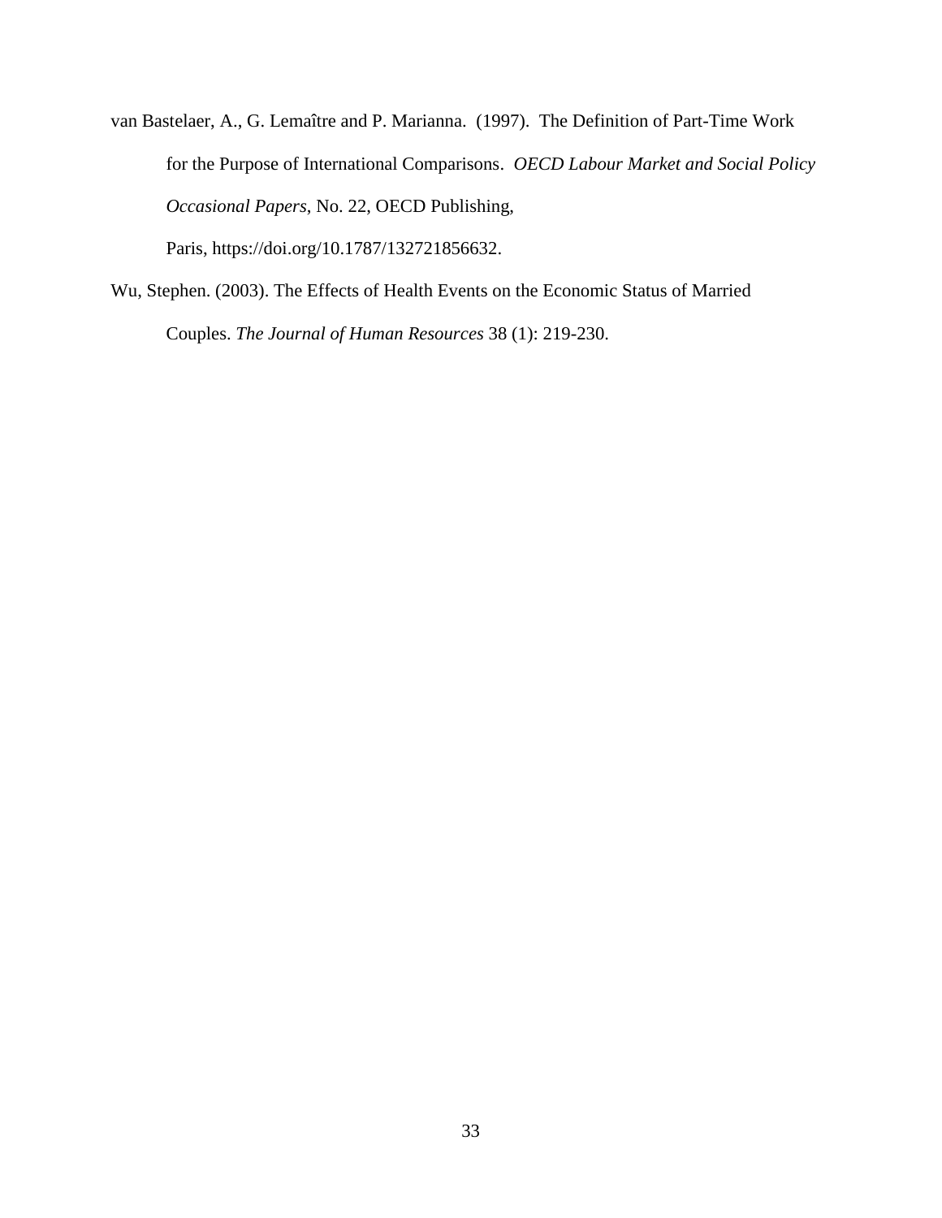van Bastelaer, A., G. Lemaître and P. Marianna. (1997). The Definition of Part-Time Work for the Purpose of International Comparisons. *OECD Labour Market and Social Policy Occasional Papers*, No. 22, OECD Publishing, Paris, https://doi.org/10.1787/132721856632.

Wu, Stephen. (2003). The Effects of Health Events on the Economic Status of Married Couples. *The Journal of Human Resources* 38 (1): 219-230.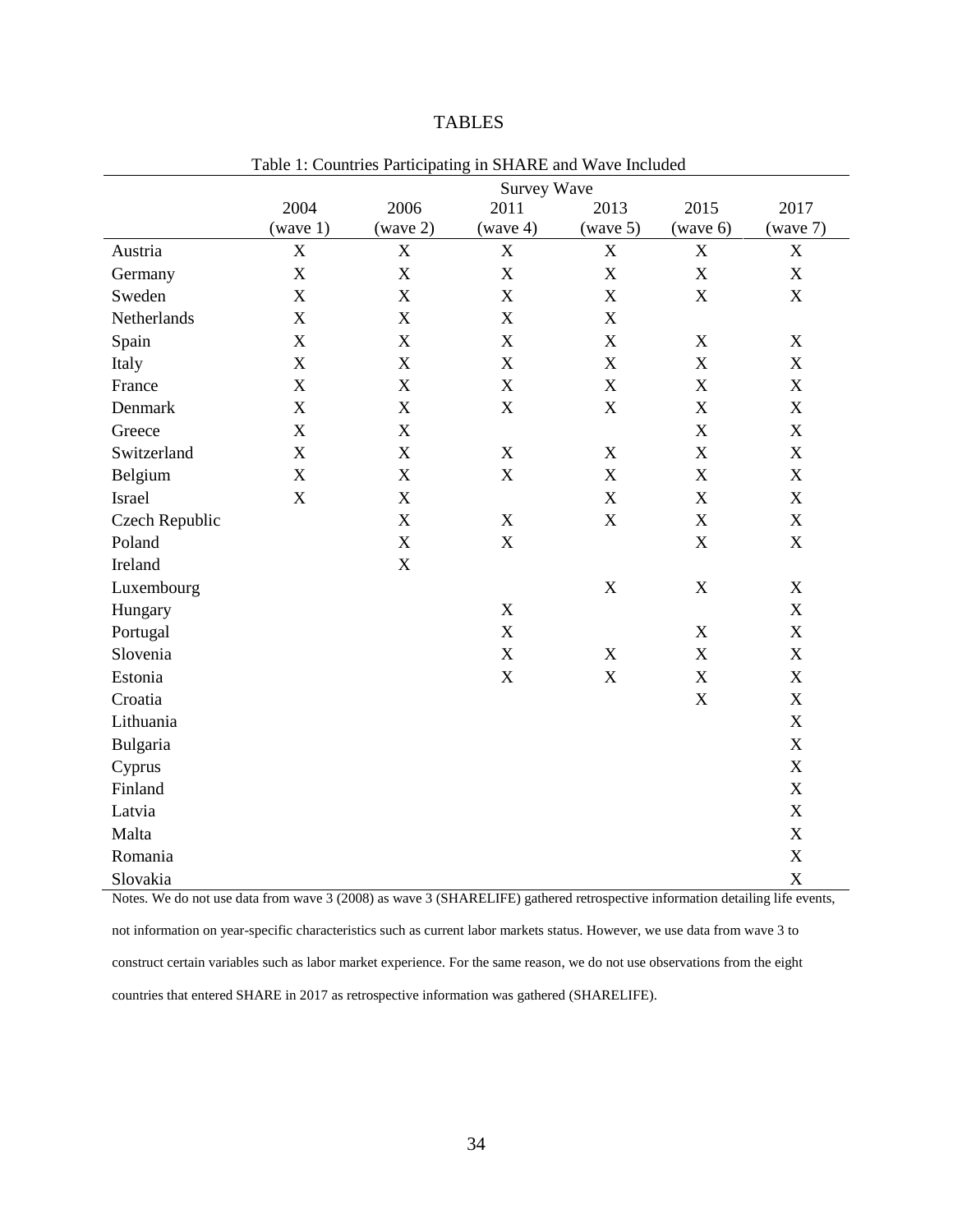# TABLES

Table 1: Countries Participating in SHARE and Wave Included

| | Survey Wave | | | | | |
|---|---|---|---|---|---|---|
| | 2004 (wave 1) | 2006 (wave 2) | 2011 (wave 4) | 2013 (wave 5) | 2015 (wave 6) | 2017 (wave 7) |
| Austria | X | X | X | X | X | X |
| Germany | X | X | X | X | X | X |
| Sweden | X | X | X | X | X | X |
| Netherlands | X | X | X | X | | |
| Spain | X | X | X | X | X | X |
| Italy | X | X | X | X | X | X |
| France | X | X | X | X | X | X |
| Denmark | X | X | X | X | X | X |
| Greece | X | X | | | X | X |
| Switzerland | X | X | X | X | X | X |
| Belgium | X | X | X | X | X | X |
| Israel | X | X | | X | X | X |
| Czech Republic | | X | X | X | X | X |
| Poland | | X | X | | X | X |
| Ireland | | X | | | | |
| Luxembourg | | | | X | X | X |
| Hungary | | | X | | | X |
| Portugal | | | X | | X | X |
| Slovenia | | | X | X | X | X |
| Estonia | | | X | X | X | X |
| Croatia | | | | | X | X |
| Lithuania | | | | | | X |
| Bulgaria | | | | | | X |
| Cyprus | | | | | | X |
| Finland | | | | | | X |
| Latvia | | | | | | X |
| Malta | | | | | | X |
| Romania | | | | | | X |
| Slovakia | | | | | | X |

Notes. We do not use data from wave 3 (2008) as wave 3 (SHARELIFE) gathered retrospective information detailing life events, not information on year-specific characteristics such as current labor markets status. However, we use data from wave 3 to construct certain variables such as labor market experience. For the same reason, we do not use observations from the eight countries that entered SHARE in 2017 as retrospective information was gathered (SHARELIFE).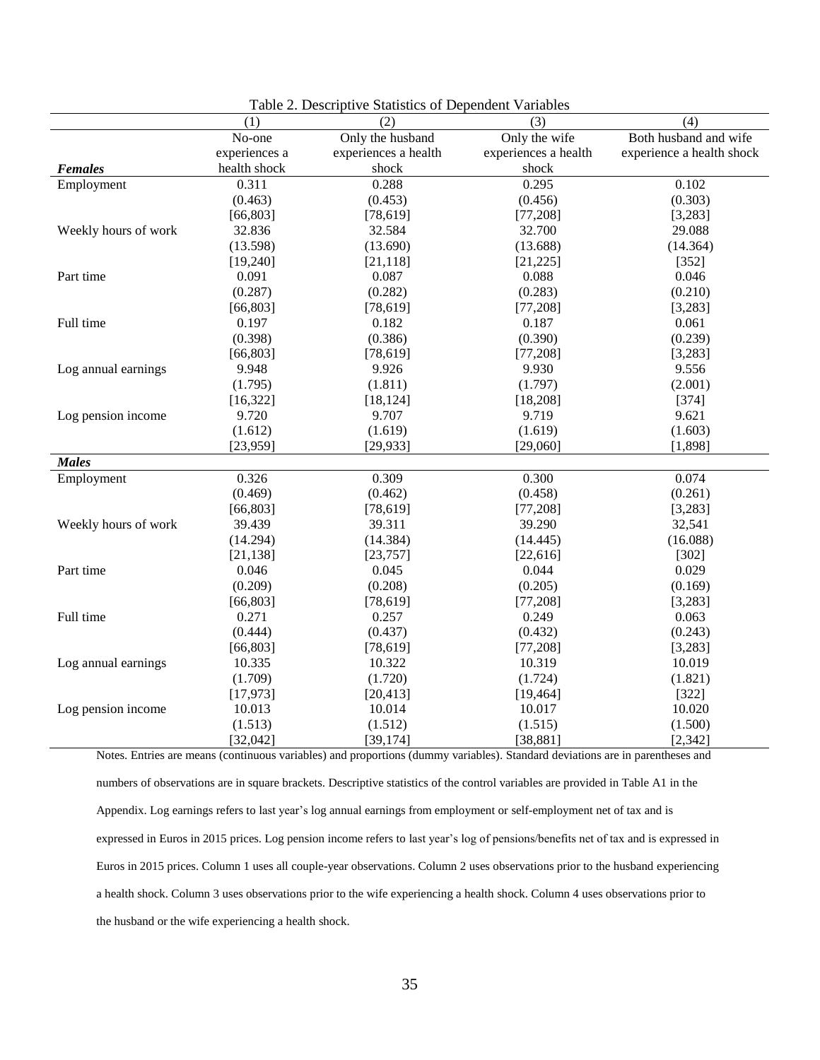Table 2. Descriptive Statistics of Dependent Variables

| | (1) | (2) | (3) | (4) |
|---|---|---|---|---|
| | No-one experiences a health shock | Only the husband experiences a health shock | Only the wife experiences a health shock | Both husband and wife experience a health shock |
| ***Females*** | | | | |
| Employment | 0.311 | 0.288 | 0.295 | 0.102 |
| | (0.463) | (0.453) | (0.456) | (0.303) |
| | [66,803] | [78,619] | [77,208] | [3,283] |
| Weekly hours of work | 32.836 | 32.584 | 32.700 | 29.088 |
| | (13.598) | (13.690) | (13.688) | (14.364) |
| | [19,240] | [21,118] | [21,225] | [352] |
| Part time | 0.091 | 0.087 | 0.088 | 0.046 |
| | (0.287) | (0.282) | (0.283) | (0.210) |
| | [66,803] | [78,619] | [77,208] | [3,283] |
| Full time | 0.197 | 0.182 | 0.187 | 0.061 |
| | (0.398) | (0.386) | (0.390) | (0.239) |
| | [66,803] | [78,619] | [77,208] | [3,283] |
| Log annual earnings | 9.948 | 9.926 | 9.930 | 9.556 |
| | (1.795) | (1.811) | (1.797) | (2.001) |
| | [16,322] | [18,124] | [18,208] | [374] |
| Log pension income | 9.720 | 9.707 | 9.719 | 9.621 |
| | (1.612) | (1.619) | (1.619) | (1.603) |
| | [23,959] | [29,933] | [29,060] | [1,898] |
| ***Males*** | | | | |
| Employment | 0.326 | 0.309 | 0.300 | 0.074 |
| | (0.469) | (0.462) | (0.458) | (0.261) |
| | [66,803] | [78,619] | [77,208] | [3,283] |
| Weekly hours of work | 39.439 | 39.311 | 39.290 | 32,541 |
| | (14.294) | (14.384) | (14.445) | (16.088) |
| | [21,138] | [23,757] | [22,616] | [302] |
| Part time | 0.046 | 0.045 | 0.044 | 0.029 |
| | (0.209) | (0.208) | (0.205) | (0.169) |
| | [66,803] | [78,619] | [77,208] | [3,283] |
| Full time | 0.271 | 0.257 | 0.249 | 0.063 |
| | (0.444) | (0.437) | (0.432) | (0.243) |
| | [66,803] | [78,619] | [77,208] | [3,283] |
| Log annual earnings | 10.335 | 10.322 | 10.319 | 10.019 |
| | (1.709) | (1.720) | (1.724) | (1.821) |
| | [17,973] | [20,413] | [19,464] | [322] |
| Log pension income | 10.013 | 10.014 | 10.017 | 10.020 |
| | (1.513) | (1.512) | (1.515) | (1.500) |
| | [32,042] | [39,174] | [38,881] | [2,342] |

Notes. Entries are means (continuous variables) and proportions (dummy variables). Standard deviations are in parentheses and numbers of observations are in square brackets. Descriptive statistics of the control variables are provided in Table A1 in the Appendix. Log earnings refers to last year's log annual earnings from employment or self-employment net of tax and is expressed in Euros in 2015 prices. Log pension income refers to last year's log of pensions/benefits net of tax and is expressed in Euros in 2015 prices. Column 1 uses all couple-year observations. Column 2 uses observations prior to the husband experiencing a health shock. Column 3 uses observations prior to the wife experiencing a health shock. Column 4 uses observations prior to the husband or the wife experiencing a health shock.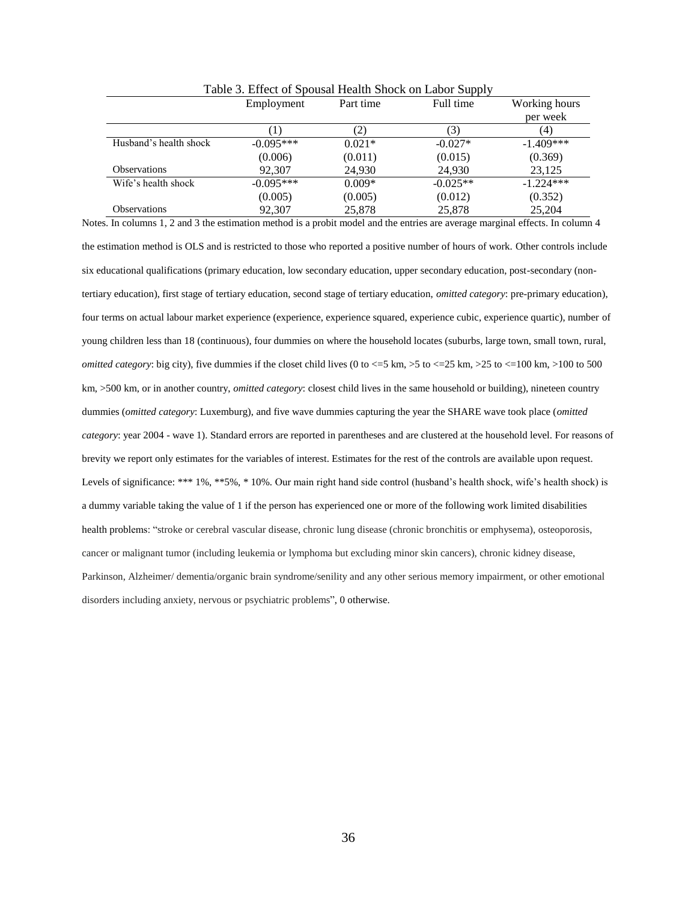Table 3. Effect of Spousal Health Shock on Labor Supply

| | Employment | Part time | Full time | Working hours per week |
|---|---|---|---|---|
| | (1) | (2) | (3) | (4) |
| Husband's health shock | -0.095*** | 0.021* | -0.027* | -1.409*** |
| | (0.006) | (0.011) | (0.015) | (0.369) |
| Observations | 92,307 | 24,930 | 24,930 | 23,125 |
| Wife's health shock | -0.095*** | 0.009* | -0.025** | -1.224*** |
| | (0.005) | (0.005) | (0.012) | (0.352) |
| Observations | 92,307 | 25,878 | 25,878 | 25,204 |

Notes. In columns 1, 2 and 3 the estimation method is a probit model and the entries are average marginal effects. In column 4 the estimation method is OLS and is restricted to those who reported a positive number of hours of work. Other controls include six educational qualifications (primary education, low secondary education, upper secondary education, post-secondary (non-tertiary education), first stage of tertiary education, second stage of tertiary education, *omitted category*: pre-primary education), four terms on actual labour market experience (experience, experience squared, experience cubic, experience quartic), number of young children less than 18 (continuous), four dummies on where the household locates (suburbs, large town, small town, rural, *omitted category*: big city), five dummies if the closet child lives (0 to <=5 km, >5 to <=25 km, >25 to <=100 km, >100 to 500 km, >500 km, or in another country, *omitted category*: closest child lives in the same household or building), nineteen country dummies (*omitted category*: Luxemburg), and five wave dummies capturing the year the SHARE wave took place (*omitted category*: year 2004 - wave 1). Standard errors are reported in parentheses and are clustered at the household level. For reasons of brevity we report only estimates for the variables of interest. Estimates for the rest of the controls are available upon request. Levels of significance: *** 1%, **5%, * 10%. Our main right hand side control (husband's health shock, wife's health shock) is a dummy variable taking the value of 1 if the person has experienced one or more of the following work limited disabilities health problems: "stroke or cerebral vascular disease, chronic lung disease (chronic bronchitis or emphysema), osteoporosis, cancer or malignant tumor (including leukemia or lymphoma but excluding minor skin cancers), chronic kidney disease, Parkinson, Alzheimer/ dementia/organic brain syndrome/senility and any other serious memory impairment, or other emotional disorders including anxiety, nervous or psychiatric problems", 0 otherwise.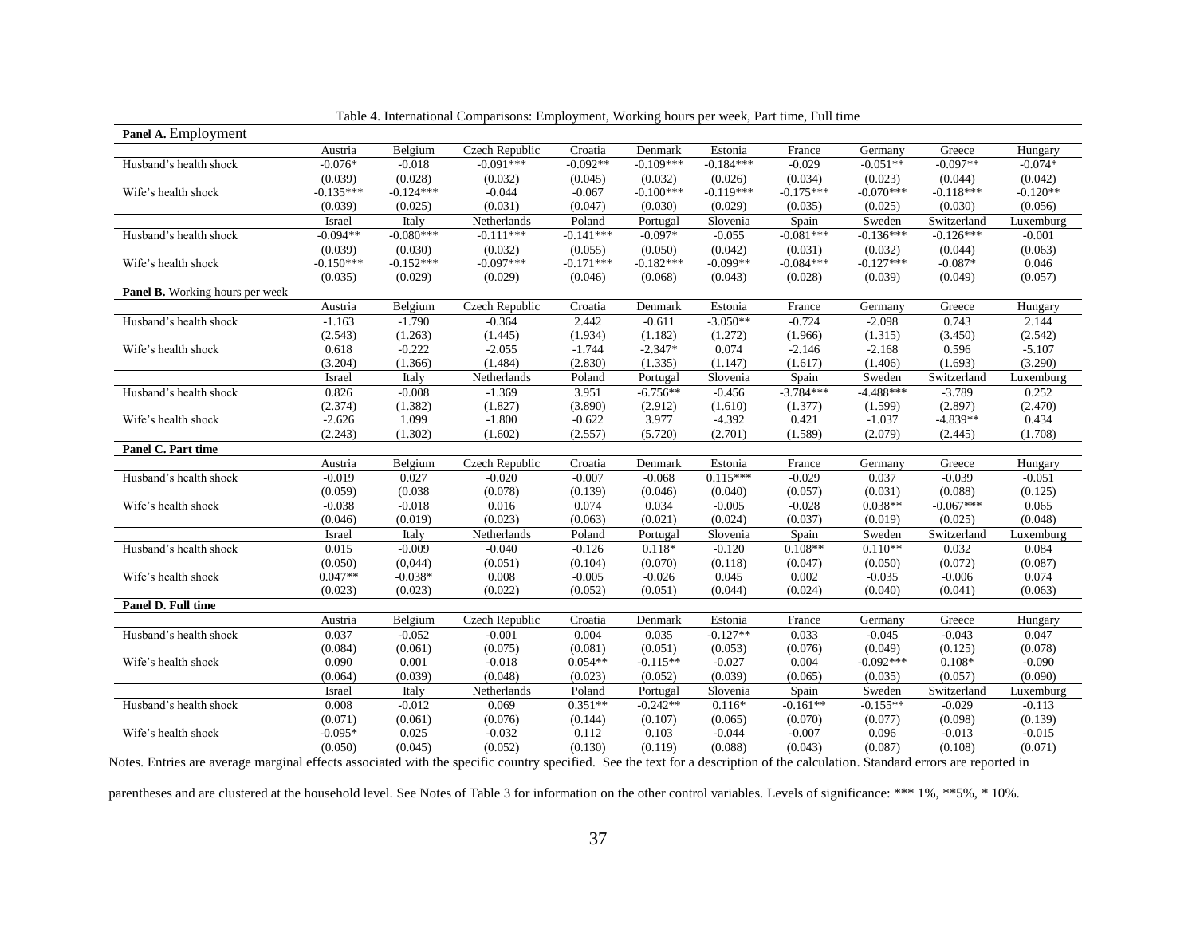Table 4. International Comparisons: Employment, Working hours per week, Part time, Full time

| **Panel A.** Employment | | | | | | | | | | |
|---|---|---|---|---|---|---|---|---|---|---|
| | Austria | Belgium | Czech Republic | Croatia | Denmark | Estonia | France | Germany | Greece | Hungary |
| Husband's health shock | -0.076* | -0.018 | -0.091*** | -0.092** | -0.109*** | -0.184*** | -0.029 | -0.051** | -0.097** | -0.074* |
| | (0.039) | (0.028) | (0.032) | (0.045) | (0.032) | (0.026) | (0.034) | (0.023) | (0.044) | (0.042) |
| Wife's health shock | -0.135*** | -0.124*** | -0.044 | -0.067 | -0.100*** | -0.119*** | -0.175*** | -0.070*** | -0.118*** | -0.120** |
| | (0.039) | (0.025) | (0.031) | (0.047) | (0.030) | (0.029) | (0.035) | (0.025) | (0.030) | (0.056) |
| | Israel | Italy | Netherlands | Poland | Portugal | Slovenia | Spain | Sweden | Switzerland | Luxemburg |
| Husband's health shock | -0.094** | -0.080*** | -0.111*** | -0.141*** | -0.097* | -0.055 | -0.081*** | -0.136*** | -0.126*** | -0.001 |
| | (0.039) | (0.030) | (0.032) | (0.055) | (0.050) | (0.042) | (0.031) | (0.032) | (0.044) | (0.063) |
| Wife's health shock | -0.150*** | -0.152*** | -0.097*** | -0.171*** | -0.182*** | -0.099** | -0.084*** | -0.127*** | -0.087* | 0.046 |
| | (0.035) | (0.029) | (0.029) | (0.046) | (0.068) | (0.043) | (0.028) | (0.039) | (0.049) | (0.057) |
| **Panel B.** Working hours per week | | | | | | | | | | |
| | Austria | Belgium | Czech Republic | Croatia | Denmark | Estonia | France | Germany | Greece | Hungary |
| Husband's health shock | -1.163 | -1.790 | -0.364 | 2.442 | -0.611 | -3.050** | -0.724 | -2.098 | 0.743 | 2.144 |
| | (2.543) | (1.263) | (1.445) | (1.934) | (1.182) | (1.272) | (1.966) | (1.315) | (3.450) | (2.542) |
| Wife's health shock | 0.618 | -0.222 | -2.055 | -1.744 | -2.347* | 0.074 | -2.146 | -2.168 | 0.596 | -5.107 |
| | (3.204) | (1.366) | (1.484) | (2.830) | (1.335) | (1.147) | (1.617) | (1.406) | (1.693) | (3.290) |
| | Israel | Italy | Netherlands | Poland | Portugal | Slovenia | Spain | Sweden | Switzerland | Luxemburg |
| Husband's health shock | 0.826 | -0.008 | -1.369 | 3.951 | -6.756** | -0.456 | -3.784*** | -4.488*** | -3.789 | 0.252 |
| | (2.374) | (1.382) | (1.827) | (3.890) | (2.912) | (1.610) | (1.377) | (1.599) | (2.897) | (2.470) |
| Wife's health shock | -2.626 | 1.099 | -1.800 | -0.622 | 3.977 | -4.392 | 0.421 | -1.037 | -4.839** | 0.434 |
| | (2.243) | (1.302) | (1.602) | (2.557) | (5.720) | (2.701) | (1.589) | (2.079) | (2.445) | (1.708) |
| **Panel C. Part time** | | | | | | | | | | |
| | Austria | Belgium | Czech Republic | Croatia | Denmark | Estonia | France | Germany | Greece | Hungary |
| Husband's health shock | -0.019 | 0.027 | -0.020 | -0.007 | -0.068 | 0.115*** | -0.029 | 0.037 | -0.039 | -0.051 |
| | (0.059) | (0.038 | (0.078) | (0.139) | (0.046) | (0.040) | (0.057) | (0.031) | (0.088) | (0.125) |
| Wife's health shock | -0.038 | -0.018 | 0.016 | 0.074 | 0.034 | -0.005 | -0.028 | 0.038** | -0.067*** | 0.065 |
| | (0.046) | (0.019) | (0.023) | (0.063) | (0.021) | (0.024) | (0.037) | (0.019) | (0.025) | (0.048) |
| | Israel | Italy | Netherlands | Poland | Portugal | Slovenia | Spain | Sweden | Switzerland | Luxemburg |
| Husband's health shock | 0.015 | -0.009 | -0.040 | -0.126 | 0.118* | -0.120 | 0.108** | 0.110** | 0.032 | 0.084 |
| | (0.050) | (0,044) | (0.051) | (0.104) | (0.070) | (0.118) | (0.047) | (0.050) | (0.072) | (0.087) |
| Wife's health shock | 0.047** | -0.038* | 0.008 | -0.005 | -0.026 | 0.045 | 0.002 | -0.035 | -0.006 | 0.074 |
| | (0.023) | (0.023) | (0.022) | (0.052) | (0.051) | (0.044) | (0.024) | (0.040) | (0.041) | (0.063) |
| **Panel D. Full time** | | | | | | | | | | |
| | Austria | Belgium | Czech Republic | Croatia | Denmark | Estonia | France | Germany | Greece | Hungary |
| Husband's health shock | 0.037 | -0.052 | -0.001 | 0.004 | 0.035 | -0.127** | 0.033 | -0.045 | -0.043 | 0.047 |
| | (0.084) | (0.061) | (0.075) | (0.081) | (0.051) | (0.053) | (0.076) | (0.049) | (0.125) | (0.078) |
| Wife's health shock | 0.090 | 0.001 | -0.018 | 0.054** | -0.115** | -0.027 | 0.004 | -0.092*** | 0.108* | -0.090 |
| | (0.064) | (0.039) | (0.048) | (0.023) | (0.052) | (0.039) | (0.065) | (0.035) | (0.057) | (0.090) |
| | Israel | Italy | Netherlands | Poland | Portugal | Slovenia | Spain | Sweden | Switzerland | Luxemburg |
| Husband's health shock | 0.008 | -0.012 | 0.069 | 0.351** | -0.242** | 0.116* | -0.161** | -0.155** | -0.029 | -0.113 |
| | (0.071) | (0.061) | (0.076) | (0.144) | (0.107) | (0.065) | (0.070) | (0.077) | (0.098) | (0.139) |
| Wife's health shock | -0.095* | 0.025 | -0.032 | 0.112 | 0.103 | -0.044 | -0.007 | 0.096 | -0.013 | -0.015 |
| | (0.050) | (0.045) | (0.052) | (0.130) | (0.119) | (0.088) | (0.043) | (0.087) | (0.108) | (0.071) |

Notes. Entries are average marginal effects associated with the specific country specified. See the text for a description of the calculation. Standard errors are reported in parentheses and are clustered at the household level. See Notes of Table 3 for information on the other control variables. Levels of significance: *** 1%, **5%, * 10%.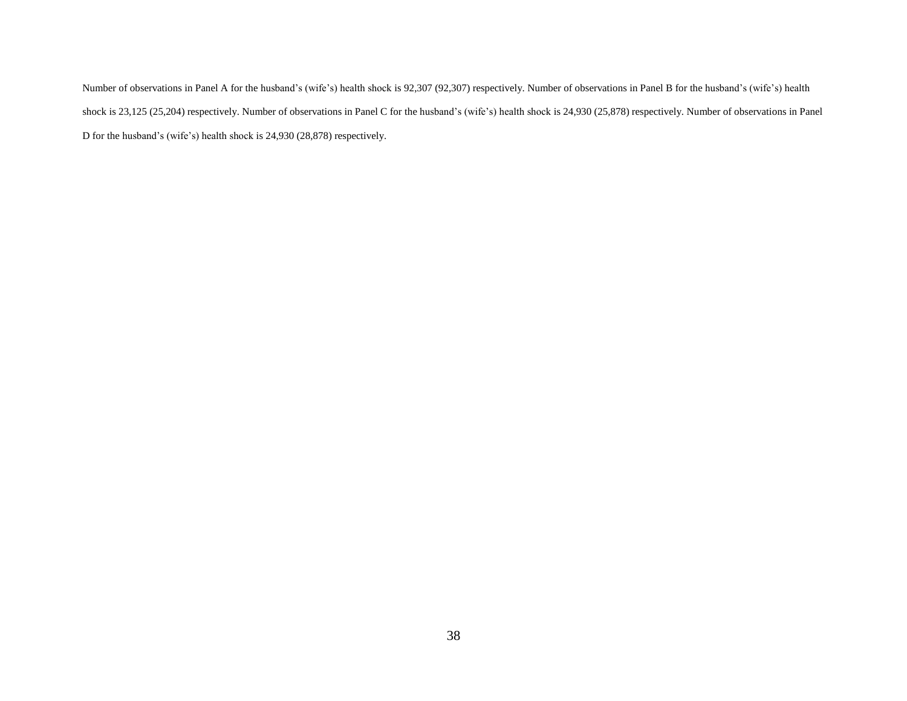Number of observations in Panel A for the husband's (wife's) health shock is 92,307 (92,307) respectively. Number of observations in Panel B for the husband's (wife's) health shock is 23,125 (25,204) respectively. Number of observations in Panel C for the husband's (wife's) health shock is 24,930 (25,878) respectively. Number of observations in Panel D for the husband's (wife's) health shock is 24,930 (28,878) respectively.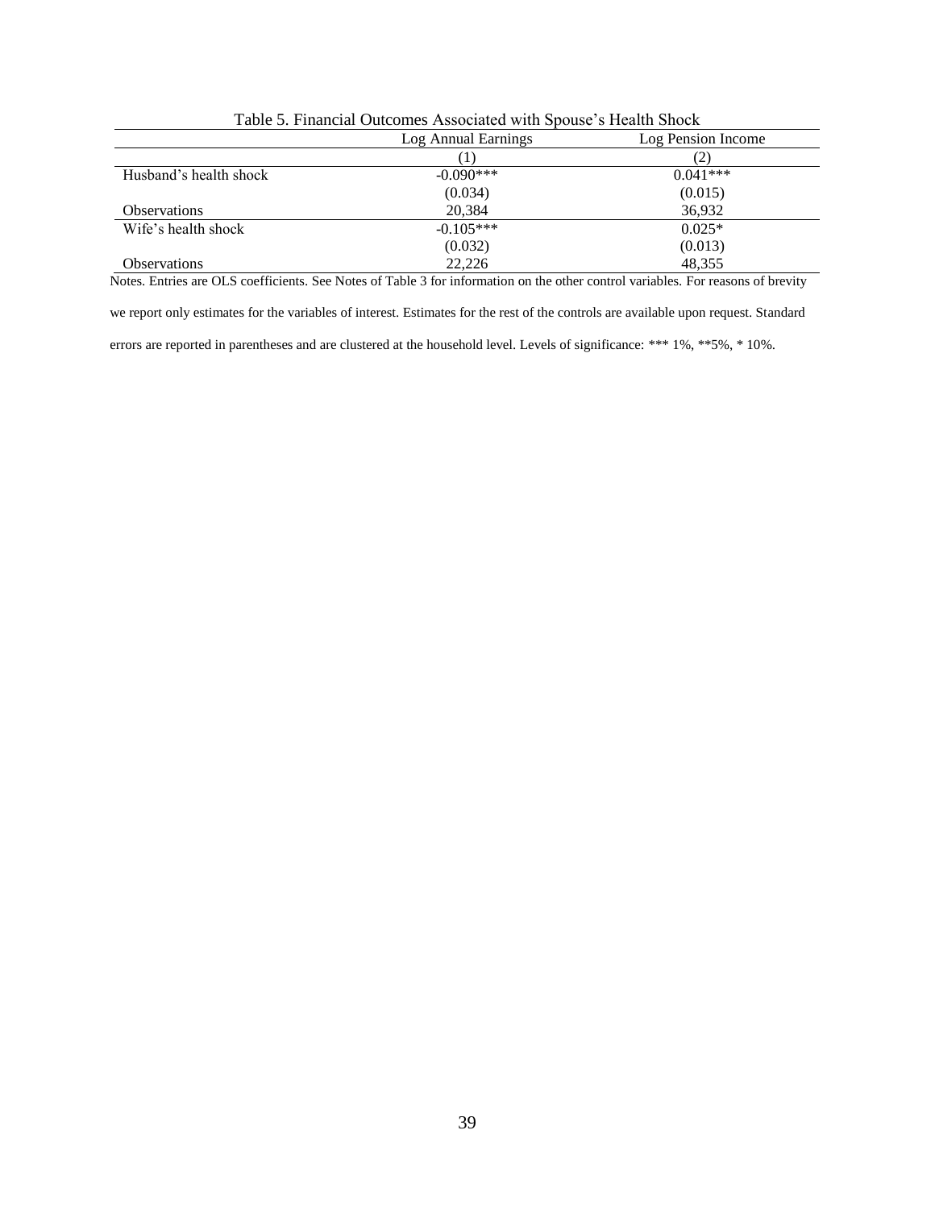Table 5. Financial Outcomes Associated with Spouse's Health Shock

| | Log Annual Earnings | Log Pension Income |
|---|---|---|
| | (1) | (2) |
| Husband's health shock | -0.090*** | 0.041*** |
| | (0.034) | (0.015) |
| Observations | 20,384 | 36,932 |
| Wife's health shock | -0.105*** | 0.025* |
| | (0.032) | (0.013) |
| Observations | 22,226 | 48,355 |

Notes. Entries are OLS coefficients. See Notes of Table 3 for information on the other control variables. For reasons of brevity we report only estimates for the variables of interest. Estimates for the rest of the controls are available upon request. Standard errors are reported in parentheses and are clustered at the household level. Levels of significance: *** 1%, **5%, * 10%.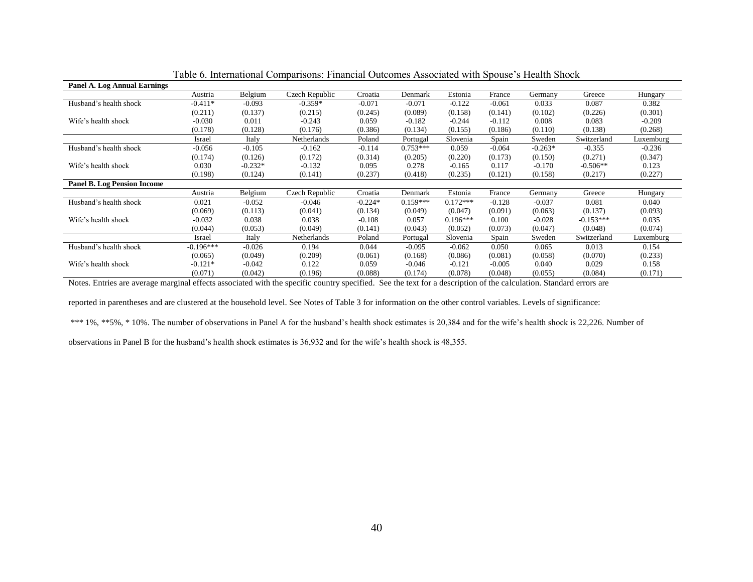Table 6. International Comparisons: Financial Outcomes Associated with Spouse's Health Shock

| **Panel A. Log Annual Earnings** | | | | | | | | | | |
|---|---|---|---|---|---|---|---|---|---|---|
| | Austria | Belgium | Czech Republic | Croatia | Denmark | Estonia | France | Germany | Greece | Hungary |
| Husband's health shock | -0.411* | -0.093 | -0.359* | -0.071 | -0.071 | -0.122 | -0.061 | 0.033 | 0.087 | 0.382 |
| | (0.211) | (0.137) | (0.215) | (0.245) | (0.089) | (0.158) | (0.141) | (0.102) | (0.226) | (0.301) |
| Wife's health shock | -0.030 | 0.011 | -0.243 | 0.059 | -0.182 | -0.244 | -0.112 | 0.008 | 0.083 | -0.209 |
| | (0.178) | (0.128) | (0.176) | (0.386) | (0.134) | (0.155) | (0.186) | (0.110) | (0.138) | (0.268) |
| | Israel | Italy | Netherlands | Poland | Portugal | Slovenia | Spain | Sweden | Switzerland | Luxemburg |
| Husband's health shock | -0.056 | -0.105 | -0.162 | -0.114 | 0.753*** | 0.059 | -0.064 | -0.263* | -0.355 | -0.236 |
| | (0.174) | (0.126) | (0.172) | (0.314) | (0.205) | (0.220) | (0.173) | (0.150) | (0.271) | (0.347) |
| Wife's health shock | 0.030 | -0.232* | -0.132 | 0.095 | 0.278 | -0.165 | 0.117 | -0.170 | -0.506** | 0.123 |
| | (0.198) | (0.124) | (0.141) | (0.237) | (0.418) | (0.235) | (0.121) | (0.158) | (0.217) | (0.227) |
| **Panel B. Log Pension Income** | | | | | | | | | | |
| | Austria | Belgium | Czech Republic | Croatia | Denmark | Estonia | France | Germany | Greece | Hungary |
| Husband's health shock | 0.021 | -0.052 | -0.046 | -0.224* | 0.159*** | 0.172*** | -0.128 | -0.037 | 0.081 | 0.040 |
| | (0.069) | (0.113) | (0.041) | (0.134) | (0.049) | (0.047) | (0.091) | (0.063) | (0.137) | (0.093) |
| Wife's health shock | -0.032 | 0.038 | 0.038 | -0.108 | 0.057 | 0.196*** | 0.100 | -0.028 | -0.153*** | 0.035 |
| | (0.044) | (0.053) | (0.049) | (0.141) | (0.043) | (0.052) | (0.073) | (0.047) | (0.048) | (0.074) |
| | Israel | Italy | Netherlands | Poland | Portugal | Slovenia | Spain | Sweden | Switzerland | Luxemburg |
| Husband's health shock | -0.196*** | -0.026 | 0.194 | 0.044 | -0.095 | -0.062 | 0.050 | 0.065 | 0.013 | 0.154 |
| | (0.065) | (0.049) | (0.209) | (0.061) | (0.168) | (0.086) | (0.081) | (0.058) | (0.070) | (0.233) |
| Wife's health shock | -0.121* | -0.042 | 0.122 | 0.059 | -0.046 | -0.121 | -0.005 | 0.040 | 0.029 | 0.158 |
| | (0.071) | (0.042) | (0.196) | (0.088) | (0.174) | (0.078) | (0.048) | (0.055) | (0.084) | (0.171) |

Notes. Entries are average marginal effects associated with the specific country specified. See the text for a description of the calculation. Standard errors are reported in parentheses and are clustered at the household level. See Notes of Table 3 for information on the other control variables. Levels of significance: *** 1%, **5%, * 10%. The number of observations in Panel A for the husband's health shock estimates is 20,384 and for the wife's health shock is 22,226. Number of observations in Panel B for the husband's health shock estimates is 36,932 and for the wife's health shock is 48,355.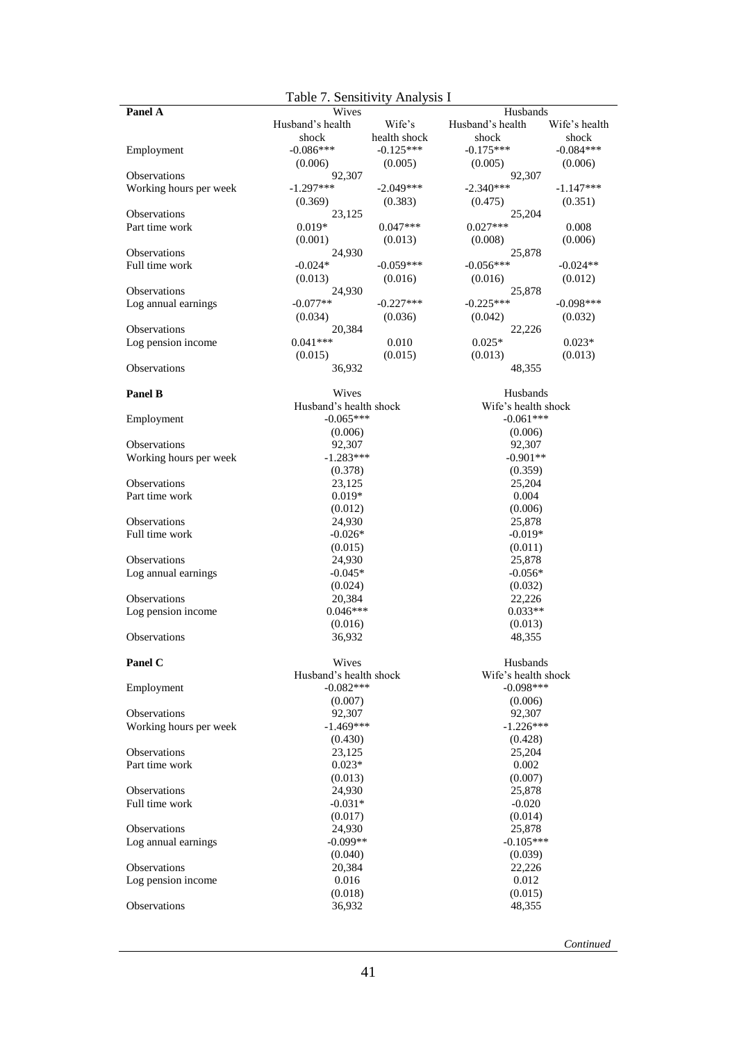Table 7. Sensitivity Analysis I

| **Panel A** | Wives | | Husbands | |
|---|---|---|---|---|
| | Husband's health shock | Wife's health shock | Husband's health shock | Wife's health shock |
| Employment | -0.086*** | -0.125*** | -0.175*** | -0.084*** |
| | (0.006) | (0.005) | (0.005) | (0.006) |
| Observations | 92,307 | | 92,307 | |
| Working hours per week | -1.297*** | -2.049*** | -2.340*** | -1.147*** |
| | (0.369) | (0.383) | (0.475) | (0.351) |
| Observations | 23,125 | | 25,204 | |
| Part time work | 0.019* | 0.047*** | 0.027*** | 0.008 |
| | (0.001) | (0.013) | (0.008) | (0.006) |
| Observations | 24,930 | | 25,878 | |
| Full time work | -0.024* | -0.059*** | -0.056*** | -0.024** |
| | (0.013) | (0.016) | (0.016) | (0.012) |
| Observations | 24,930 | | 25,878 | |
| Log annual earnings | -0.077** | -0.227*** | -0.225*** | -0.098*** |
| | (0.034) | (0.036) | (0.042) | (0.032) |
| Observations | 20,384 | | 22,226 | |
| Log pension income | 0.041*** | 0.010 | 0.025* | 0.023* |
| | (0.015) | (0.015) | (0.013) | (0.013) |
| Observations | 36,932 | | 48,355 | |

| **Panel B** | Wives | Husbands |
|---|---|---|
| | Husband's health shock | Wife's health shock |
| Employment | -0.065*** | -0.061*** |
| | (0.006) | (0.006) |
| Observations | 92,307 | 92,307 |
| Working hours per week | -1.283*** | -0.901** |
| | (0.378) | (0.359) |
| Observations | 23,125 | 25,204 |
| Part time work | 0.019* | 0.004 |
| | (0.012) | (0.006) |
| Observations | 24,930 | 25,878 |
| Full time work | -0.026* | -0.019* |
| | (0.015) | (0.011) |
| Observations | 24,930 | 25,878 |
| Log annual earnings | -0.045* | -0.056* |
| | (0.024) | (0.032) |
| Observations | 20,384 | 22,226 |
| Log pension income | 0.046*** | 0.033** |
| | (0.016) | (0.013) |
| Observations | 36,932 | 48,355 |

| **Panel C** | Wives | Husbands |
|---|---|---|
| | Husband's health shock | Wife's health shock |
| Employment | -0.082*** | -0.098*** |
| | (0.007) | (0.006) |
| Observations | 92,307 | 92,307 |
| Working hours per week | -1.469*** | -1.226*** |
| | (0.430) | (0.428) |
| Observations | 23,125 | 25,204 |
| Part time work | 0.023* | 0.002 |
| | (0.013) | (0.007) |
| Observations | 24,930 | 25,878 |
| Full time work | -0.031* | -0.020 |
| | (0.017) | (0.014) |
| Observations | 24,930 | 25,878 |
| Log annual earnings | -0.099** | -0.105*** |
| | (0.040) | (0.039) |
| Observations | 20,384 | 22,226 |
| Log pension income | 0.016 | 0.012 |
| | (0.018) | (0.015) |
| Observations | 36,932 | 48,355 |

*Continued*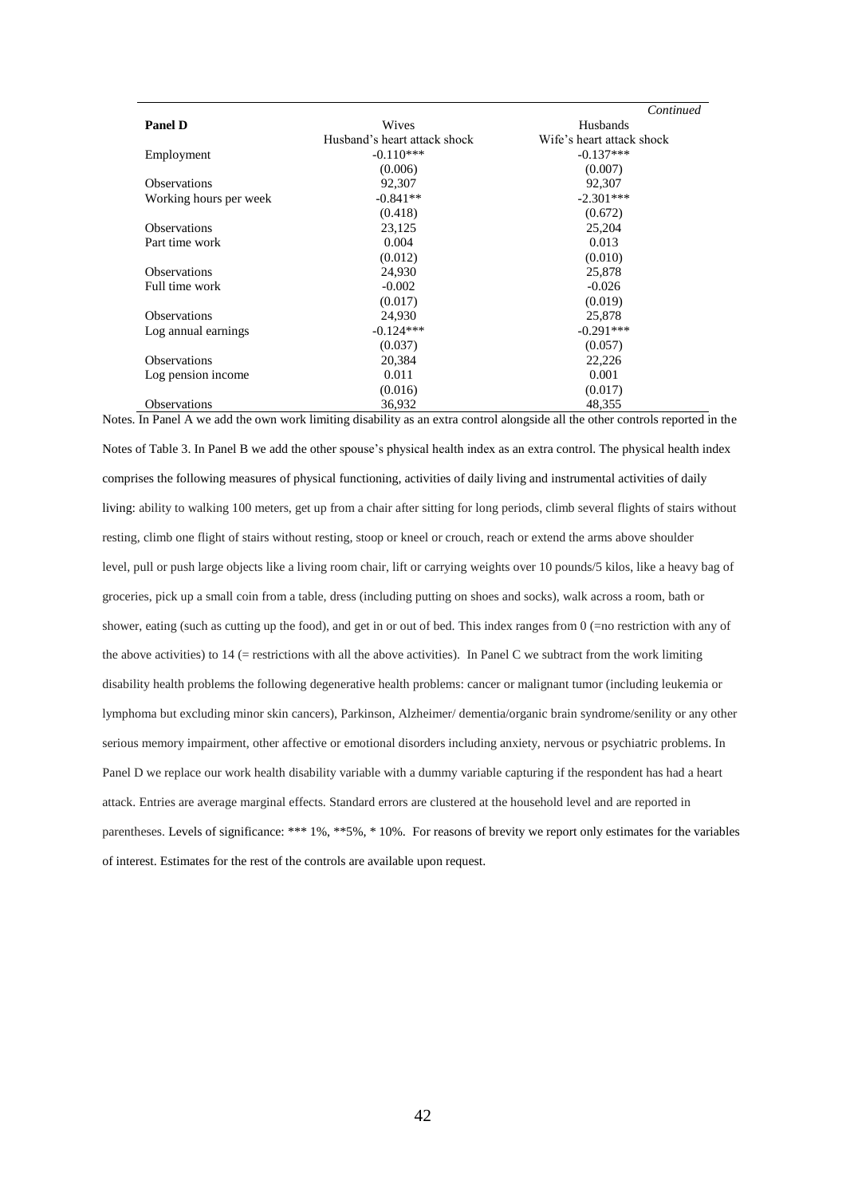*Continued*

| Panel D | Wives | Husbands |
|---|---|---|
| | Husband's heart attack shock | Wife's heart attack shock |
| Employment | -0.110*** | -0.137*** |
| | (0.006) | (0.007) |
| Observations | 92,307 | 92,307 |
| Working hours per week | -0.841** | -2.301*** |
| | (0.418) | (0.672) |
| Observations | 23,125 | 25,204 |
| Part time work | 0.004 | 0.013 |
| | (0.012) | (0.010) |
| Observations | 24,930 | 25,878 |
| Full time work | -0.002 | -0.026 |
| | (0.017) | (0.019) |
| Observations | 24,930 | 25,878 |
| Log annual earnings | -0.124*** | -0.291*** |
| | (0.037) | (0.057) |
| Observations | 20,384 | 22,226 |
| Log pension income | 0.011 | 0.001 |
| | (0.016) | (0.017) |
| Observations | 36,932 | 48,355 |

Notes. In Panel A we add the own work limiting disability as an extra control alongside all the other controls reported in the Notes of Table 3. In Panel B we add the other spouse's physical health index as an extra control. The physical health index comprises the following measures of physical functioning, activities of daily living and instrumental activities of daily living: ability to walking 100 meters, get up from a chair after sitting for long periods, climb several flights of stairs without resting, climb one flight of stairs without resting, stoop or kneel or crouch, reach or extend the arms above shoulder level, pull or push large objects like a living room chair, lift or carrying weights over 10 pounds/5 kilos, like a heavy bag of groceries, pick up a small coin from a table, dress (including putting on shoes and socks), walk across a room, bath or shower, eating (such as cutting up the food), and get in or out of bed. This index ranges from 0 (=no restriction with any of the above activities) to 14 (= restrictions with all the above activities). In Panel C we subtract from the work limiting disability health problems the following degenerative health problems: cancer or malignant tumor (including leukemia or lymphoma but excluding minor skin cancers), Parkinson, Alzheimer/ dementia/organic brain syndrome/senility or any other serious memory impairment, other affective or emotional disorders including anxiety, nervous or psychiatric problems. In Panel D we replace our work health disability variable with a dummy variable capturing if the respondent has had a heart attack. Entries are average marginal effects. Standard errors are clustered at the household level and are reported in parentheses. Levels of significance: *** 1%, **5%, * 10%. For reasons of brevity we report only estimates for the variables of interest. Estimates for the rest of the controls are available upon request.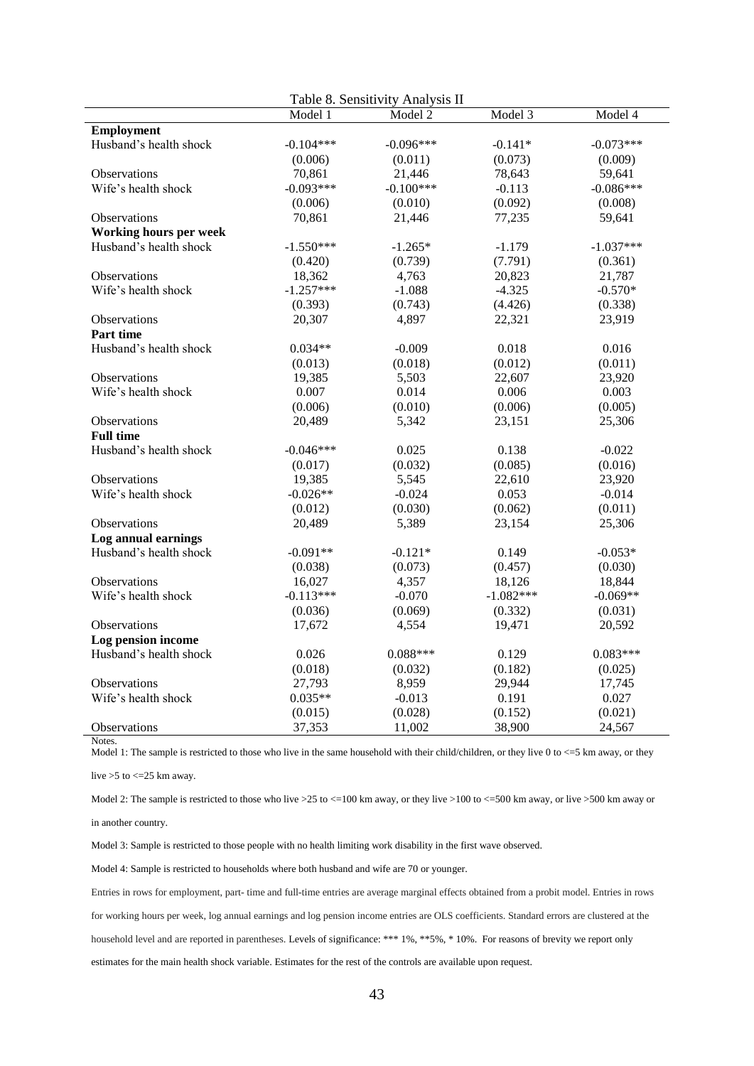Table 8. Sensitivity Analysis II

| | Model 1 | Model 2 | Model 3 | Model 4 |
|---|---|---|---|---|
| **Employment** | | | | |
| Husband's health shock | -0.104*** | -0.096*** | -0.141* | -0.073*** |
| | (0.006) | (0.011) | (0.073) | (0.009) |
| Observations | 70,861 | 21,446 | 78,643 | 59,641 |
| Wife's health shock | -0.093*** | -0.100*** | -0.113 | -0.086*** |
| | (0.006) | (0.010) | (0.092) | (0.008) |
| Observations | 70,861 | 21,446 | 77,235 | 59,641 |
| **Working hours per week** | | | | |
| Husband's health shock | -1.550*** | -1.265* | -1.179 | -1.037*** |
| | (0.420) | (0.739) | (7.791) | (0.361) |
| Observations | 18,362 | 4,763 | 20,823 | 21,787 |
| Wife's health shock | -1.257*** | -1.088 | -4.325 | -0.570* |
| | (0.393) | (0.743) | (4.426) | (0.338) |
| Observations | 20,307 | 4,897 | 22,321 | 23,919 |
| **Part time** | | | | |
| Husband's health shock | 0.034** | -0.009 | 0.018 | 0.016 |
| | (0.013) | (0.018) | (0.012) | (0.011) |
| Observations | 19,385 | 5,503 | 22,607 | 23,920 |
| Wife's health shock | 0.007 | 0.014 | 0.006 | 0.003 |
| | (0.006) | (0.010) | (0.006) | (0.005) |
| Observations | 20,489 | 5,342 | 23,151 | 25,306 |
| **Full time** | | | | |
| Husband's health shock | -0.046*** | 0.025 | 0.138 | -0.022 |
| | (0.017) | (0.032) | (0.085) | (0.016) |
| Observations | 19,385 | 5,545 | 22,610 | 23,920 |
| Wife's health shock | -0.026** | -0.024 | 0.053 | -0.014 |
| | (0.012) | (0.030) | (0.062) | (0.011) |
| Observations | 20,489 | 5,389 | 23,154 | 25,306 |
| **Log annual earnings** | | | | |
| Husband's health shock | -0.091** | -0.121* | 0.149 | -0.053* |
| | (0.038) | (0.073) | (0.457) | (0.030) |
| Observations | 16,027 | 4,357 | 18,126 | 18,844 |
| Wife's health shock | -0.113*** | -0.070 | -1.082*** | -0.069** |
| | (0.036) | (0.069) | (0.332) | (0.031) |
| Observations | 17,672 | 4,554 | 19,471 | 20,592 |
| **Log pension income** | | | | |
| Husband's health shock | 0.026 | 0.088*** | 0.129 | 0.083*** |
| | (0.018) | (0.032) | (0.182) | (0.025) |
| Observations | 27,793 | 8,959 | 29,944 | 17,745 |
| Wife's health shock | 0.035** | -0.013 | 0.191 | 0.027 |
| | (0.015) | (0.028) | (0.152) | (0.021) |
| Observations | 37,353 | 11,002 | 38,900 | 24,567 |

Notes.

Model 1: The sample is restricted to those who live in the same household with their child/children, or they live 0 to <=5 km away, or they live >5 to <=25 km away.

Model 2: The sample is restricted to those who live >25 to <=100 km away, or they live >100 to <=500 km away, or live >500 km away or in another country.

Model 3: Sample is restricted to those people with no health limiting work disability in the first wave observed.

Model 4: Sample is restricted to households where both husband and wife are 70 or younger.

Entries in rows for employment, part- time and full-time entries are average marginal effects obtained from a probit model. Entries in rows for working hours per week, log annual earnings and log pension income entries are OLS coefficients. Standard errors are clustered at the household level and are reported in parentheses. Levels of significance: *** 1%, **5%, * 10%. For reasons of brevity we report only estimates for the main health shock variable. Estimates for the rest of the controls are available upon request.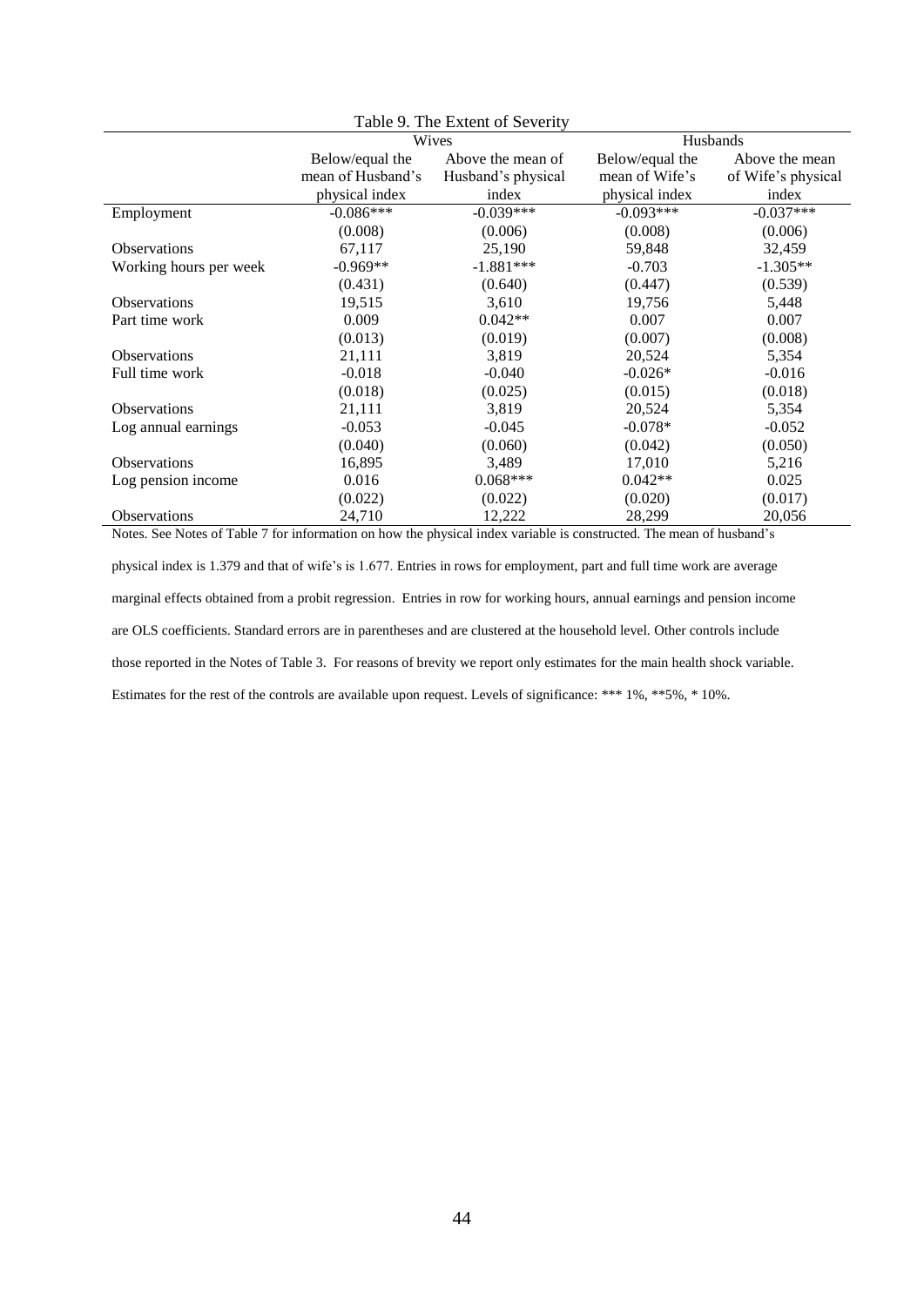Table 9. The Extent of Severity

| | Wives | | Husbands | |
|---|---|---|---|---|
| | Below/equal the mean of Husband's physical index | Above the mean of Husband's physical index | Below/equal the mean of Wife's physical index | Above the mean of Wife's physical index |
| Employment | -0.086*** | -0.039*** | -0.093*** | -0.037*** |
| | (0.008) | (0.006) | (0.008) | (0.006) |
| Observations | 67,117 | 25,190 | 59,848 | 32,459 |
| Working hours per week | -0.969** | -1.881*** | -0.703 | -1.305** |
| | (0.431) | (0.640) | (0.447) | (0.539) |
| Observations | 19,515 | 3,610 | 19,756 | 5,448 |
| Part time work | 0.009 | 0.042** | 0.007 | 0.007 |
| | (0.013) | (0.019) | (0.007) | (0.008) |
| Observations | 21,111 | 3,819 | 20,524 | 5,354 |
| Full time work | -0.018 | -0.040 | -0.026* | -0.016 |
| | (0.018) | (0.025) | (0.015) | (0.018) |
| Observations | 21,111 | 3,819 | 20,524 | 5,354 |
| Log annual earnings | -0.053 | -0.045 | -0.078* | -0.052 |
| | (0.040) | (0.060) | (0.042) | (0.050) |
| Observations | 16,895 | 3,489 | 17,010 | 5,216 |
| Log pension income | 0.016 | 0.068*** | 0.042** | 0.025 |
| | (0.022) | (0.022) | (0.020) | (0.017) |
| Observations | 24,710 | 12,222 | 28,299 | 20,056 |

Notes. See Notes of Table 7 for information on how the physical index variable is constructed. The mean of husband's physical index is 1.379 and that of wife's is 1.677. Entries in rows for employment, part and full time work are average marginal effects obtained from a probit regression. Entries in row for working hours, annual earnings and pension income are OLS coefficients. Standard errors are in parentheses and are clustered at the household level. Other controls include those reported in the Notes of Table 3. For reasons of brevity we report only estimates for the main health shock variable. Estimates for the rest of the controls are available upon request. Levels of significance: *** 1%, **5%, * 10%.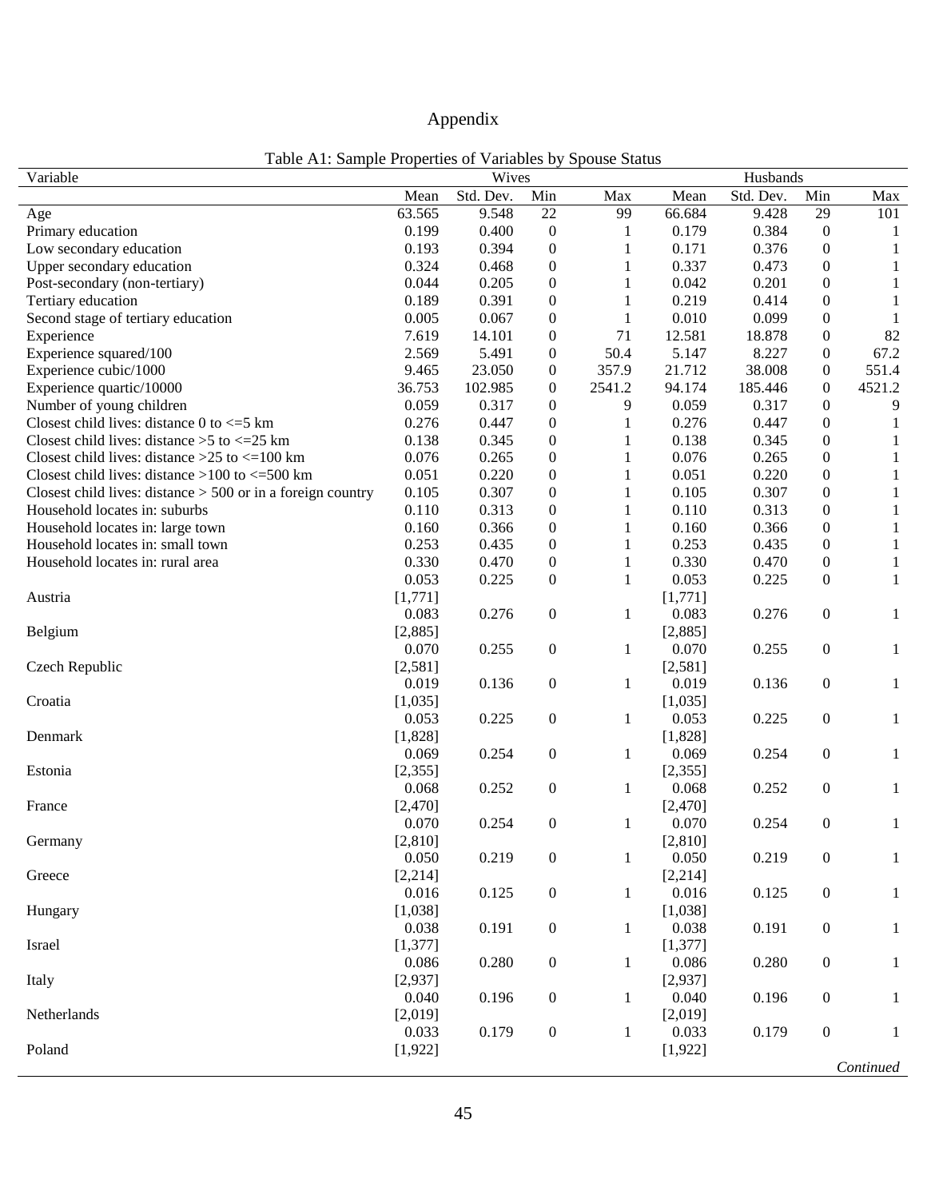# Appendix

Table A1: Sample Properties of Variables by Spouse Status

| Variable | Wives | | | | Husbands | | | |
|---|---|---|---|---|---|---|---|---|
| | Mean | Std. Dev. | Min | Max | Mean | Std. Dev. | Min | Max |
| Age | 63.565 | 9.548 | 22 | 99 | 66.684 | 9.428 | 29 | 101 |
| Primary education | 0.199 | 0.400 | 0 | 1 | 0.179 | 0.384 | 0 | 1 |
| Low secondary education | 0.193 | 0.394 | 0 | 1 | 0.171 | 0.376 | 0 | 1 |
| Upper secondary education | 0.324 | 0.468 | 0 | 1 | 0.337 | 0.473 | 0 | 1 |
| Post-secondary (non-tertiary) | 0.044 | 0.205 | 0 | 1 | 0.042 | 0.201 | 0 | 1 |
| Tertiary education | 0.189 | 0.391 | 0 | 1 | 0.219 | 0.414 | 0 | 1 |
| Second stage of tertiary education | 0.005 | 0.067 | 0 | 1 | 0.010 | 0.099 | 0 | 1 |
| Experience | 7.619 | 14.101 | 0 | 71 | 12.581 | 18.878 | 0 | 82 |
| Experience squared/100 | 2.569 | 5.491 | 0 | 50.4 | 5.147 | 8.227 | 0 | 67.2 |
| Experience cubic/1000 | 9.465 | 23.050 | 0 | 357.9 | 21.712 | 38.008 | 0 | 551.4 |
| Experience quartic/10000 | 36.753 | 102.985 | 0 | 2541.2 | 94.174 | 185.446 | 0 | 4521.2 |
| Number of young children | 0.059 | 0.317 | 0 | 9 | 0.059 | 0.317 | 0 | 9 |
| Closest child lives: distance 0 to <=5 km | 0.276 | 0.447 | 0 | 1 | 0.276 | 0.447 | 0 | 1 |
| Closest child lives: distance >5 to <=25 km | 0.138 | 0.345 | 0 | 1 | 0.138 | 0.345 | 0 | 1 |
| Closest child lives: distance >25 to <=100 km | 0.076 | 0.265 | 0 | 1 | 0.076 | 0.265 | 0 | 1 |
| Closest child lives: distance >100 to <=500 km | 0.051 | 0.220 | 0 | 1 | 0.051 | 0.220 | 0 | 1 |
| Closest child lives: distance > 500 or in a foreign country | 0.105 | 0.307 | 0 | 1 | 0.105 | 0.307 | 0 | 1 |
| Household locates in: suburbs | 0.110 | 0.313 | 0 | 1 | 0.110 | 0.313 | 0 | 1 |
| Household locates in: large town | 0.160 | 0.366 | 0 | 1 | 0.160 | 0.366 | 0 | 1 |
| Household locates in: small town | 0.253 | 0.435 | 0 | 1 | 0.253 | 0.435 | 0 | 1 |
| Household locates in: rural area | 0.330 | 0.470 | 0 | 1 | 0.330 | 0.470 | 0 | 1 |
| | 0.053 | 0.225 | 0 | 1 | 0.053 | 0.225 | 0 | 1 |
| Austria | [1,771] | | | | [1,771] | | | |
| | 0.083 | 0.276 | 0 | 1 | 0.083 | 0.276 | 0 | 1 |
| Belgium | [2,885] | | | | [2,885] | | | |
| | 0.070 | 0.255 | 0 | 1 | 0.070 | 0.255 | 0 | 1 |
| Czech Republic | [2,581] | | | | [2,581] | | | |
| | 0.019 | 0.136 | 0 | 1 | 0.019 | 0.136 | 0 | 1 |
| Croatia | [1,035] | | | | [1,035] | | | |
| | 0.053 | 0.225 | 0 | 1 | 0.053 | 0.225 | 0 | 1 |
| Denmark | [1,828] | | | | [1,828] | | | |
| | 0.069 | 0.254 | 0 | 1 | 0.069 | 0.254 | 0 | 1 |
| Estonia | [2,355] | | | | [2,355] | | | |
| | 0.068 | 0.252 | 0 | 1 | 0.068 | 0.252 | 0 | 1 |
| France | [2,470] | | | | [2,470] | | | |
| | 0.070 | 0.254 | 0 | 1 | 0.070 | 0.254 | 0 | 1 |
| Germany | [2,810] | | | | [2,810] | | | |
| | 0.050 | 0.219 | 0 | 1 | 0.050 | 0.219 | 0 | 1 |
| Greece | [2,214] | | | | [2,214] | | | |
| | 0.016 | 0.125 | 0 | 1 | 0.016 | 0.125 | 0 | 1 |
| Hungary | [1,038] | | | | [1,038] | | | |
| | 0.038 | 0.191 | 0 | 1 | 0.038 | 0.191 | 0 | 1 |
| Israel | [1,377] | | | | [1,377] | | | |
| | 0.086 | 0.280 | 0 | 1 | 0.086 | 0.280 | 0 | 1 |
| Italy | [2,937] | | | | [2,937] | | | |
| | 0.040 | 0.196 | 0 | 1 | 0.040 | 0.196 | 0 | 1 |
| Netherlands | [2,019] | | | | [2,019] | | | |
| | 0.033 | 0.179 | 0 | 1 | 0.033 | 0.179 | 0 | 1 |
| Poland | [1,922] | | | | [1,922] | | | |

*Continued*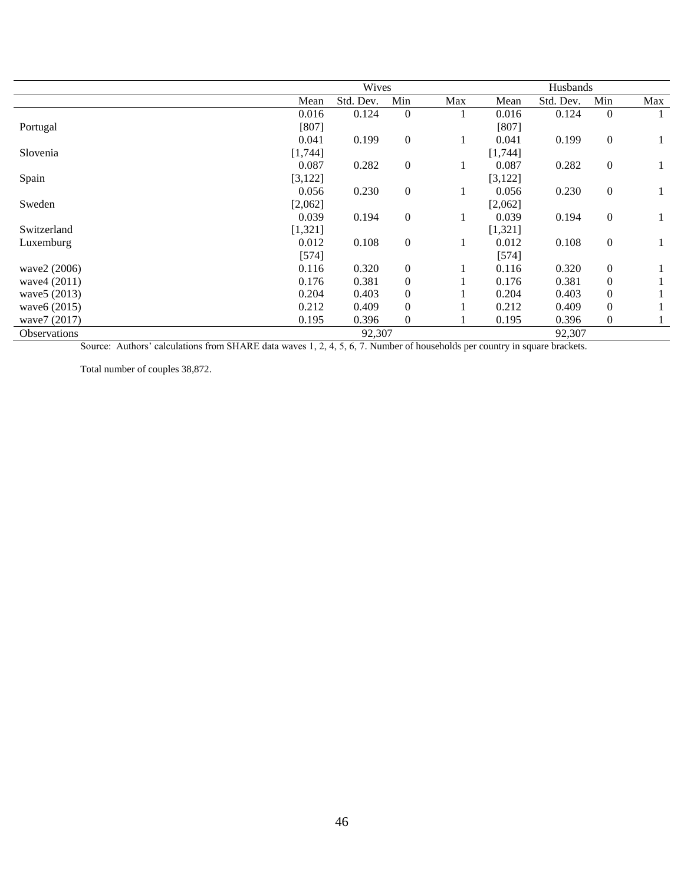| | Wives | | | | Husbands | | | |
|---|---|---|---|---|---|---|---|---|
| | Mean | Std. Dev. | Min | Max | Mean | Std. Dev. | Min | Max |
| | 0.016 | 0.124 | 0 | 1 | 0.016 | 0.124 | 0 | 1 |
| Portugal | [807] | | | | [807] | | | |
| | 0.041 | 0.199 | 0 | 1 | 0.041 | 0.199 | 0 | 1 |
| Slovenia | [1,744] | | | | [1,744] | | | |
| | 0.087 | 0.282 | 0 | 1 | 0.087 | 0.282 | 0 | 1 |
| Spain | [3,122] | | | | [3,122] | | | |
| | 0.056 | 0.230 | 0 | 1 | 0.056 | 0.230 | 0 | 1 |
| Sweden | [2,062] | | | | [2,062] | | | |
| | 0.039 | 0.194 | 0 | 1 | 0.039 | 0.194 | 0 | 1 |
| Switzerland | [1,321] | | | | [1,321] | | | |
| Luxemburg | 0.012 | 0.108 | 0 | 1 | 0.012 | 0.108 | 0 | 1 |
| | [574] | | | | [574] | | | |
| wave2 (2006) | 0.116 | 0.320 | 0 | 1 | 0.116 | 0.320 | 0 | 1 |
| wave4 (2011) | 0.176 | 0.381 | 0 | 1 | 0.176 | 0.381 | 0 | 1 |
| wave5 (2013) | 0.204 | 0.403 | 0 | 1 | 0.204 | 0.403 | 0 | 1 |
| wave6 (2015) | 0.212 | 0.409 | 0 | 1 | 0.212 | 0.409 | 0 | 1 |
| wave7 (2017) | 0.195 | 0.396 | 0 | 1 | 0.195 | 0.396 | 0 | 1 |
| Observations | | 92,307 | | | | 92,307 | | |

Source: Authors' calculations from SHARE data waves 1, 2, 4, 5, 6, 7. Number of households per country in square brackets.

Total number of couples 38,872.